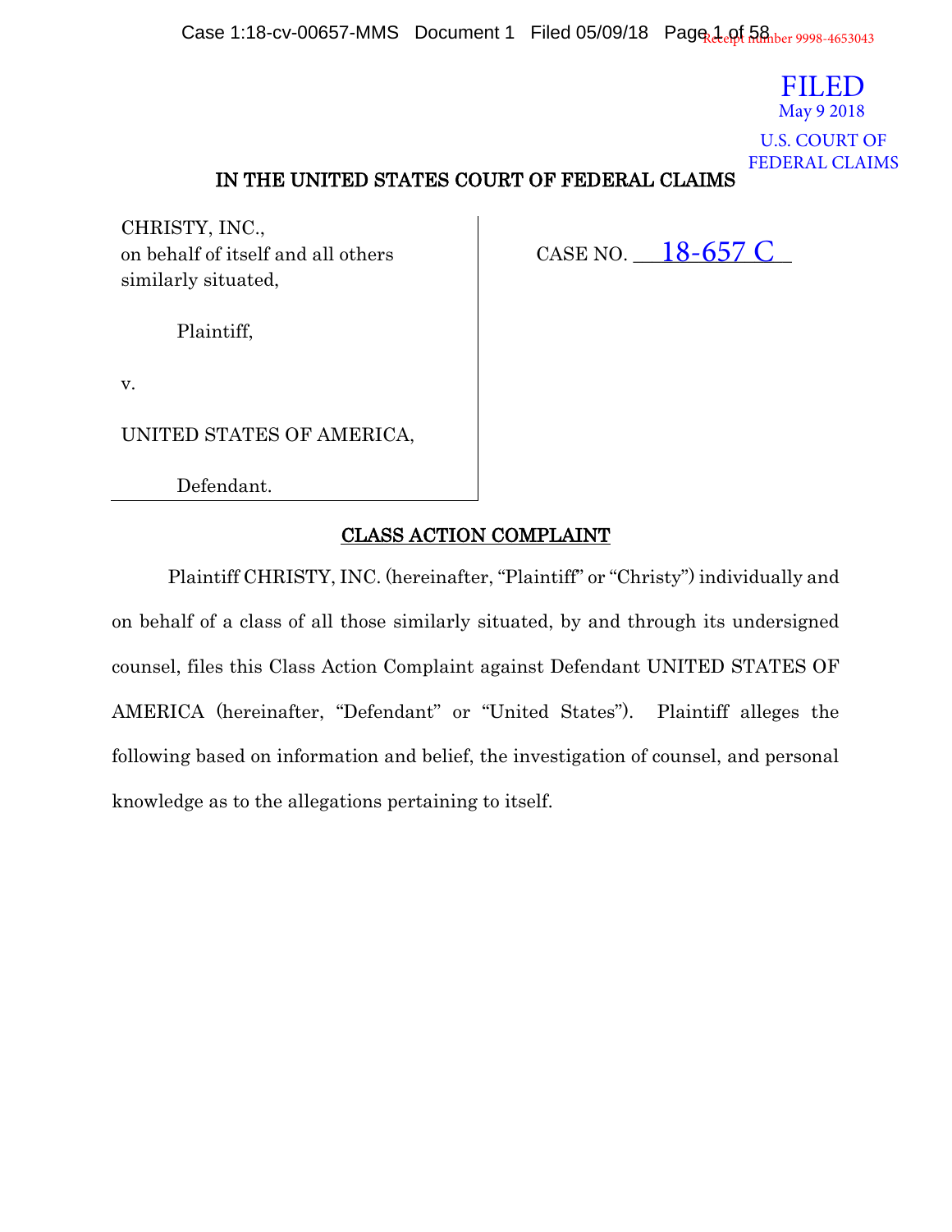FILED
May 9 2018
U.S. COURT OF
FEDERAL CLAIMS

# IN THE UNITED STATES COURT OF FEDERAL CLAIMS

| | |
|---|---|
| CHRISTY, INC., on behalf of itself and all others similarly situated,<br><br>Plaintiff,<br><br>v.<br><br>UNITED STATES OF AMERICA,<br><br>Defendant. | CASE NO. 18-657 C |

## CLASS ACTION COMPLAINT

Plaintiff CHRISTY, INC. (hereinafter, "Plaintiff" or "Christy") individually and on behalf of a class of all those similarly situated, by and through its undersigned counsel, files this Class Action Complaint against Defendant UNITED STATES OF AMERICA (hereinafter, "Defendant" or "United States"). Plaintiff alleges the following based on information and belief, the investigation of counsel, and personal knowledge as to the allegations pertaining to itself.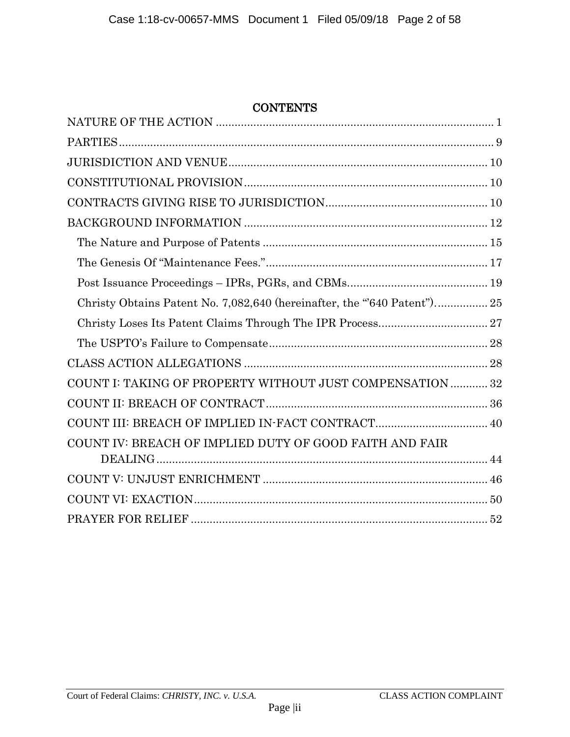# CONTENTS

NATURE OF THE ACTION ........................................................................................ 1

PARTIES ........................................................................................................ 9

JURISDICTION AND VENUE .................................................................................. 10

CONSTITUTIONAL PROVISION ............................................................................. 10

CONTRACTS GIVING RISE TO JURISDICTION ................................................... 10

BACKGROUND INFORMATION ............................................................................. 12

- The Nature and Purpose of Patents ...................................................................... 15
- The Genesis Of "Maintenance Fees." ..................................................................... 17
- Post Issuance Proceedings – IPRs, PGRs, and CBMs ............................................ 19
- Christy Obtains Patent No. 7,082,640 (hereinafter, the "'640 Patent") ................ 25
- Christy Loses Its Patent Claims Through The IPR Process .................................. 27
- The USPTO's Failure to Compensate ..................................................................... 28

CLASS ACTION ALLEGATIONS ............................................................................. 28

COUNT I: TAKING OF PROPERTY WITHOUT JUST COMPENSATION ............ 32

COUNT II: BREACH OF CONTRACT ...................................................................... 36

COUNT III: BREACH OF IMPLIED IN-FACT CONTRACT .................................... 40

COUNT IV: BREACH OF IMPLIED DUTY OF GOOD FAITH AND FAIR DEALING ........................................................................................................ 44

COUNT V: UNJUST ENRICHMENT ....................................................................... 46

COUNT VI: EXACTION ............................................................................................ 50

PRAYER FOR RELIEF .............................................................................................. 52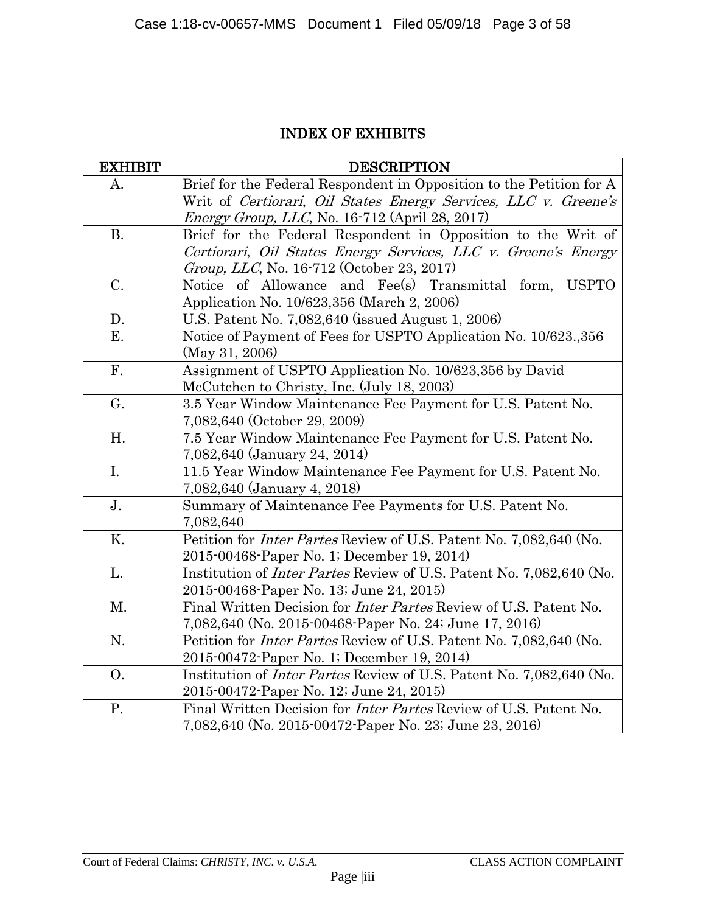# INDEX OF EXHIBITS

| EXHIBIT | DESCRIPTION |
|---|---|
| A. | Brief for the Federal Respondent in Opposition to the Petition for A Writ of *Certiorari*, *Oil States Energy Services, LLC v. Greene's Energy Group, LLC*, No. 16-712 (April 28, 2017) |
| B. | Brief for the Federal Respondent in Opposition to the Writ of *Certiorari*, *Oil States Energy Services, LLC v. Greene's Energy Group, LLC*, No. 16-712 (October 23, 2017) |
| C. | Notice of Allowance and Fee(s) Transmittal form, USPTO Application No. 10/623,356 (March 2, 2006) |
| D. | U.S. Patent No. 7,082,640 (issued August 1, 2006) |
| E. | Notice of Payment of Fees for USPTO Application No. 10/623.,356 (May 31, 2006) |
| F. | Assignment of USPTO Application No. 10/623,356 by David McCutchen to Christy, Inc. (July 18, 2003) |
| G. | 3.5 Year Window Maintenance Fee Payment for U.S. Patent No. 7,082,640 (October 29, 2009) |
| H. | 7.5 Year Window Maintenance Fee Payment for U.S. Patent No. 7,082,640 (January 24, 2014) |
| I. | 11.5 Year Window Maintenance Fee Payment for U.S. Patent No. 7,082,640 (January 4, 2018) |
| J. | Summary of Maintenance Fee Payments for U.S. Patent No. 7,082,640 |
| K. | Petition for *Inter Partes* Review of U.S. Patent No. 7,082,640 (No. 2015-00468-Paper No. 1; December 19, 2014) |
| L. | Institution of *Inter Partes* Review of U.S. Patent No. 7,082,640 (No. 2015-00468-Paper No. 13; June 24, 2015) |
| M. | Final Written Decision for *Inter Partes* Review of U.S. Patent No. 7,082,640 (No. 2015-00468-Paper No. 24; June 17, 2016) |
| N. | Petition for *Inter Partes* Review of U.S. Patent No. 7,082,640 (No. 2015-00472-Paper No. 1; December 19, 2014) |
| O. | Institution of *Inter Partes* Review of U.S. Patent No. 7,082,640 (No. 2015-00472-Paper No. 12; June 24, 2015) |
| P. | Final Written Decision for *Inter Partes* Review of U.S. Patent No. 7,082,640 (No. 2015-00472-Paper No. 23; June 23, 2016) |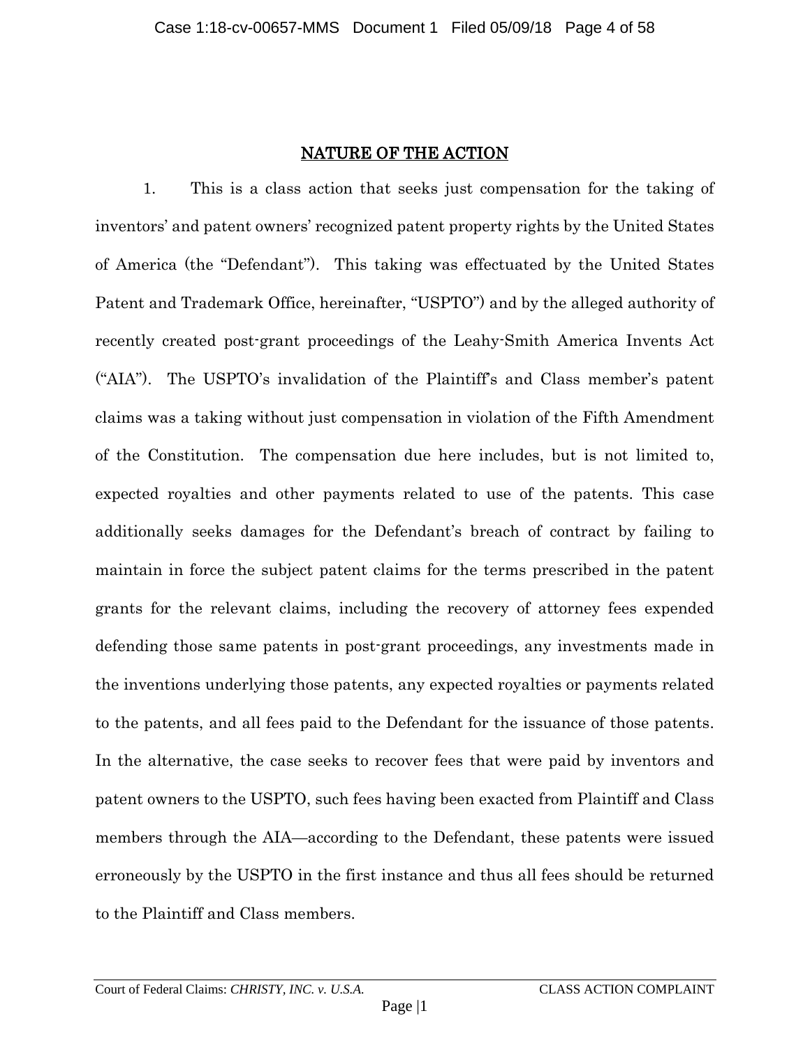## NATURE OF THE ACTION

1. This is a class action that seeks just compensation for the taking of inventors' and patent owners' recognized patent property rights by the United States of America (the "Defendant"). This taking was effectuated by the United States Patent and Trademark Office, hereinafter, "USPTO") and by the alleged authority of recently created post-grant proceedings of the Leahy-Smith America Invents Act ("AIA"). The USPTO's invalidation of the Plaintiff's and Class member's patent claims was a taking without just compensation in violation of the Fifth Amendment of the Constitution. The compensation due here includes, but is not limited to, expected royalties and other payments related to use of the patents. This case additionally seeks damages for the Defendant's breach of contract by failing to maintain in force the subject patent claims for the terms prescribed in the patent grants for the relevant claims, including the recovery of attorney fees expended defending those same patents in post-grant proceedings, any investments made in the inventions underlying those patents, any expected royalties or payments related to the patents, and all fees paid to the Defendant for the issuance of those patents. In the alternative, the case seeks to recover fees that were paid by inventors and patent owners to the USPTO, such fees having been exacted from Plaintiff and Class members through the AIA—according to the Defendant, these patents were issued erroneously by the USPTO in the first instance and thus all fees should be returned to the Plaintiff and Class members.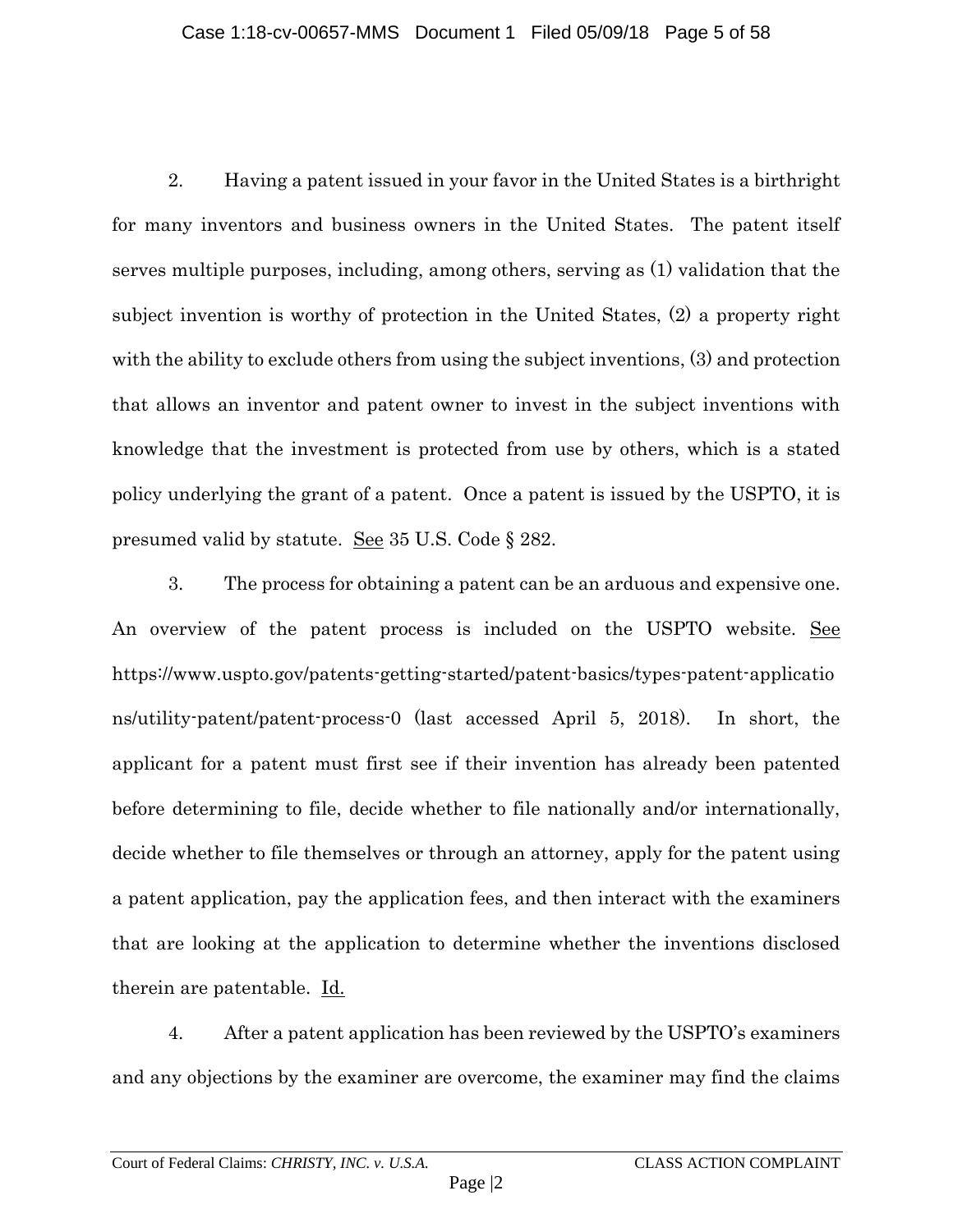2. Having a patent issued in your favor in the United States is a birthright for many inventors and business owners in the United States. The patent itself serves multiple purposes, including, among others, serving as (1) validation that the subject invention is worthy of protection in the United States, (2) a property right with the ability to exclude others from using the subject inventions, (3) and protection that allows an inventor and patent owner to invest in the subject inventions with knowledge that the investment is protected from use by others, which is a stated policy underlying the grant of a patent. Once a patent is issued by the USPTO, it is presumed valid by statute. See 35 U.S. Code § 282.

3. The process for obtaining a patent can be an arduous and expensive one. An overview of the patent process is included on the USPTO website. See https://www.uspto.gov/patents-getting-started/patent-basics/types-patent-applications/utility-patent/patent-process-0 (last accessed April 5, 2018). In short, the applicant for a patent must first see if their invention has already been patented before determining to file, decide whether to file nationally and/or internationally, decide whether to file themselves or through an attorney, apply for the patent using a patent application, pay the application fees, and then interact with the examiners that are looking at the application to determine whether the inventions disclosed therein are patentable. Id.

4. After a patent application has been reviewed by the USPTO's examiners and any objections by the examiner are overcome, the examiner may find the claims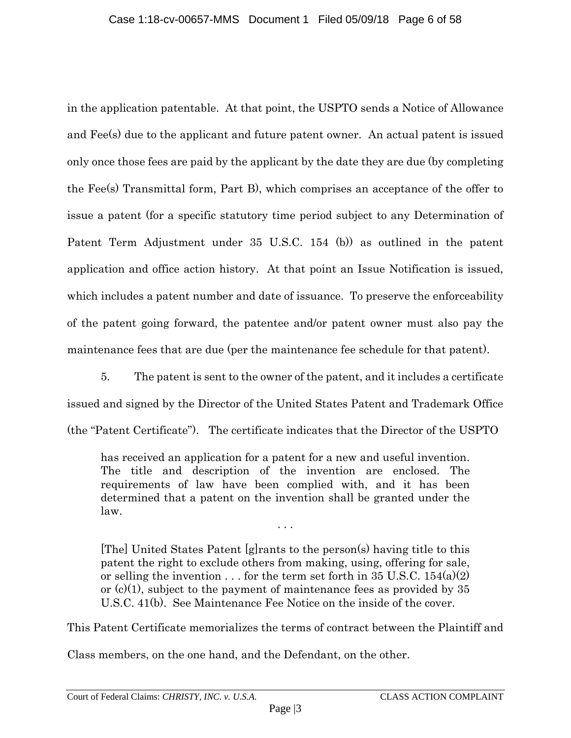in the application patentable. At that point, the USPTO sends a Notice of Allowance and Fee(s) due to the applicant and future patent owner. An actual patent is issued only once those fees are paid by the applicant by the date they are due (by completing the Fee(s) Transmittal form, Part B), which comprises an acceptance of the offer to issue a patent (for a specific statutory time period subject to any Determination of Patent Term Adjustment under 35 U.S.C. 154 (b)) as outlined in the patent application and office action history. At that point an Issue Notification is issued, which includes a patent number and date of issuance. To preserve the enforceability of the patent going forward, the patentee and/or patent owner must also pay the maintenance fees that are due (per the maintenance fee schedule for that patent).

5. The patent is sent to the owner of the patent, and it includes a certificate issued and signed by the Director of the United States Patent and Trademark Office (the "Patent Certificate"). The certificate indicates that the Director of the USPTO

> has received an application for a patent for a new and useful invention. The title and description of the invention are enclosed. The requirements of law have been complied with, and it has been determined that a patent on the invention shall be granted under the law.
>
> . . .
>
> [The] United States Patent [g]rants to the person(s) having title to this patent the right to exclude others from making, using, offering for sale, or selling the invention . . . for the term set forth in 35 U.S.C. 154(a)(2) or (c)(1), subject to the payment of maintenance fees as provided by 35 U.S.C. 41(b). See Maintenance Fee Notice on the inside of the cover.

This Patent Certificate memorializes the terms of contract between the Plaintiff and Class members, on the one hand, and the Defendant, on the other.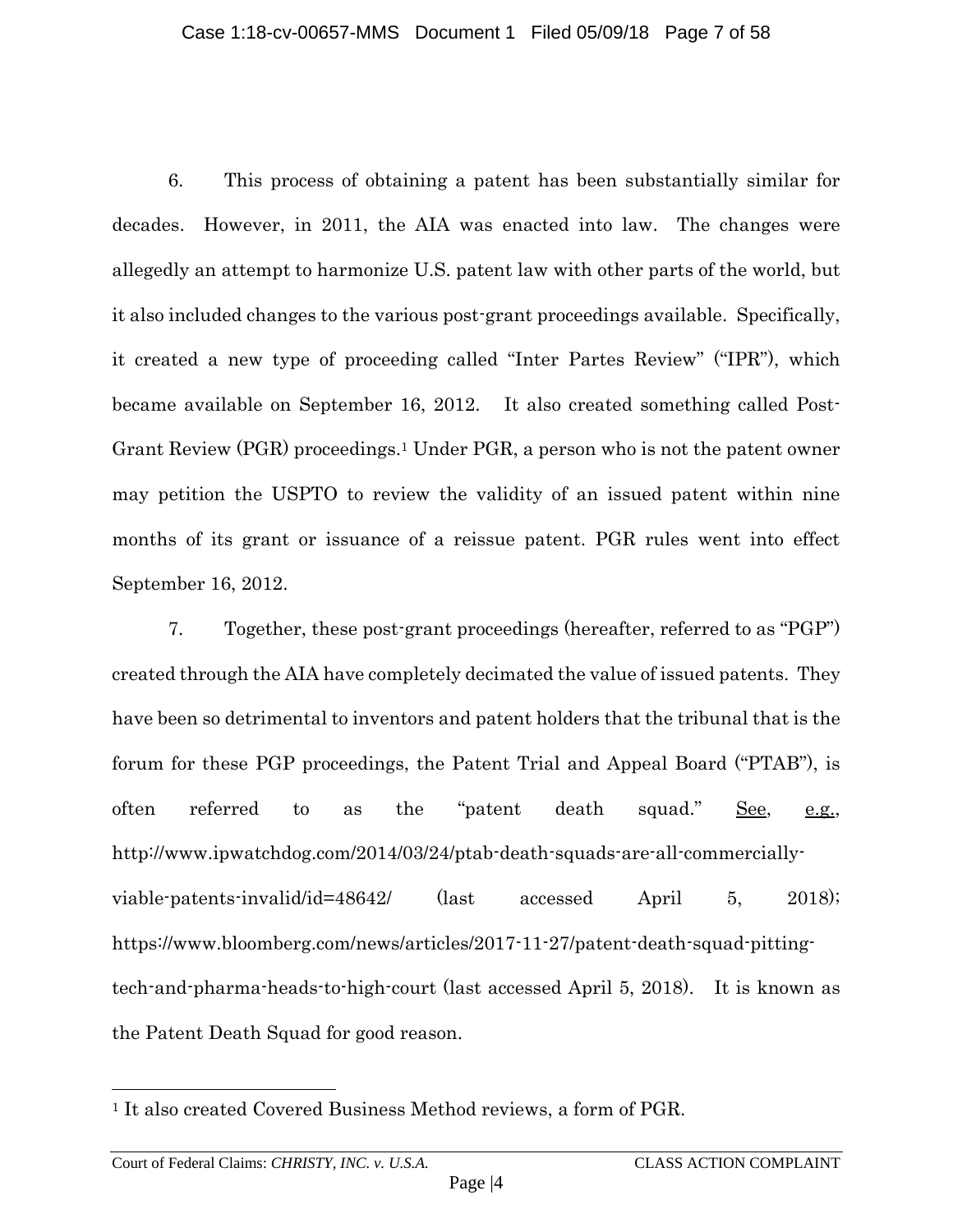6. This process of obtaining a patent has been substantially similar for decades. However, in 2011, the AIA was enacted into law. The changes were allegedly an attempt to harmonize U.S. patent law with other parts of the world, but it also included changes to the various post-grant proceedings available. Specifically, it created a new type of proceeding called "Inter Partes Review" ("IPR"), which became available on September 16, 2012. It also created something called Post-Grant Review (PGR) proceedings.[1] Under PGR, a person who is not the patent owner may petition the USPTO to review the validity of an issued patent within nine months of its grant or issuance of a reissue patent. PGR rules went into effect September 16, 2012.

7. Together, these post-grant proceedings (hereafter, referred to as "PGP") created through the AIA have completely decimated the value of issued patents. They have been so detrimental to inventors and patent holders that the tribunal that is the forum for these PGP proceedings, the Patent Trial and Appeal Board ("PTAB"), is often referred to as the "patent death squad." See, e.g., http://www.ipwatchdog.com/2014/03/24/ptab-death-squads-are-all-commercially-viable-patents-invalid/id=48642/ (last accessed April 5, 2018); https://www.bloomberg.com/news/articles/2017-11-27/patent-death-squad-pitting-tech-and-pharma-heads-to-high-court (last accessed April 5, 2018). It is known as the Patent Death Squad for good reason.

[1] It also created Covered Business Method reviews, a form of PGR.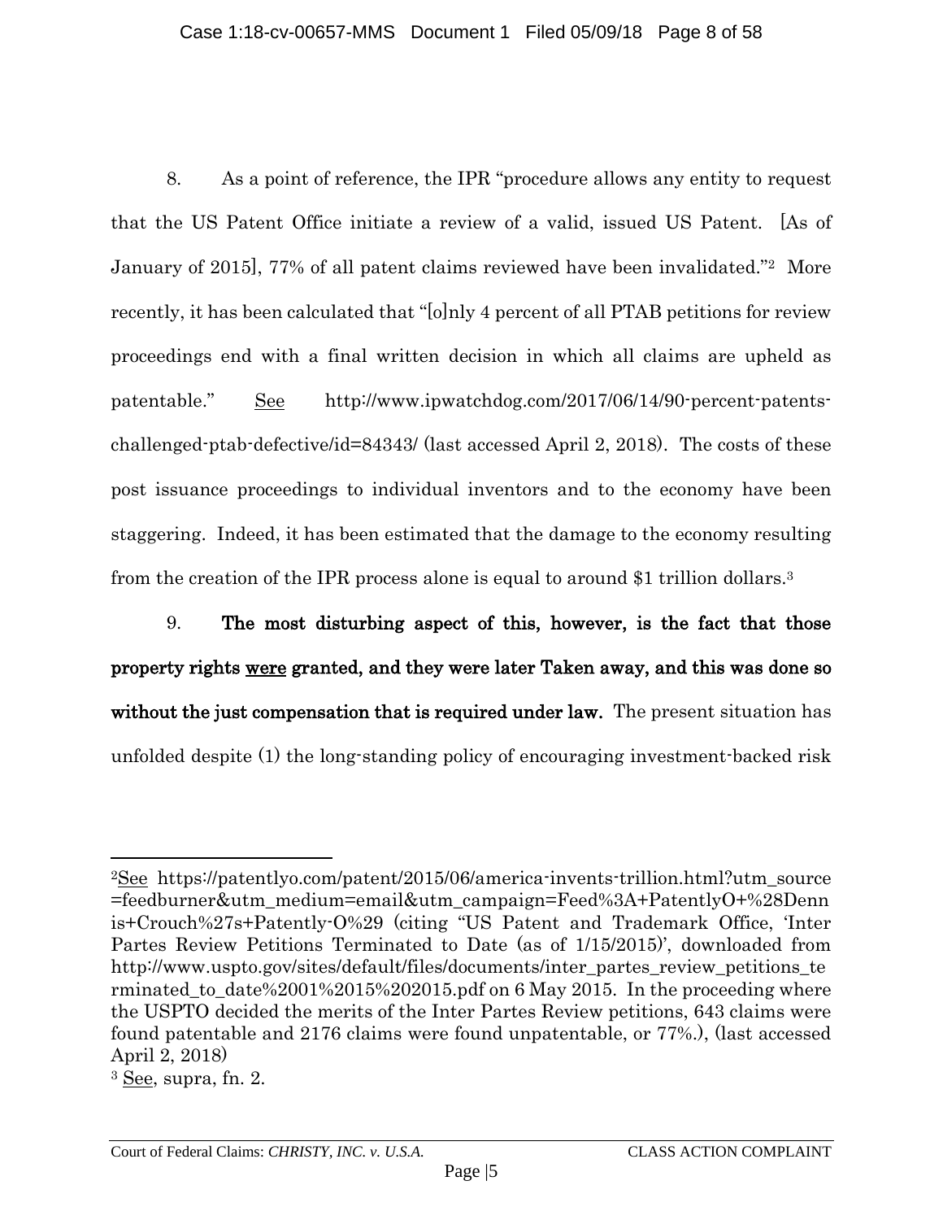8. As a point of reference, the IPR "procedure allows any entity to request that the US Patent Office initiate a review of a valid, issued US Patent. [As of January of 2015], 77% of all patent claims reviewed have been invalidated."[2] More recently, it has been calculated that "[o]nly 4 percent of all PTAB petitions for review proceedings end with a final written decision in which all claims are upheld as patentable." See http://www.ipwatchdog.com/2017/06/14/90-percent-patents-challenged-ptab-defective/id=84343/ (last accessed April 2, 2018). The costs of these post issuance proceedings to individual inventors and to the economy have been staggering. Indeed, it has been estimated that the damage to the economy resulting from the creation of the IPR process alone is equal to around $1 trillion dollars.[3]

9. **The most disturbing aspect of this, however, is the fact that those property rights were granted, and they were later Taken away, and this was done so without the just compensation that is required under law.** The present situation has unfolded despite (1) the long-standing policy of encouraging investment-backed risk

---

[2] See https://patentlyo.com/patent/2015/06/america-invents-trillion.html?utm_source=feedburner&utm_medium=email&utm_campaign=Feed%3A+PatentlyO+%28Dennis+Crouch%27s+Patently-O%29 (citing "US Patent and Trademark Office, 'Inter Partes Review Petitions Terminated to Date (as of 1/15/2015)', downloaded from http://www.uspto.gov/sites/default/files/documents/inter_partes_review_petitions_terminated_to_date%2001%2015%202015.pdf on 6 May 2015. In the proceeding where the USPTO decided the merits of the Inter Partes Review petitions, 643 claims were found patentable and 2176 claims were found unpatentable, or 77%.), (last accessed April 2, 2018)

[3] See, supra, fn. 2.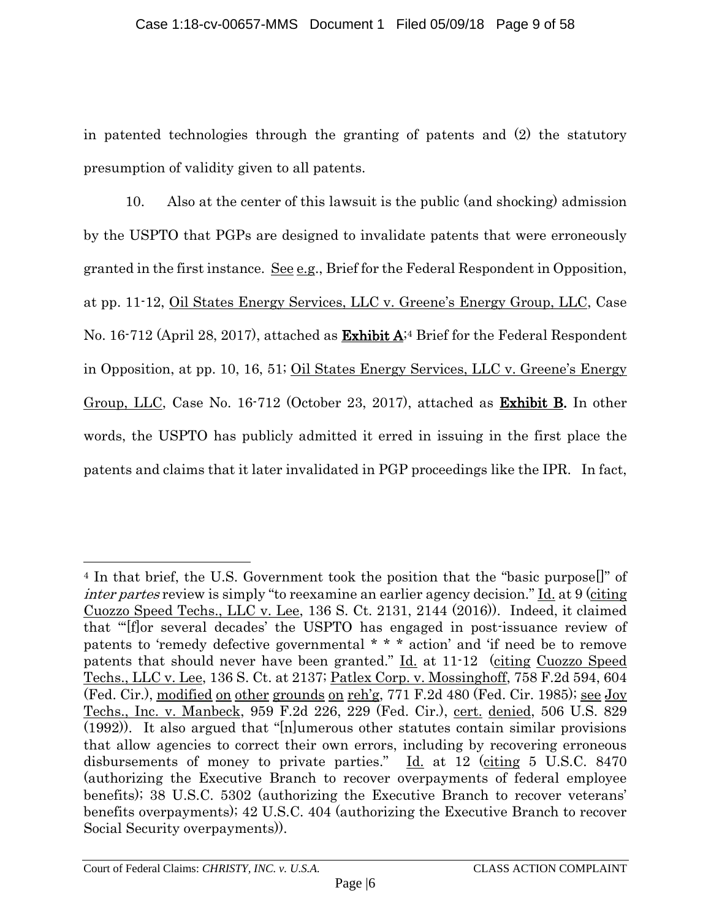in patented technologies through the granting of patents and (2) the statutory presumption of validity given to all patents.

10. Also at the center of this lawsuit is the public (and shocking) admission by the USPTO that PGPs are designed to invalidate patents that were erroneously granted in the first instance. See e.g., Brief for the Federal Respondent in Opposition, at pp. 11-12, Oil States Energy Services, LLC v. Greene's Energy Group, LLC, Case No. 16-712 (April 28, 2017), attached as **Exhibit A**;[4] Brief for the Federal Respondent in Opposition, at pp. 10, 16, 51; Oil States Energy Services, LLC v. Greene's Energy Group, LLC, Case No. 16-712 (October 23, 2017), attached as **Exhibit B.** In other words, the USPTO has publicly admitted it erred in issuing in the first place the patents and claims that it later invalidated in PGP proceedings like the IPR. In fact,

---

[4] In that brief, the U.S. Government took the position that the "basic purpose[]" of *inter partes* review is simply "to reexamine an earlier agency decision." Id. at 9 (citing Cuozzo Speed Techs., LLC v. Lee, 136 S. Ct. 2131, 2144 (2016)). Indeed, it claimed that "'[f]or several decades' the USPTO has engaged in post-issuance review of patents to 'remedy defective governmental * * * action' and 'if need be to remove patents that should never have been granted." Id. at 11-12 (citing Cuozzo Speed Techs., LLC v. Lee, 136 S. Ct. at 2137; Patlex Corp. v. Mossinghoff, 758 F.2d 594, 604 (Fed. Cir.), modified on other grounds on reh'g, 771 F.2d 480 (Fed. Cir. 1985); see Joy Techs., Inc. v. Manbeck, 959 F.2d 226, 229 (Fed. Cir.), cert. denied, 506 U.S. 829 (1992)). It also argued that "[n]umerous other statutes contain similar provisions that allow agencies to correct their own errors, including by recovering erroneous disbursements of money to private parties." Id. at 12 (citing 5 U.S.C. 8470 (authorizing the Executive Branch to recover overpayments of federal employee benefits); 38 U.S.C. 5302 (authorizing the Executive Branch to recover veterans' benefits overpayments); 42 U.S.C. 404 (authorizing the Executive Branch to recover Social Security overpayments)).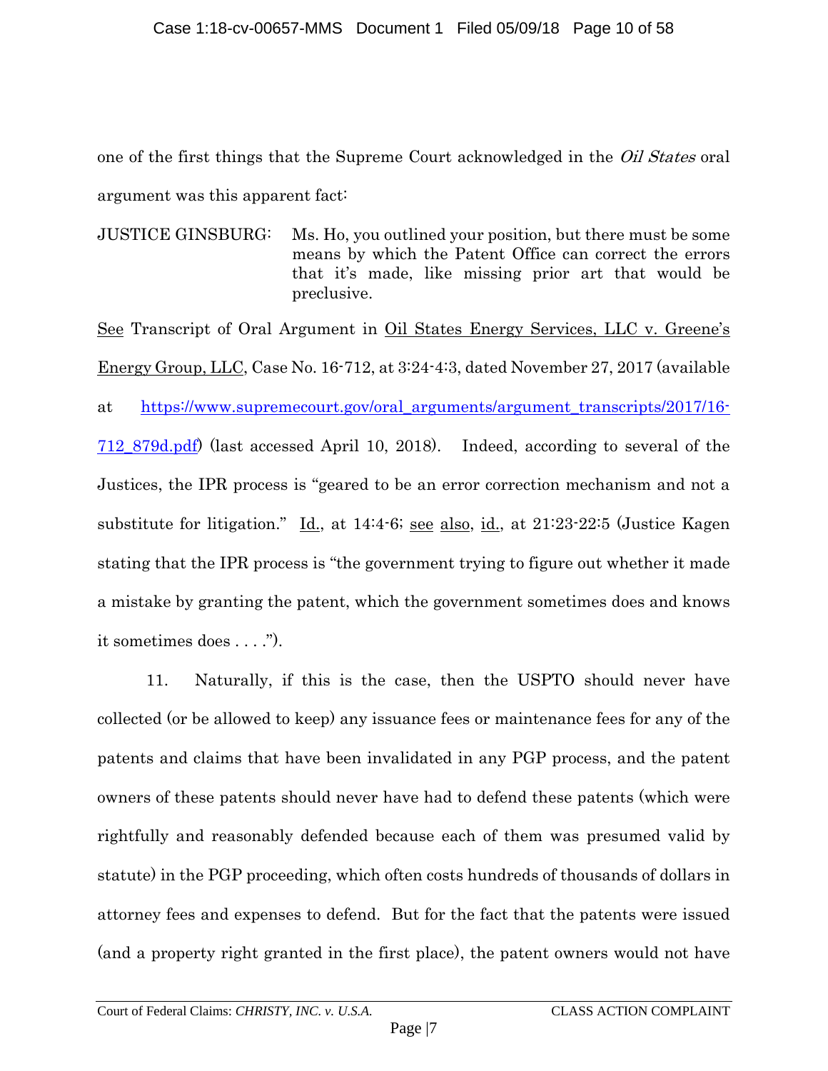one of the first things that the Supreme Court acknowledged in the *Oil States* oral argument was this apparent fact:

> JUSTICE GINSBURG: Ms. Ho, you outlined your position, but there must be some means by which the Patent Office can correct the errors that it's made, like missing prior art that would be preclusive.

See Transcript of Oral Argument in Oil States Energy Services, LLC v. Greene's Energy Group, LLC, Case No. 16-712, at 3:24-4:3, dated November 27, 2017 (available at https://www.supremecourt.gov/oral_arguments/argument_transcripts/2017/16-712_879d.pdf) (last accessed April 10, 2018). Indeed, according to several of the Justices, the IPR process is "geared to be an error correction mechanism and not a substitute for litigation." Id., at 14:4-6; see also, id., at 21:23-22:5 (Justice Kagen stating that the IPR process is "the government trying to figure out whether it made a mistake by granting the patent, which the government sometimes does and knows it sometimes does . . . .").

11. Naturally, if this is the case, then the USPTO should never have collected (or be allowed to keep) any issuance fees or maintenance fees for any of the patents and claims that have been invalidated in any PGP process, and the patent owners of these patents should never have had to defend these patents (which were rightfully and reasonably defended because each of them was presumed valid by statute) in the PGP proceeding, which often costs hundreds of thousands of dollars in attorney fees and expenses to defend. But for the fact that the patents were issued (and a property right granted in the first place), the patent owners would not have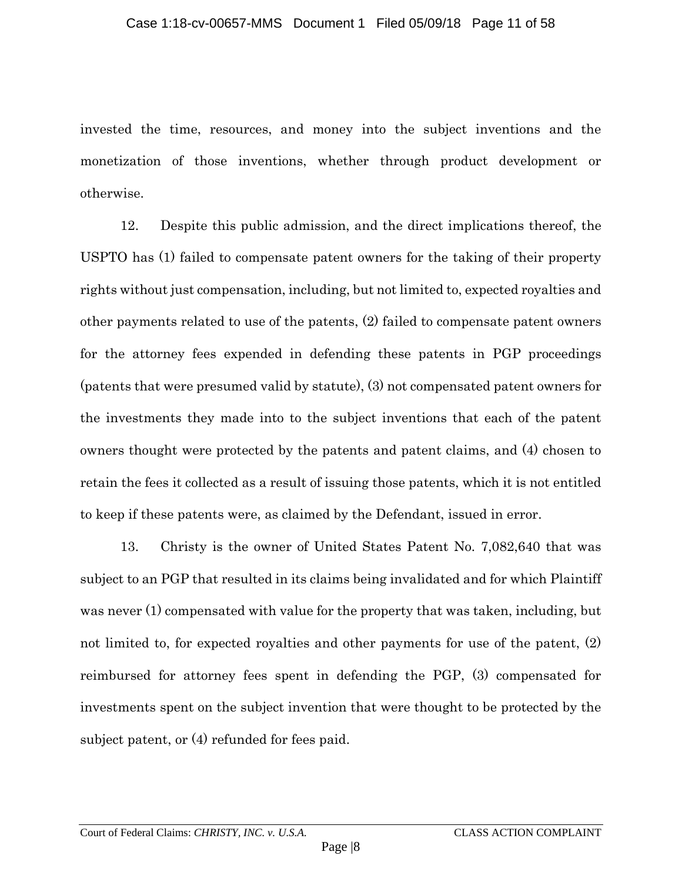invested the time, resources, and money into the subject inventions and the monetization of those inventions, whether through product development or otherwise.

12. Despite this public admission, and the direct implications thereof, the USPTO has (1) failed to compensate patent owners for the taking of their property rights without just compensation, including, but not limited to, expected royalties and other payments related to use of the patents, (2) failed to compensate patent owners for the attorney fees expended in defending these patents in PGP proceedings (patents that were presumed valid by statute), (3) not compensated patent owners for the investments they made into to the subject inventions that each of the patent owners thought were protected by the patents and patent claims, and (4) chosen to retain the fees it collected as a result of issuing those patents, which it is not entitled to keep if these patents were, as claimed by the Defendant, issued in error.

13. Christy is the owner of United States Patent No. 7,082,640 that was subject to an PGP that resulted in its claims being invalidated and for which Plaintiff was never (1) compensated with value for the property that was taken, including, but not limited to, for expected royalties and other payments for use of the patent, (2) reimbursed for attorney fees spent in defending the PGP, (3) compensated for investments spent on the subject invention that were thought to be protected by the subject patent, or (4) refunded for fees paid.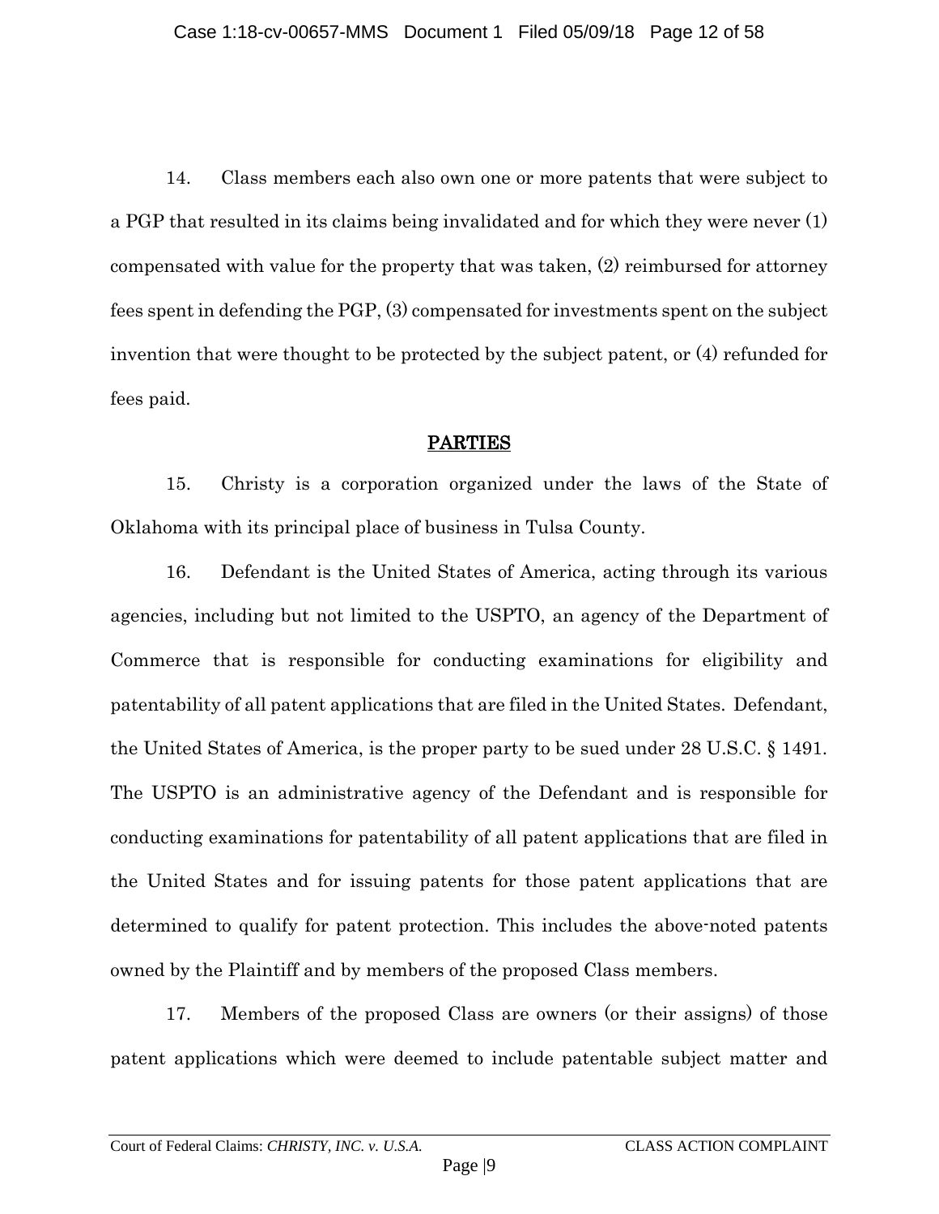14. Class members each also own one or more patents that were subject to a PGP that resulted in its claims being invalidated and for which they were never (1) compensated with value for the property that was taken, (2) reimbursed for attorney fees spent in defending the PGP, (3) compensated for investments spent on the subject invention that were thought to be protected by the subject patent, or (4) refunded for fees paid.

## PARTIES

15. Christy is a corporation organized under the laws of the State of Oklahoma with its principal place of business in Tulsa County.

16. Defendant is the United States of America, acting through its various agencies, including but not limited to the USPTO, an agency of the Department of Commerce that is responsible for conducting examinations for eligibility and patentability of all patent applications that are filed in the United States. Defendant, the United States of America, is the proper party to be sued under 28 U.S.C. § 1491. The USPTO is an administrative agency of the Defendant and is responsible for conducting examinations for patentability of all patent applications that are filed in the United States and for issuing patents for those patent applications that are determined to qualify for patent protection. This includes the above-noted patents owned by the Plaintiff and by members of the proposed Class members.

17. Members of the proposed Class are owners (or their assigns) of those patent applications which were deemed to include patentable subject matter and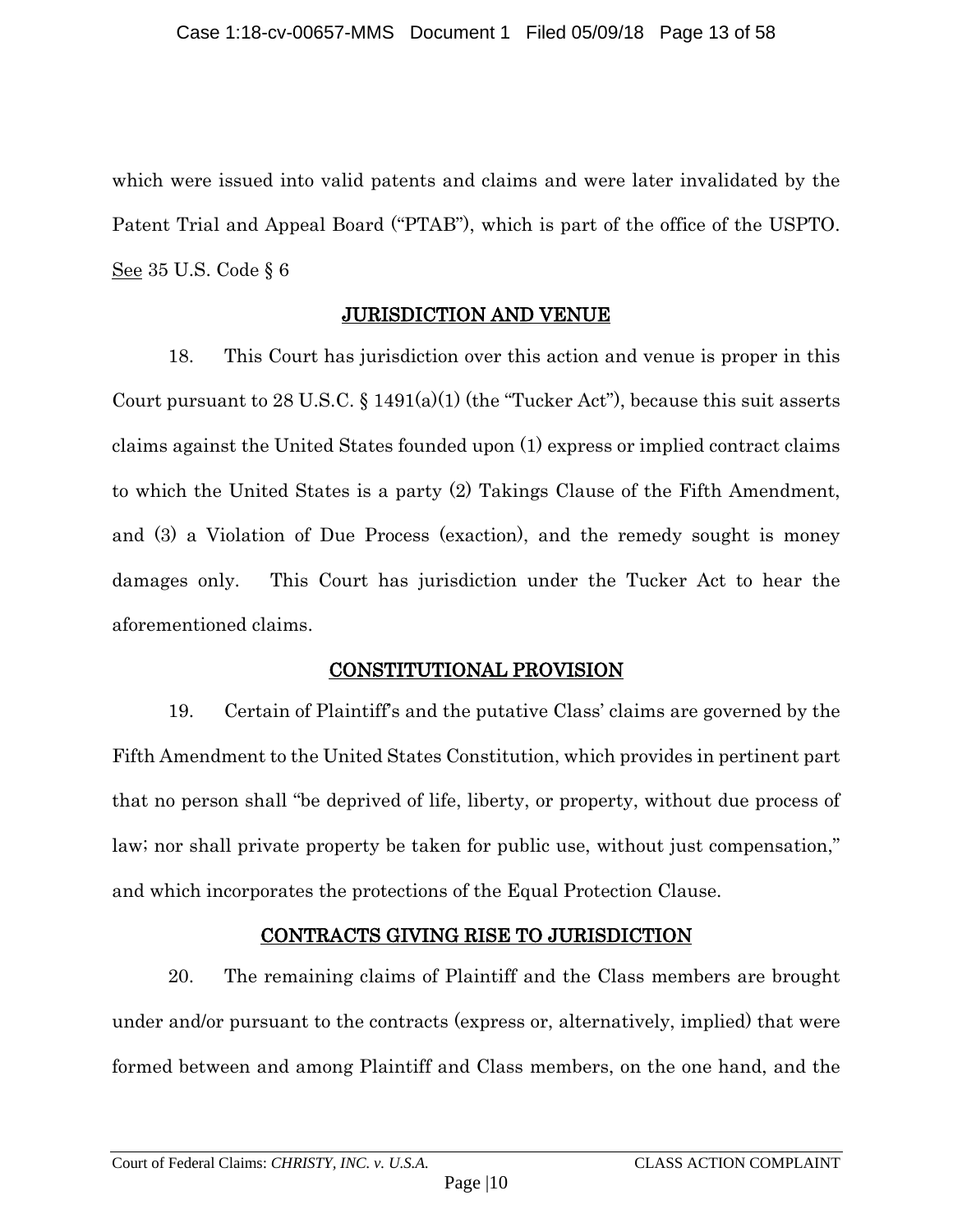which were issued into valid patents and claims and were later invalidated by the Patent Trial and Appeal Board ("PTAB"), which is part of the office of the USPTO. See 35 U.S. Code § 6

## JURISDICTION AND VENUE

18. This Court has jurisdiction over this action and venue is proper in this Court pursuant to 28 U.S.C. § 1491(a)(1) (the "Tucker Act"), because this suit asserts claims against the United States founded upon (1) express or implied contract claims to which the United States is a party (2) Takings Clause of the Fifth Amendment, and (3) a Violation of Due Process (exaction), and the remedy sought is money damages only. This Court has jurisdiction under the Tucker Act to hear the aforementioned claims.

## CONSTITUTIONAL PROVISION

19. Certain of Plaintiff's and the putative Class' claims are governed by the Fifth Amendment to the United States Constitution, which provides in pertinent part that no person shall "be deprived of life, liberty, or property, without due process of law; nor shall private property be taken for public use, without just compensation," and which incorporates the protections of the Equal Protection Clause.

## CONTRACTS GIVING RISE TO JURISDICTION

20. The remaining claims of Plaintiff and the Class members are brought under and/or pursuant to the contracts (express or, alternatively, implied) that were formed between and among Plaintiff and Class members, on the one hand, and the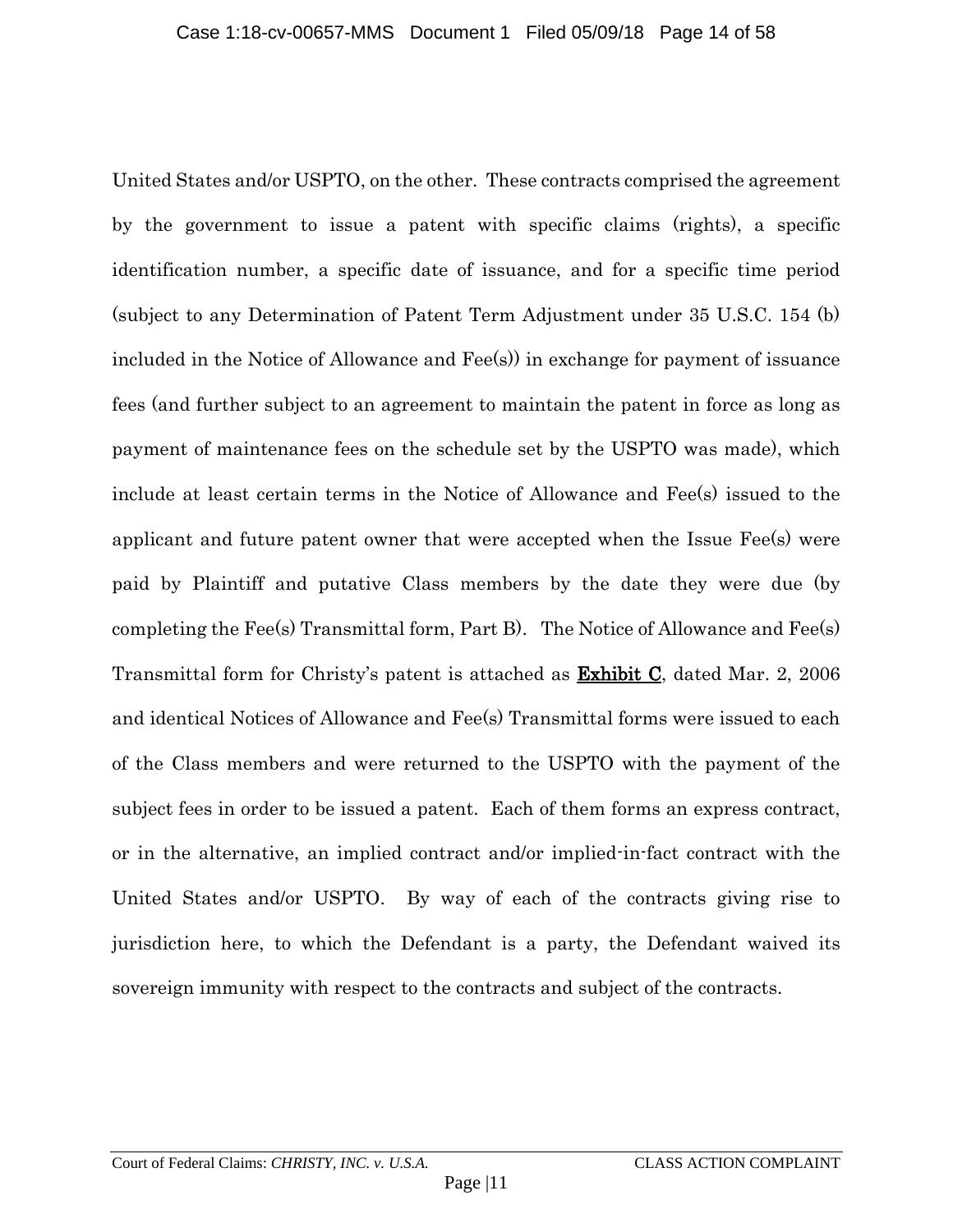United States and/or USPTO, on the other. These contracts comprised the agreement by the government to issue a patent with specific claims (rights), a specific identification number, a specific date of issuance, and for a specific time period (subject to any Determination of Patent Term Adjustment under 35 U.S.C. 154 (b) included in the Notice of Allowance and Fee(s)) in exchange for payment of issuance fees (and further subject to an agreement to maintain the patent in force as long as payment of maintenance fees on the schedule set by the USPTO was made), which include at least certain terms in the Notice of Allowance and Fee(s) issued to the applicant and future patent owner that were accepted when the Issue Fee(s) were paid by Plaintiff and putative Class members by the date they were due (by completing the Fee(s) Transmittal form, Part B). The Notice of Allowance and Fee(s) Transmittal form for Christy's patent is attached as **Exhibit C**, dated Mar. 2, 2006 and identical Notices of Allowance and Fee(s) Transmittal forms were issued to each of the Class members and were returned to the USPTO with the payment of the subject fees in order to be issued a patent. Each of them forms an express contract, or in the alternative, an implied contract and/or implied-in-fact contract with the United States and/or USPTO. By way of each of the contracts giving rise to jurisdiction here, to which the Defendant is a party, the Defendant waived its sovereign immunity with respect to the contracts and subject of the contracts.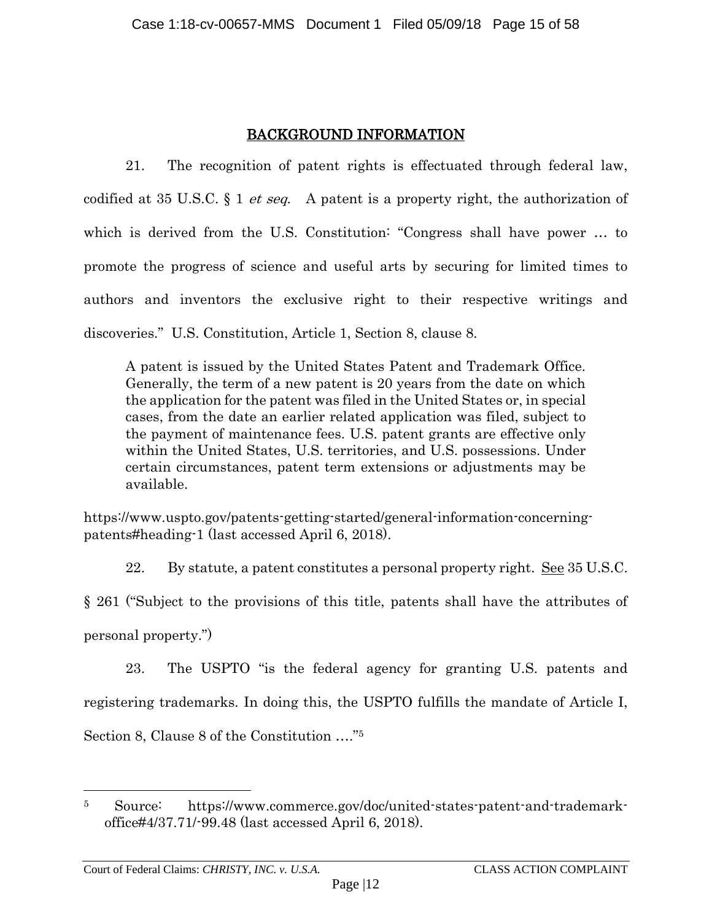## BACKGROUND INFORMATION

21. The recognition of patent rights is effectuated through federal law, codified at 35 U.S.C. § 1 *et seq*. A patent is a property right, the authorization of which is derived from the U.S. Constitution: "Congress shall have power … to promote the progress of science and useful arts by securing for limited times to authors and inventors the exclusive right to their respective writings and discoveries." U.S. Constitution, Article 1, Section 8, clause 8.

> A patent is issued by the United States Patent and Trademark Office. Generally, the term of a new patent is 20 years from the date on which the application for the patent was filed in the United States or, in special cases, from the date an earlier related application was filed, subject to the payment of maintenance fees. U.S. patent grants are effective only within the United States, U.S. territories, and U.S. possessions. Under certain circumstances, patent term extensions or adjustments may be available.

https://www.uspto.gov/patents-getting-started/general-information-concerning-patents#heading-1 (last accessed April 6, 2018).

22. By statute, a patent constitutes a personal property right. See 35 U.S.C. § 261 ("Subject to the provisions of this title, patents shall have the attributes of personal property.")

23. The USPTO "is the federal agency for granting U.S. patents and registering trademarks. In doing this, the USPTO fulfills the mandate of Article I, Section 8, Clause 8 of the Constitution …."[5]

---

[5] Source: https://www.commerce.gov/doc/united-states-patent-and-trademark-office#4/37.71/-99.48 (last accessed April 6, 2018).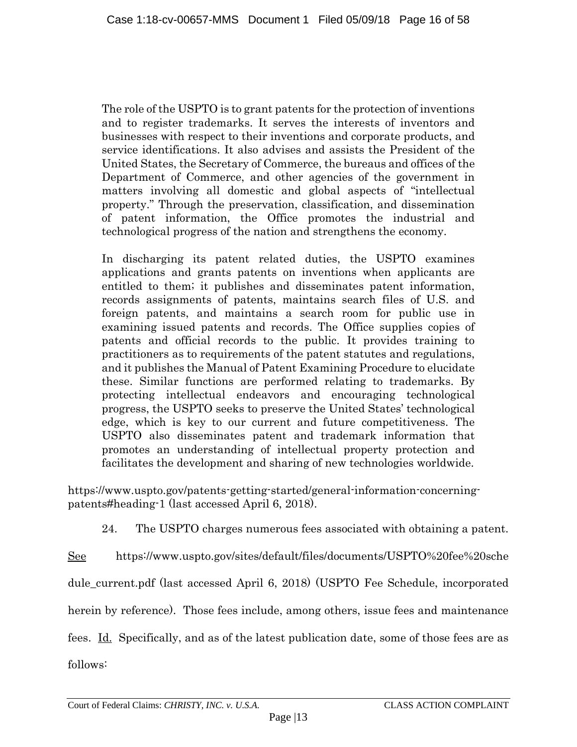> The role of the USPTO is to grant patents for the protection of inventions and to register trademarks. It serves the interests of inventors and businesses with respect to their inventions and corporate products, and service identifications. It also advises and assists the President of the United States, the Secretary of Commerce, the bureaus and offices of the Department of Commerce, and other agencies of the government in matters involving all domestic and global aspects of "intellectual property." Through the preservation, classification, and dissemination of patent information, the Office promotes the industrial and technological progress of the nation and strengthens the economy.
>
> In discharging its patent related duties, the USPTO examines applications and grants patents on inventions when applicants are entitled to them; it publishes and disseminates patent information, records assignments of patents, maintains search files of U.S. and foreign patents, and maintains a search room for public use in examining issued patents and records. The Office supplies copies of patents and official records to the public. It provides training to practitioners as to requirements of the patent statutes and regulations, and it publishes the Manual of Patent Examining Procedure to elucidate these. Similar functions are performed relating to trademarks. By protecting intellectual endeavors and encouraging technological progress, the USPTO seeks to preserve the United States' technological edge, which is key to our current and future competitiveness. The USPTO also disseminates patent and trademark information that promotes an understanding of intellectual property protection and facilitates the development and sharing of new technologies worldwide.

https://www.uspto.gov/patents-getting-started/general-information-concerning-patents#heading-1 (last accessed April 6, 2018).

24. The USPTO charges numerous fees associated with obtaining a patent. See https://www.uspto.gov/sites/default/files/documents/USPTO%20fee%20schedule_current.pdf (last accessed April 6, 2018) (USPTO Fee Schedule, incorporated herein by reference). Those fees include, among others, issue fees and maintenance fees. Id. Specifically, and as of the latest publication date, some of those fees are as follows: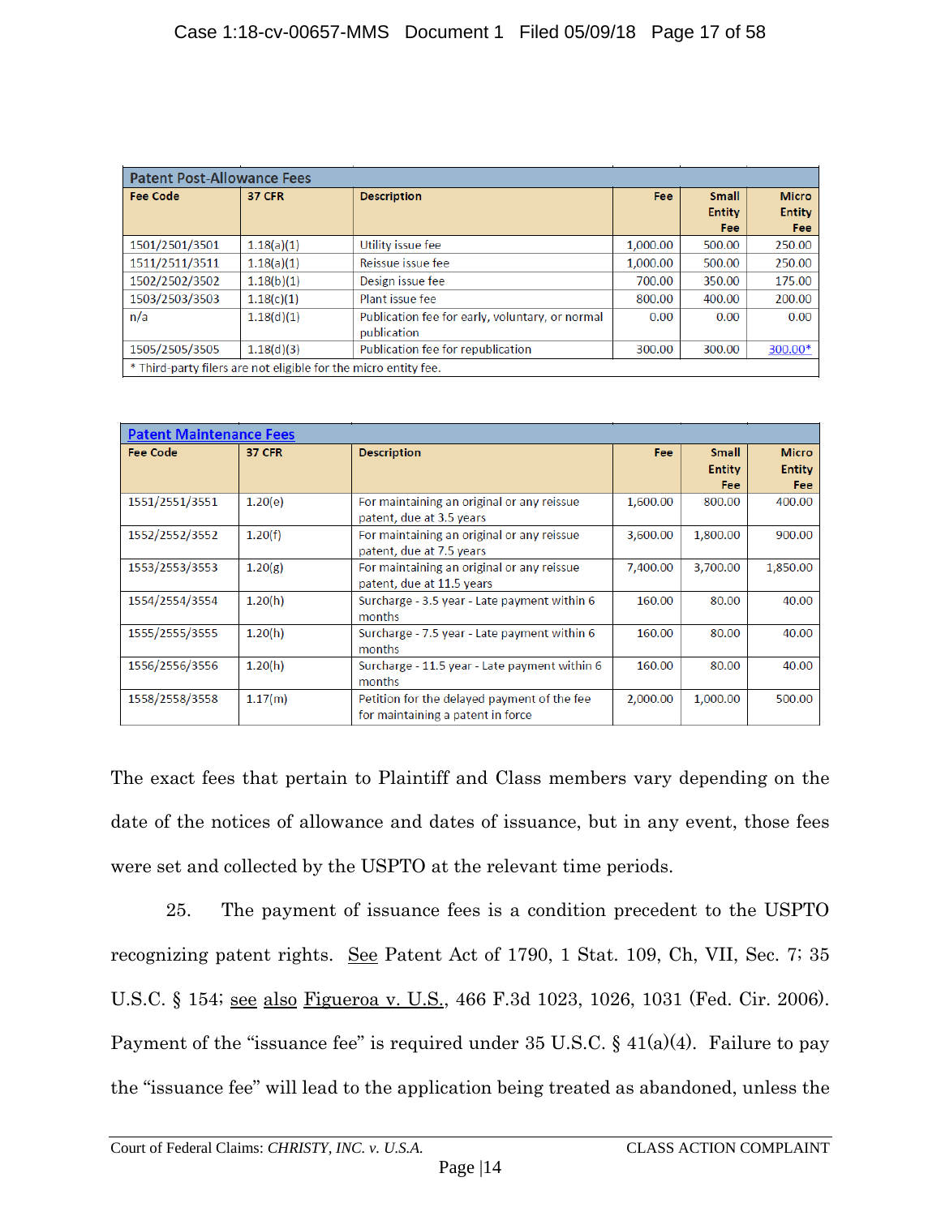| Patent Post-Allowance Fees | | | | | |
|---|---|---|---|---|---|
| **Fee Code** | **37 CFR** | **Description** | **Fee** | **Small Entity Fee** | **Micro Entity Fee** |
| 1501/2501/3501 | 1.18(a)(1) | Utility issue fee | 1,000.00 | 500.00 | 250.00 |
| 1511/2511/3511 | 1.18(a)(1) | Reissue issue fee | 1,000.00 | 500.00 | 250.00 |
| 1502/2502/3502 | 1.18(b)(1) | Design issue fee | 700.00 | 350.00 | 175.00 |
| 1503/2503/3503 | 1.18(c)(1) | Plant issue fee | 800.00 | 400.00 | 200.00 |
| n/a | 1.18(d)(1) | Publication fee for early, voluntary, or normal publication | 0.00 | 0.00 | 0.00 |
| 1505/2505/3505 | 1.18(d)(3) | Publication fee for republication | 300.00 | 300.00 | 300.00* |
| * Third-party filers are not eligible for the micro entity fee. | | | | | |

| Patent Maintenance Fees | | | | | |
|---|---|---|---|---|---|
| **Fee Code** | **37 CFR** | **Description** | **Fee** | **Small Entity Fee** | **Micro Entity Fee** |
| 1551/2551/3551 | 1.20(e) | For maintaining an original or any reissue patent, due at 3.5 years | 1,600.00 | 800.00 | 400.00 |
| 1552/2552/3552 | 1.20(f) | For maintaining an original or any reissue patent, due at 7.5 years | 3,600.00 | 1,800.00 | 900.00 |
| 1553/2553/3553 | 1.20(g) | For maintaining an original or any reissue patent, due at 11.5 years | 7,400.00 | 3,700.00 | 1,850.00 |
| 1554/2554/3554 | 1.20(h) | Surcharge - 3.5 year - Late payment within 6 months | 160.00 | 80.00 | 40.00 |
| 1555/2555/3555 | 1.20(h) | Surcharge - 7.5 year - Late payment within 6 months | 160.00 | 80.00 | 40.00 |
| 1556/2556/3556 | 1.20(h) | Surcharge - 11.5 year - Late payment within 6 months | 160.00 | 80.00 | 40.00 |
| 1558/2558/3558 | 1.17(m) | Petition for the delayed payment of the fee for maintaining a patent in force | 2,000.00 | 1,000.00 | 500.00 |

The exact fees that pertain to Plaintiff and Class members vary depending on the date of the notices of allowance and dates of issuance, but in any event, those fees were set and collected by the USPTO at the relevant time periods.

25. The payment of issuance fees is a condition precedent to the USPTO recognizing patent rights. See Patent Act of 1790, 1 Stat. 109, Ch, VII, Sec. 7; 35 U.S.C. § 154; see also Figueroa v. U.S., 466 F.3d 1023, 1026, 1031 (Fed. Cir. 2006). Payment of the "issuance fee" is required under 35 U.S.C. § 41(a)(4). Failure to pay the "issuance fee" will lead to the application being treated as abandoned, unless the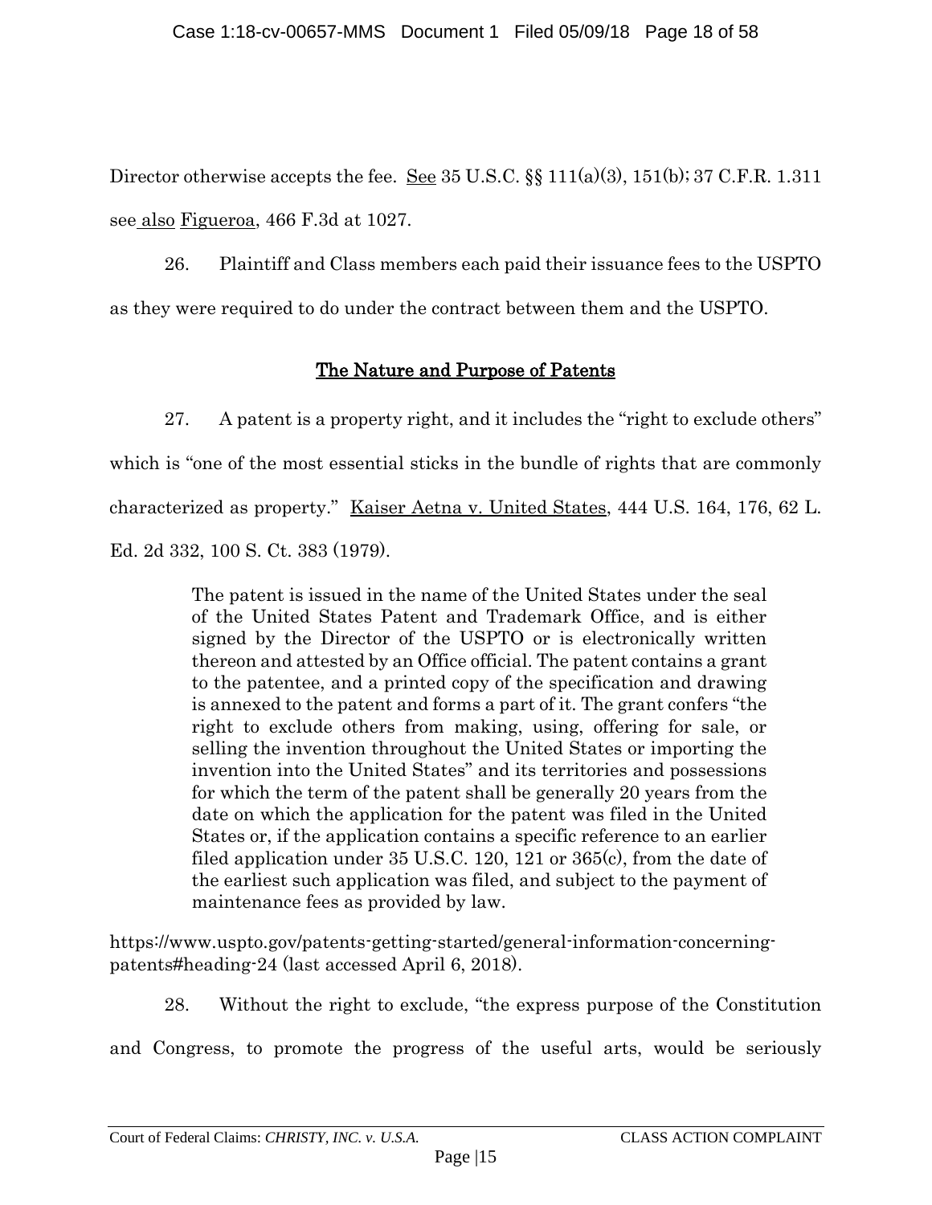Director otherwise accepts the fee. See 35 U.S.C. §§ 111(a)(3), 151(b); 37 C.F.R. 1.311 see also Figueroa, 466 F.3d at 1027.

26. Plaintiff and Class members each paid their issuance fees to the USPTO as they were required to do under the contract between them and the USPTO.

## The Nature and Purpose of Patents

27. A patent is a property right, and it includes the "right to exclude others" which is "one of the most essential sticks in the bundle of rights that are commonly characterized as property." Kaiser Aetna v. United States, 444 U.S. 164, 176, 62 L. Ed. 2d 332, 100 S. Ct. 383 (1979).

> The patent is issued in the name of the United States under the seal of the United States Patent and Trademark Office, and is either signed by the Director of the USPTO or is electronically written thereon and attested by an Office official. The patent contains a grant to the patentee, and a printed copy of the specification and drawing is annexed to the patent and forms a part of it. The grant confers "the right to exclude others from making, using, offering for sale, or selling the invention throughout the United States or importing the invention into the United States" and its territories and possessions for which the term of the patent shall be generally 20 years from the date on which the application for the patent was filed in the United States or, if the application contains a specific reference to an earlier filed application under 35 U.S.C. 120, 121 or 365(c), from the date of the earliest such application was filed, and subject to the payment of maintenance fees as provided by law.

https://www.uspto.gov/patents-getting-started/general-information-concerning-patents#heading-24 (last accessed April 6, 2018).

28. Without the right to exclude, "the express purpose of the Constitution and Congress, to promote the progress of the useful arts, would be seriously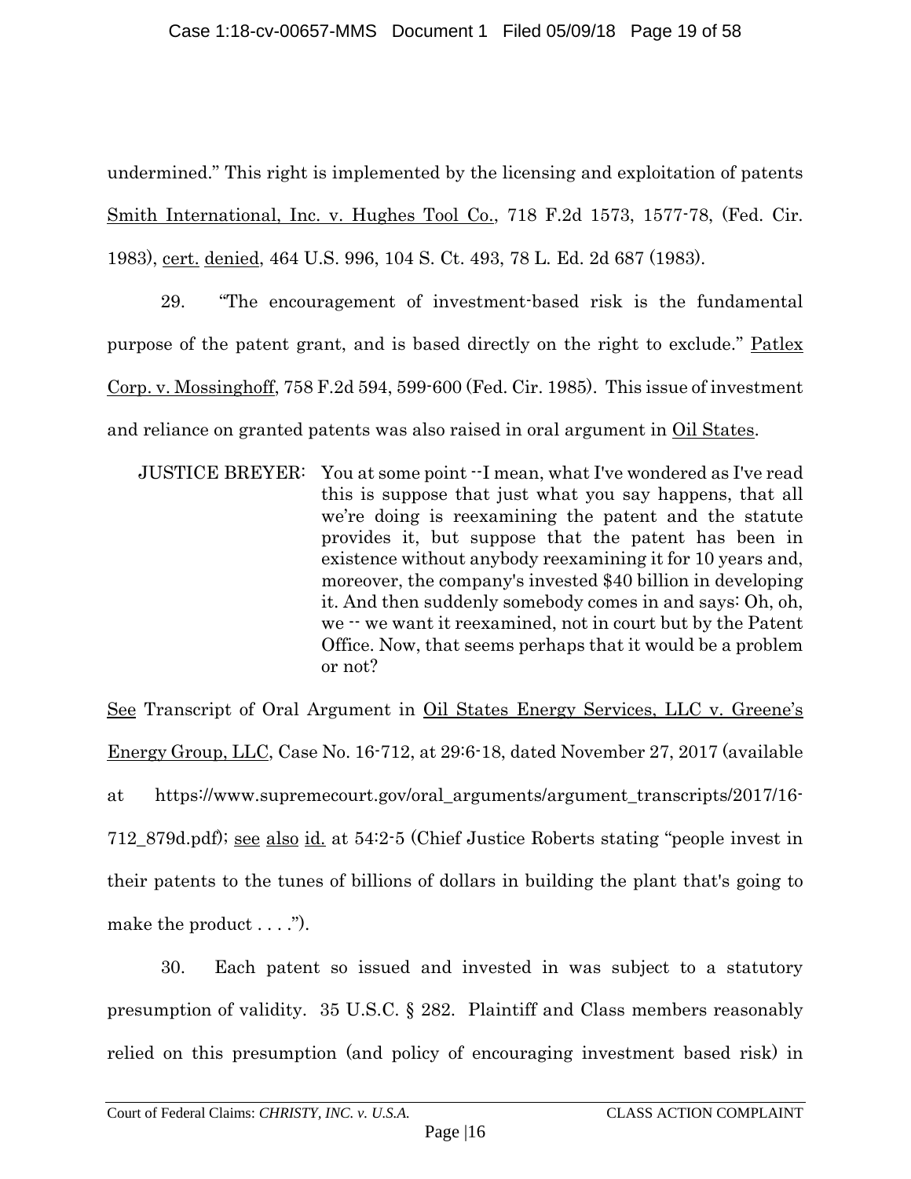undermined." This right is implemented by the licensing and exploitation of patents Smith International, Inc. v. Hughes Tool Co., 718 F.2d 1573, 1577-78, (Fed. Cir. 1983), cert. denied, 464 U.S. 996, 104 S. Ct. 493, 78 L. Ed. 2d 687 (1983).

29. "The encouragement of investment-based risk is the fundamental purpose of the patent grant, and is based directly on the right to exclude." Patlex Corp. v. Mossinghoff, 758 F.2d 594, 599-600 (Fed. Cir. 1985). This issue of investment and reliance on granted patents was also raised in oral argument in Oil States.

> JUSTICE BREYER: You at some point --I mean, what I've wondered as I've read this is suppose that just what you say happens, that all we're doing is reexamining the patent and the statute provides it, but suppose that the patent has been in existence without anybody reexamining it for 10 years and, moreover, the company's invested $40 billion in developing it. And then suddenly somebody comes in and says: Oh, oh, we -- we want it reexamined, not in court but by the Patent Office. Now, that seems perhaps that it would be a problem or not?

See Transcript of Oral Argument in Oil States Energy Services, LLC v. Greene's Energy Group, LLC, Case No. 16-712, at 29:6-18, dated November 27, 2017 (available at https://www.supremecourt.gov/oral_arguments/argument_transcripts/2017/16-712_879d.pdf); see also id. at 54:2-5 (Chief Justice Roberts stating "people invest in their patents to the tunes of billions of dollars in building the plant that's going to make the product . . . .").

30. Each patent so issued and invested in was subject to a statutory presumption of validity. 35 U.S.C. § 282. Plaintiff and Class members reasonably relied on this presumption (and policy of encouraging investment based risk) in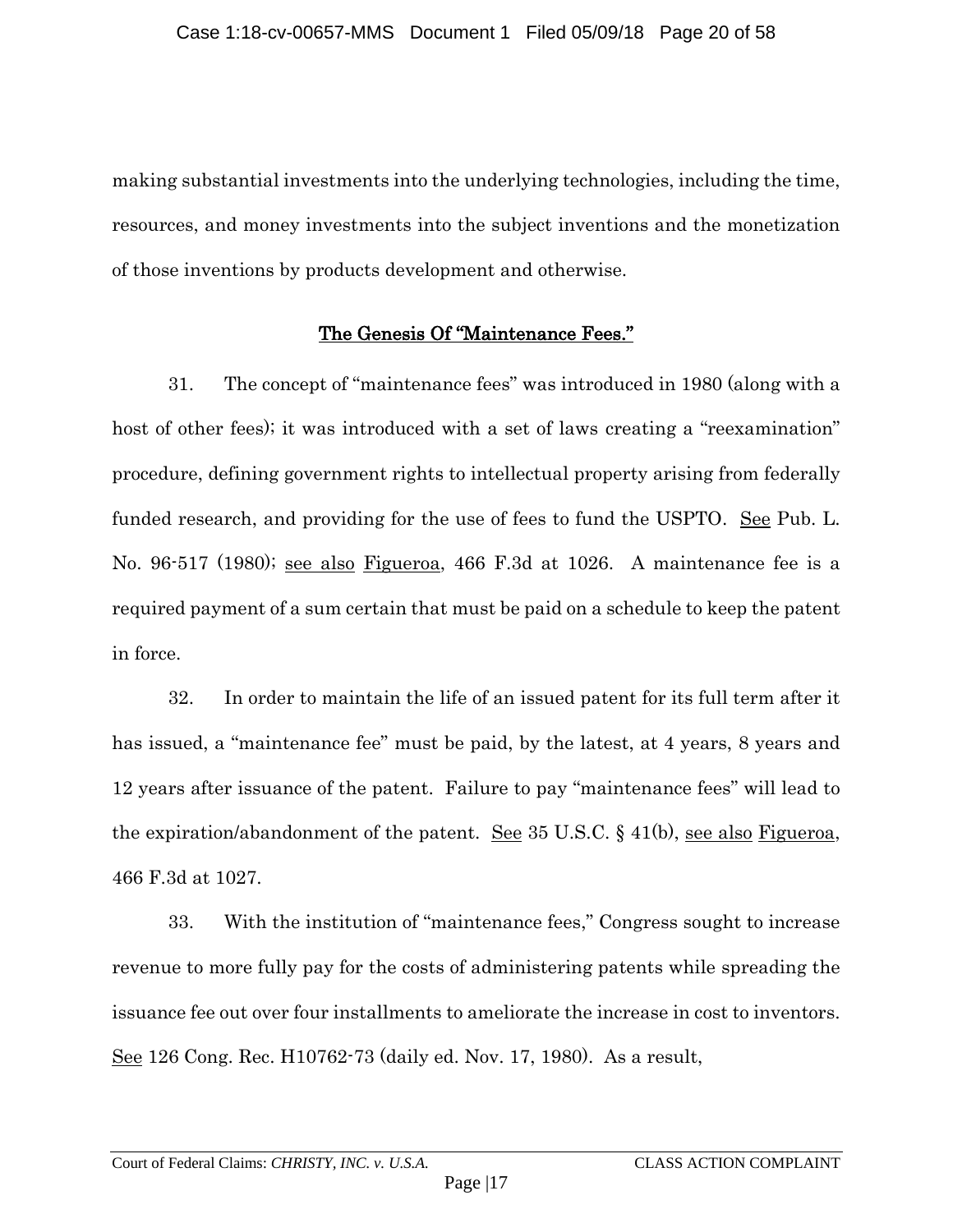making substantial investments into the underlying technologies, including the time, resources, and money investments into the subject inventions and the monetization of those inventions by products development and otherwise.

## The Genesis Of "Maintenance Fees."

31. The concept of "maintenance fees" was introduced in 1980 (along with a host of other fees); it was introduced with a set of laws creating a "reexamination" procedure, defining government rights to intellectual property arising from federally funded research, and providing for the use of fees to fund the USPTO. See Pub. L. No. 96-517 (1980); see also Figueroa, 466 F.3d at 1026. A maintenance fee is a required payment of a sum certain that must be paid on a schedule to keep the patent in force.

32. In order to maintain the life of an issued patent for its full term after it has issued, a "maintenance fee" must be paid, by the latest, at 4 years, 8 years and 12 years after issuance of the patent. Failure to pay "maintenance fees" will lead to the expiration/abandonment of the patent. See 35 U.S.C. § 41(b), see also Figueroa, 466 F.3d at 1027.

33. With the institution of "maintenance fees," Congress sought to increase revenue to more fully pay for the costs of administering patents while spreading the issuance fee out over four installments to ameliorate the increase in cost to inventors. See 126 Cong. Rec. H10762-73 (daily ed. Nov. 17, 1980). As a result,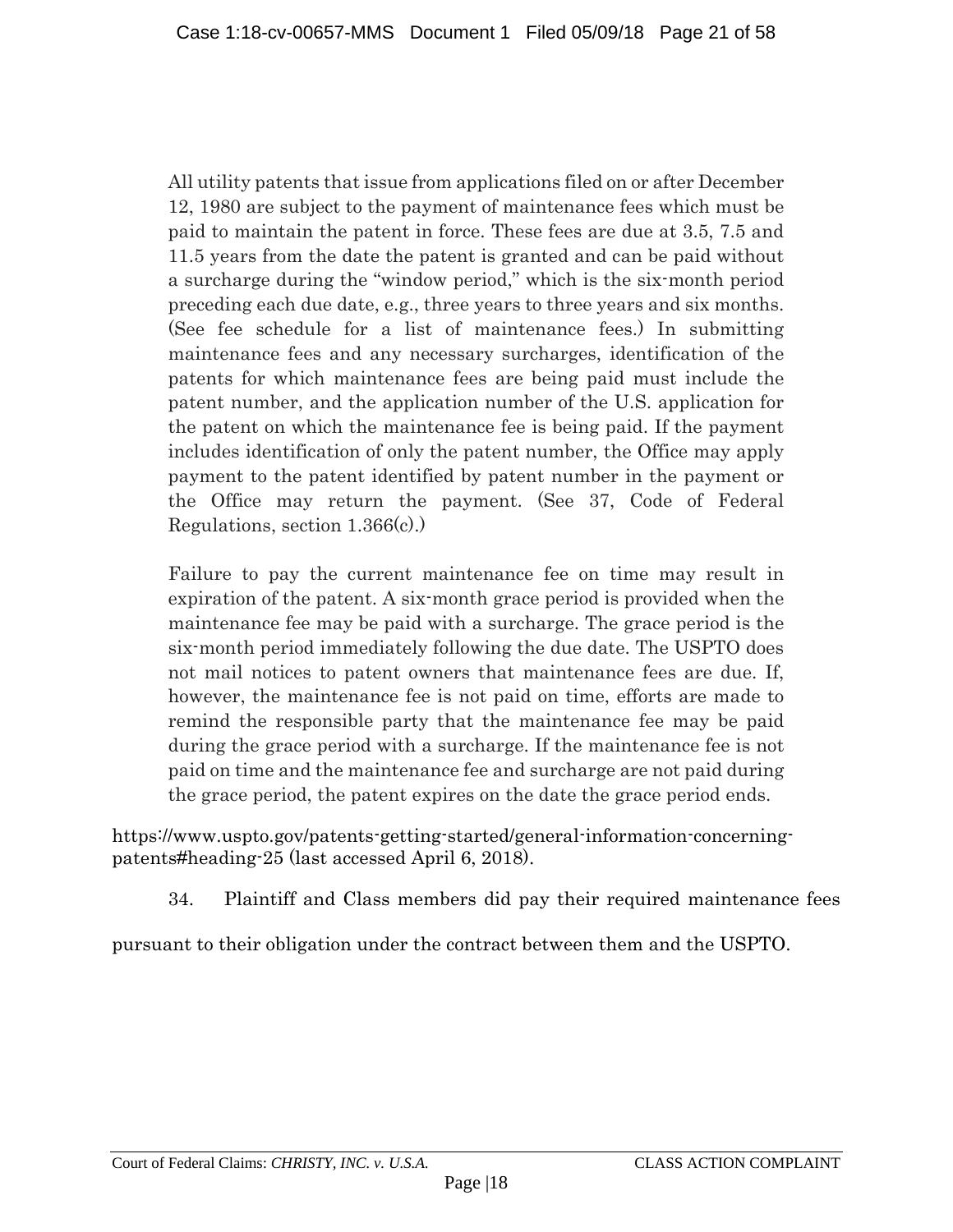> All utility patents that issue from applications filed on or after December 12, 1980 are subject to the payment of maintenance fees which must be paid to maintain the patent in force. These fees are due at 3.5, 7.5 and 11.5 years from the date the patent is granted and can be paid without a surcharge during the "window period," which is the six-month period preceding each due date, e.g., three years to three years and six months. (See fee schedule for a list of maintenance fees.) In submitting maintenance fees and any necessary surcharges, identification of the patents for which maintenance fees are being paid must include the patent number, and the application number of the U.S. application for the patent on which the maintenance fee is being paid. If the payment includes identification of only the patent number, the Office may apply payment to the patent identified by patent number in the payment or the Office may return the payment. (See 37, Code of Federal Regulations, section 1.366(c).)
>
> Failure to pay the current maintenance fee on time may result in expiration of the patent. A six-month grace period is provided when the maintenance fee may be paid with a surcharge. The grace period is the six-month period immediately following the due date. The USPTO does not mail notices to patent owners that maintenance fees are due. If, however, the maintenance fee is not paid on time, efforts are made to remind the responsible party that the maintenance fee may be paid during the grace period with a surcharge. If the maintenance fee is not paid on time and the maintenance fee and surcharge are not paid during the grace period, the patent expires on the date the grace period ends.

https://www.uspto.gov/patents-getting-started/general-information-concerning-patents#heading-25 (last accessed April 6, 2018).

34. Plaintiff and Class members did pay their required maintenance fees pursuant to their obligation under the contract between them and the USPTO.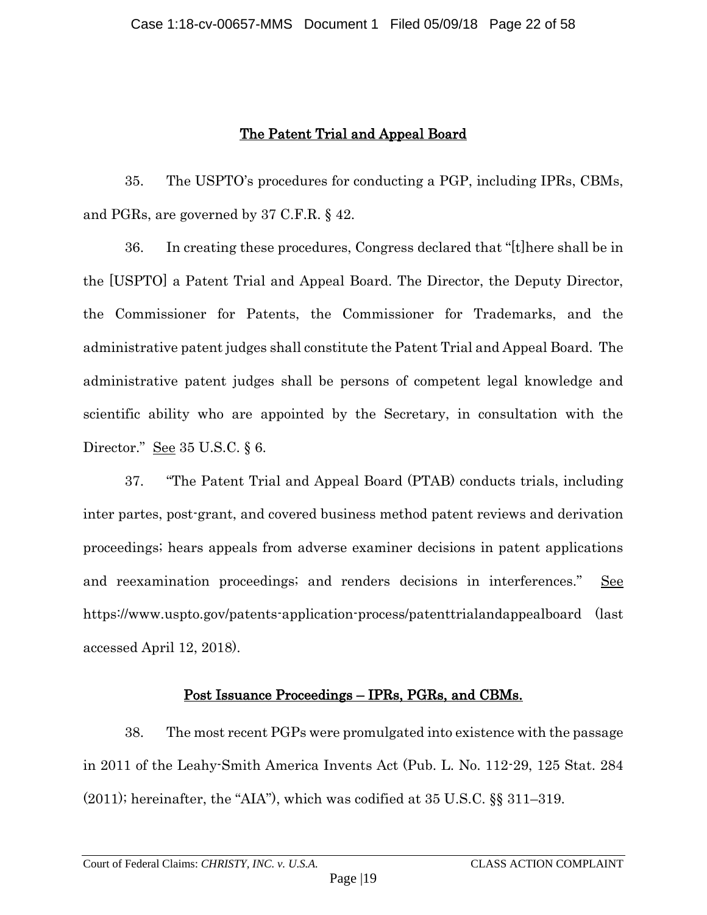## The Patent Trial and Appeal Board

35. The USPTO's procedures for conducting a PGP, including IPRs, CBMs, and PGRs, are governed by 37 C.F.R. § 42.

36. In creating these procedures, Congress declared that "[t]here shall be in the [USPTO] a Patent Trial and Appeal Board. The Director, the Deputy Director, the Commissioner for Patents, the Commissioner for Trademarks, and the administrative patent judges shall constitute the Patent Trial and Appeal Board. The administrative patent judges shall be persons of competent legal knowledge and scientific ability who are appointed by the Secretary, in consultation with the Director." See 35 U.S.C. § 6.

37. "The Patent Trial and Appeal Board (PTAB) conducts trials, including inter partes, post-grant, and covered business method patent reviews and derivation proceedings; hears appeals from adverse examiner decisions in patent applications and reexamination proceedings; and renders decisions in interferences." See https://www.uspto.gov/patents-application-process/patenttrialandappealboard (last accessed April 12, 2018).

## Post Issuance Proceedings – IPRs, PGRs, and CBMs.

38. The most recent PGPs were promulgated into existence with the passage in 2011 of the Leahy-Smith America Invents Act (Pub. L. No. 112-29, 125 Stat. 284 (2011); hereinafter, the "AIA"), which was codified at 35 U.S.C. §§ 311–319.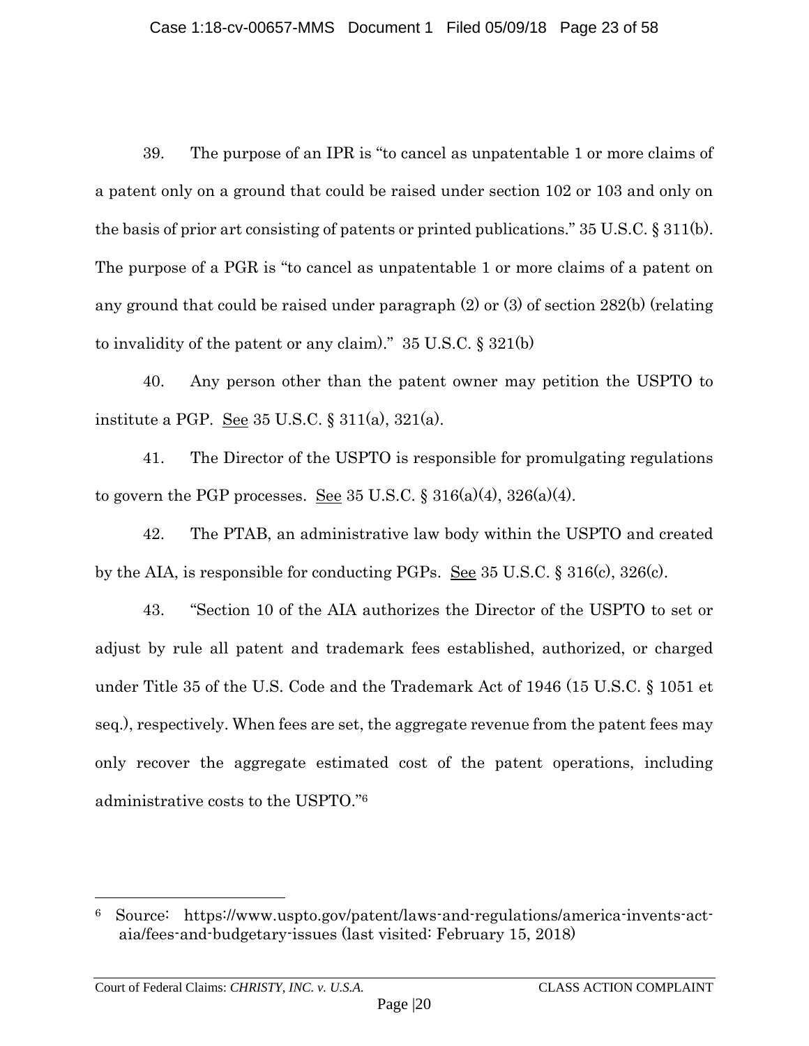39. The purpose of an IPR is "to cancel as unpatentable 1 or more claims of a patent only on a ground that could be raised under section 102 or 103 and only on the basis of prior art consisting of patents or printed publications." 35 U.S.C. § 311(b). The purpose of a PGR is "to cancel as unpatentable 1 or more claims of a patent on any ground that could be raised under paragraph (2) or (3) of section 282(b) (relating to invalidity of the patent or any claim)." 35 U.S.C. § 321(b)

40. Any person other than the patent owner may petition the USPTO to institute a PGP. See 35 U.S.C. § 311(a), 321(a).

41. The Director of the USPTO is responsible for promulgating regulations to govern the PGP processes. See 35 U.S.C. § 316(a)(4), 326(a)(4).

42. The PTAB, an administrative law body within the USPTO and created by the AIA, is responsible for conducting PGPs. See 35 U.S.C. § 316(c), 326(c).

43. "Section 10 of the AIA authorizes the Director of the USPTO to set or adjust by rule all patent and trademark fees established, authorized, or charged under Title 35 of the U.S. Code and the Trademark Act of 1946 (15 U.S.C. § 1051 et seq.), respectively. When fees are set, the aggregate revenue from the patent fees may only recover the aggregate estimated cost of the patent operations, including administrative costs to the USPTO."[6]

---

[6] Source: https://www.uspto.gov/patent/laws-and-regulations/america-invents-act-aia/fees-and-budgetary-issues (last visited: February 15, 2018)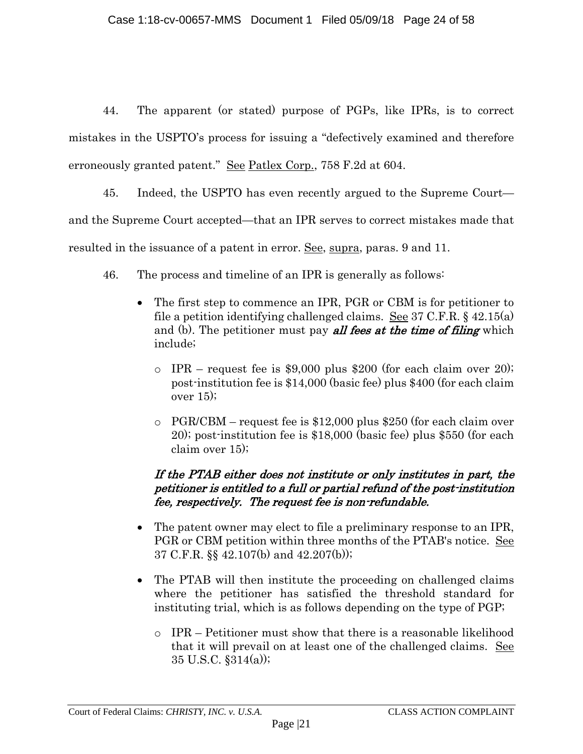44. The apparent (or stated) purpose of PGPs, like IPRs, is to correct mistakes in the USPTO's process for issuing a "defectively examined and therefore erroneously granted patent." See Patlex Corp., 758 F.2d at 604.

45. Indeed, the USPTO has even recently argued to the Supreme Court—and the Supreme Court accepted—that an IPR serves to correct mistakes made that resulted in the issuance of a patent in error. See, supra, paras. 9 and 11.

46. The process and timeline of an IPR is generally as follows:

- The first step to commence an IPR, PGR or CBM is for petitioner to file a petition identifying challenged claims. See 37 C.F.R. § 42.15(a) and (b). The petitioner must pay ***all fees at the time of filing*** which include;
  - IPR – request fee is $9,000 plus $200 (for each claim over 20); post-institution fee is $14,000 (basic fee) plus $400 (for each claim over 15);
  - PGR/CBM – request fee is $12,000 plus $250 (for each claim over 20); post-institution fee is $18,000 (basic fee) plus $550 (for each claim over 15);

  ***If the PTAB either does not institute or only institutes in part, the petitioner is entitled to a full or partial refund of the post-institution fee, respectively. The request fee is non-refundable.***

- The patent owner may elect to file a preliminary response to an IPR, PGR or CBM petition within three months of the PTAB's notice. See 37 C.F.R. §§ 42.107(b) and 42.207(b));
- The PTAB will then institute the proceeding on challenged claims where the petitioner has satisfied the threshold standard for instituting trial, which is as follows depending on the type of PGP;
  - IPR – Petitioner must show that there is a reasonable likelihood that it will prevail on at least one of the challenged claims. See 35 U.S.C. §314(a));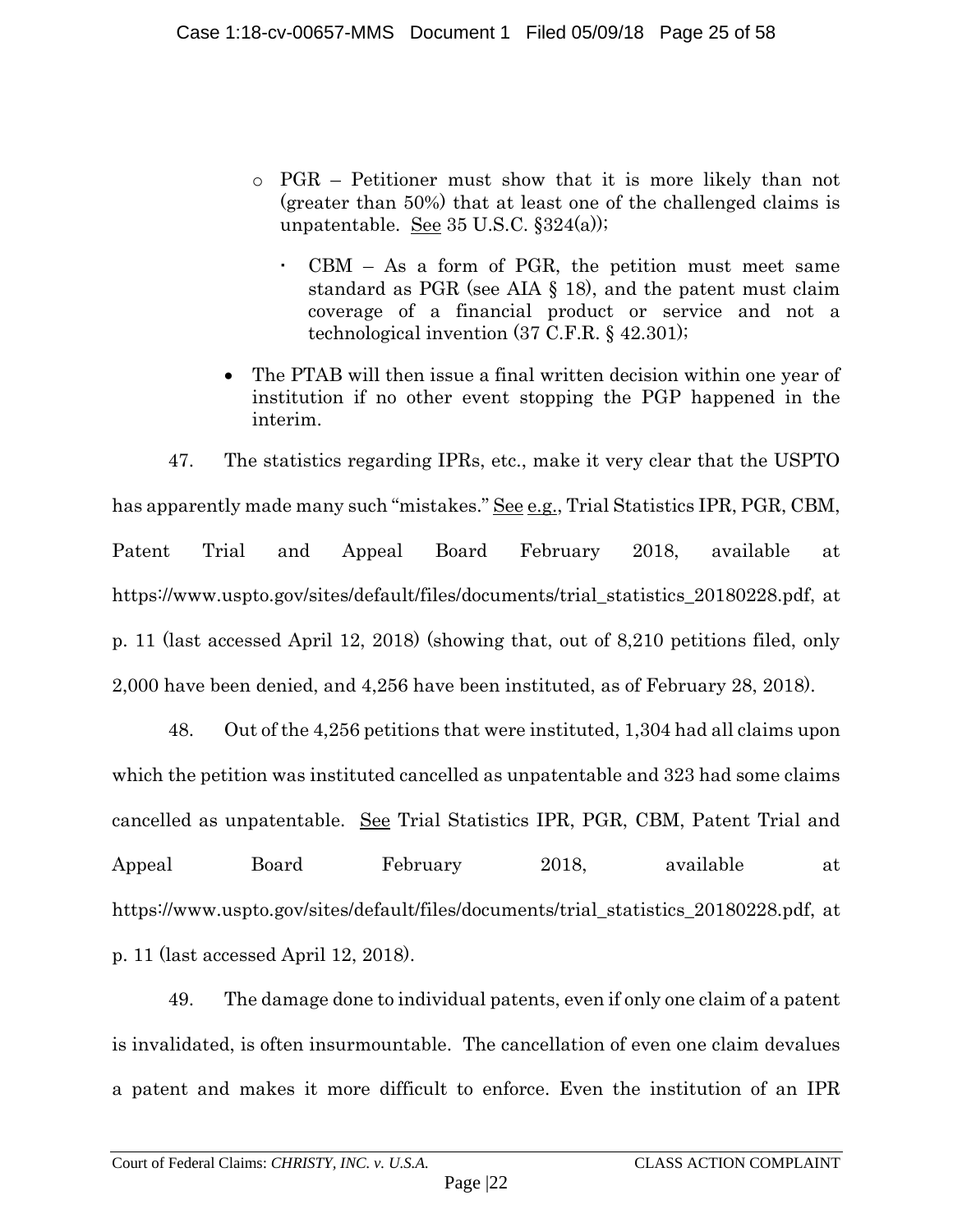- PGR – Petitioner must show that it is more likely than not (greater than 50%) that at least one of the challenged claims is unpatentable. See 35 U.S.C. §324(a));
    - CBM – As a form of PGR, the petition must meet same standard as PGR (see AIA § 18), and the patent must claim coverage of a financial product or service and not a technological invention (37 C.F.R. § 42.301);
- The PTAB will then issue a final written decision within one year of institution if no other event stopping the PGP happened in the interim.

47. The statistics regarding IPRs, etc., make it very clear that the USPTO has apparently made many such "mistakes." See e.g., Trial Statistics IPR, PGR, CBM, Patent Trial and Appeal Board February 2018, available at https://www.uspto.gov/sites/default/files/documents/trial_statistics_20180228.pdf, at p. 11 (last accessed April 12, 2018) (showing that, out of 8,210 petitions filed, only 2,000 have been denied, and 4,256 have been instituted, as of February 28, 2018).

48. Out of the 4,256 petitions that were instituted, 1,304 had all claims upon which the petition was instituted cancelled as unpatentable and 323 had some claims cancelled as unpatentable. See Trial Statistics IPR, PGR, CBM, Patent Trial and Appeal Board February 2018, available at https://www.uspto.gov/sites/default/files/documents/trial_statistics_20180228.pdf, at p. 11 (last accessed April 12, 2018).

49. The damage done to individual patents, even if only one claim of a patent is invalidated, is often insurmountable. The cancellation of even one claim devalues a patent and makes it more difficult to enforce. Even the institution of an IPR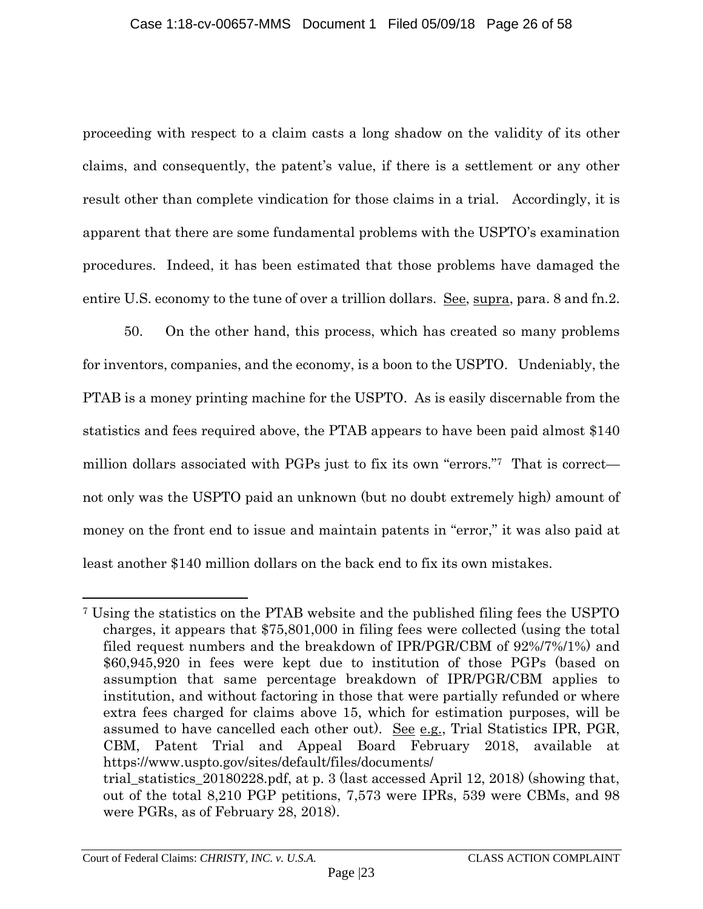proceeding with respect to a claim casts a long shadow on the validity of its other claims, and consequently, the patent's value, if there is a settlement or any other result other than complete vindication for those claims in a trial. Accordingly, it is apparent that there are some fundamental problems with the USPTO's examination procedures. Indeed, it has been estimated that those problems have damaged the entire U.S. economy to the tune of over a trillion dollars. See, supra, para. 8 and fn.2.

50. On the other hand, this process, which has created so many problems for inventors, companies, and the economy, is a boon to the USPTO. Undeniably, the PTAB is a money printing machine for the USPTO. As is easily discernable from the statistics and fees required above, the PTAB appears to have been paid almost $140 million dollars associated with PGPs just to fix its own "errors."[7] That is correct—not only was the USPTO paid an unknown (but no doubt extremely high) amount of money on the front end to issue and maintain patents in "error," it was also paid at least another $140 million dollars on the back end to fix its own mistakes.

[7] Using the statistics on the PTAB website and the published filing fees the USPTO charges, it appears that $75,801,000 in filing fees were collected (using the total filed request numbers and the breakdown of IPR/PGR/CBM of 92%/7%/1%) and $60,945,920 in fees were kept due to institution of those PGPs (based on assumption that same percentage breakdown of IPR/PGR/CBM applies to institution, and without factoring in those that were partially refunded or where extra fees charged for claims above 15, which for estimation purposes, will be assumed to have cancelled each other out). See e.g., Trial Statistics IPR, PGR, CBM, Patent Trial and Appeal Board February 2018, available at https://www.uspto.gov/sites/default/files/documents/trial_statistics_20180228.pdf, at p. 3 (last accessed April 12, 2018) (showing that, out of the total 8,210 PGP petitions, 7,573 were IPRs, 539 were CBMs, and 98 were PGRs, as of February 28, 2018).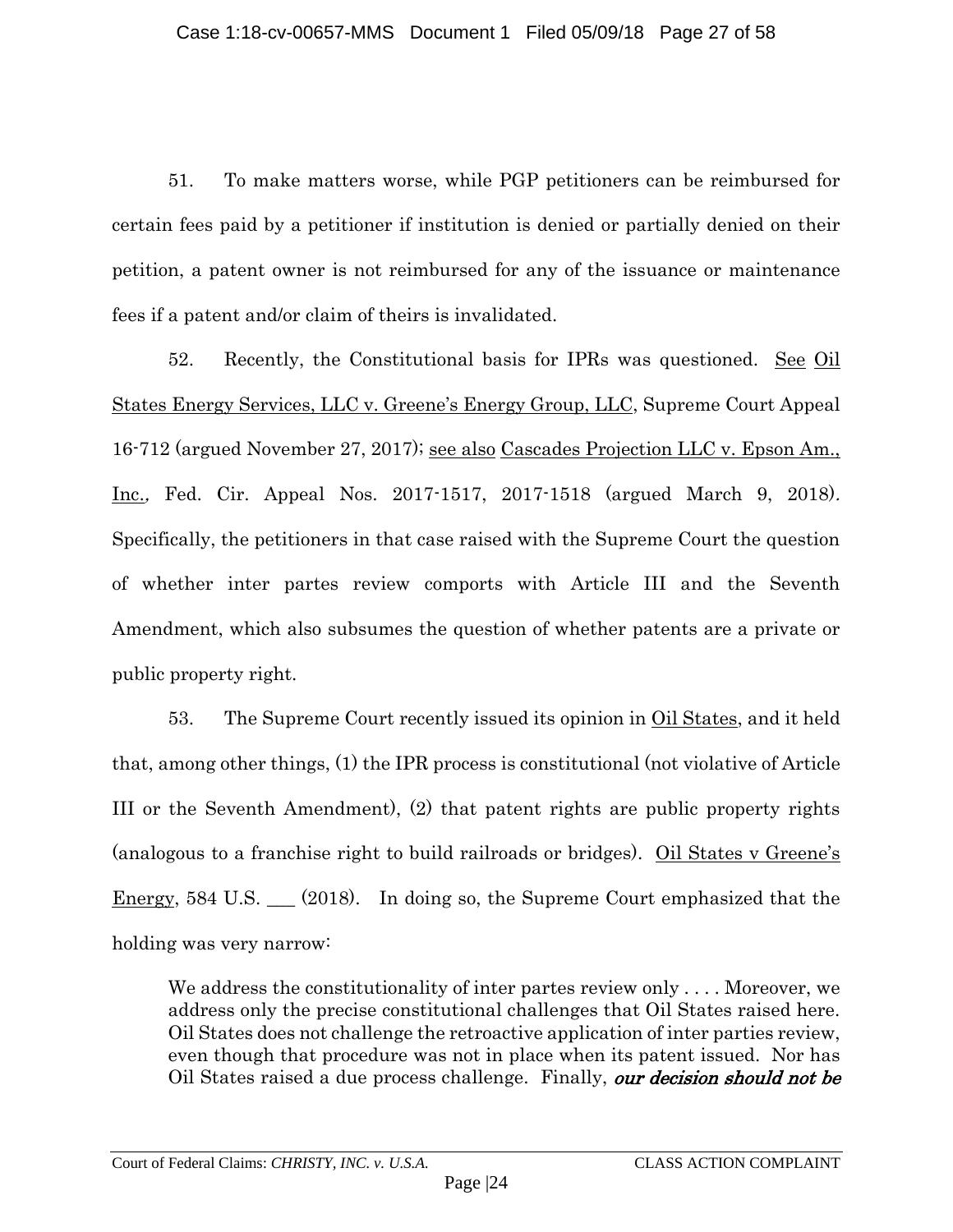51. To make matters worse, while PGP petitioners can be reimbursed for certain fees paid by a petitioner if institution is denied or partially denied on their petition, a patent owner is not reimbursed for any of the issuance or maintenance fees if a patent and/or claim of theirs is invalidated.

52. Recently, the Constitutional basis for IPRs was questioned. See Oil States Energy Services, LLC v. Greene's Energy Group, LLC, Supreme Court Appeal 16-712 (argued November 27, 2017); see also Cascades Projection LLC v. Epson Am., Inc., Fed. Cir. Appeal Nos. 2017-1517, 2017-1518 (argued March 9, 2018). Specifically, the petitioners in that case raised with the Supreme Court the question of whether inter partes review comports with Article III and the Seventh Amendment, which also subsumes the question of whether patents are a private or public property right.

53. The Supreme Court recently issued its opinion in Oil States, and it held that, among other things, (1) the IPR process is constitutional (not violative of Article III or the Seventh Amendment), (2) that patent rights are public property rights (analogous to a franchise right to build railroads or bridges). Oil States v Greene's Energy, 584 U.S. ___ (2018). In doing so, the Supreme Court emphasized that the holding was very narrow:

> We address the constitutionality of inter partes review only . . . . Moreover, we address only the precise constitutional challenges that Oil States raised here. Oil States does not challenge the retroactive application of inter parties review, even though that procedure was not in place when its patent issued. Nor has Oil States raised a due process challenge. Finally, ***our decision should not be***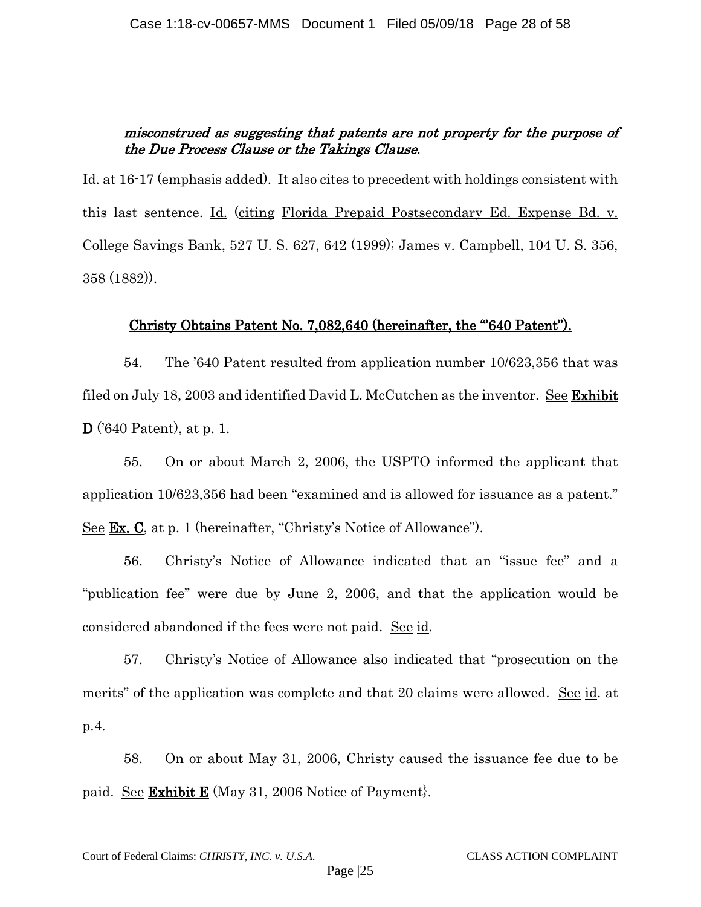> ***misconstrued as suggesting that patents are not property for the purpose of the Due Process Clause or the Takings Clause.***

Id. at 16-17 (emphasis added). It also cites to precedent with holdings consistent with this last sentence. Id. (citing Florida Prepaid Postsecondary Ed. Expense Bd. v. College Savings Bank, 527 U. S. 627, 642 (1999); James v. Campbell, 104 U. S. 356, 358 (1882)).

## Christy Obtains Patent No. 7,082,640 (hereinafter, the "'640 Patent").

54. The '640 Patent resulted from application number 10/623,356 that was filed on July 18, 2003 and identified David L. McCutchen as the inventor. See **Exhibit D** ('640 Patent), at p. 1.

55. On or about March 2, 2006, the USPTO informed the applicant that application 10/623,356 had been "examined and is allowed for issuance as a patent." See **Ex. C**, at p. 1 (hereinafter, "Christy's Notice of Allowance").

56. Christy's Notice of Allowance indicated that an "issue fee" and a "publication fee" were due by June 2, 2006, and that the application would be considered abandoned if the fees were not paid. See id.

57. Christy's Notice of Allowance also indicated that "prosecution on the merits" of the application was complete and that 20 claims were allowed. See id. at p.4.

58. On or about May 31, 2006, Christy caused the issuance fee due to be paid. See **Exhibit E** (May 31, 2006 Notice of Payment}.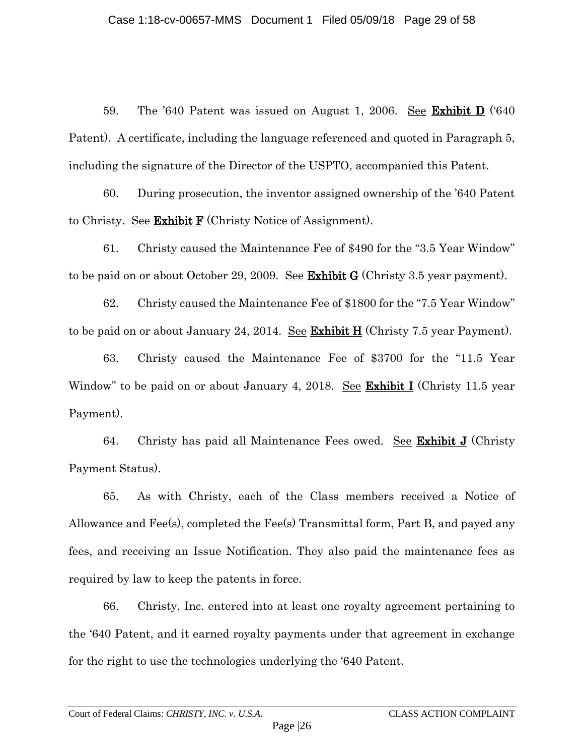59. The ’640 Patent was issued on August 1, 2006. See **Exhibit D** (‘640 Patent). A certificate, including the language referenced and quoted in Paragraph 5, including the signature of the Director of the USPTO, accompanied this Patent.

60. During prosecution, the inventor assigned ownership of the ’640 Patent to Christy. See **Exhibit F** (Christy Notice of Assignment).

61. Christy caused the Maintenance Fee of $490 for the “3.5 Year Window” to be paid on or about October 29, 2009. See **Exhibit G** (Christy 3.5 year payment).

62. Christy caused the Maintenance Fee of $1800 for the “7.5 Year Window” to be paid on or about January 24, 2014. See **Exhibit H** (Christy 7.5 year Payment).

63. Christy caused the Maintenance Fee of $3700 for the “11.5 Year Window” to be paid on or about January 4, 2018. See **Exhibit I** (Christy 11.5 year Payment).

64. Christy has paid all Maintenance Fees owed. See **Exhibit J** (Christy Payment Status).

65. As with Christy, each of the Class members received a Notice of Allowance and Fee(s), completed the Fee(s) Transmittal form, Part B, and payed any fees, and receiving an Issue Notification. They also paid the maintenance fees as required by law to keep the patents in force.

66. Christy, Inc. entered into at least one royalty agreement pertaining to the ‘640 Patent, and it earned royalty payments under that agreement in exchange for the right to use the technologies underlying the ‘640 Patent.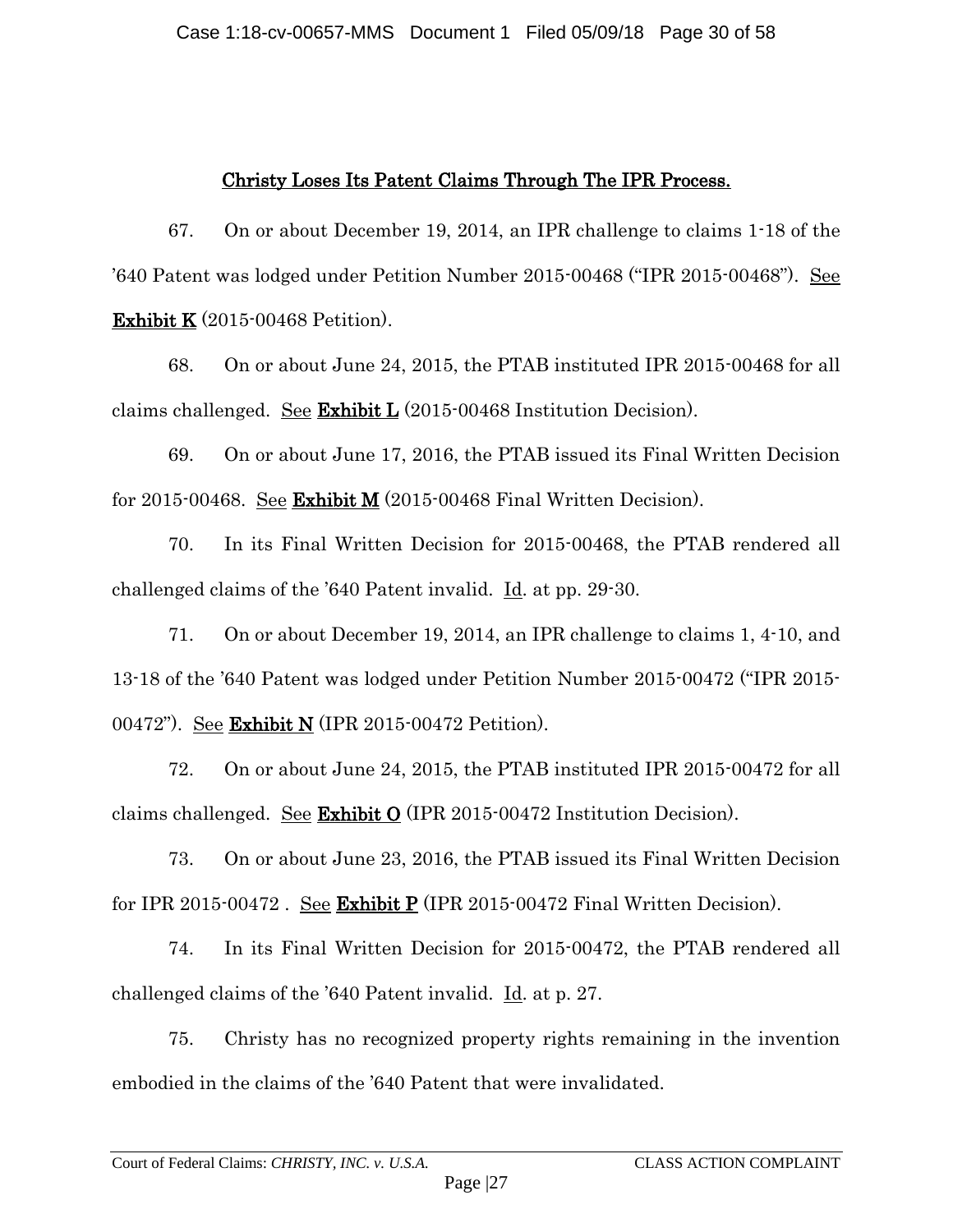## Christy Loses Its Patent Claims Through The IPR Process.

67. On or about December 19, 2014, an IPR challenge to claims 1-18 of the '640 Patent was lodged under Petition Number 2015-00468 ("IPR 2015-00468"). See **Exhibit K** (2015-00468 Petition).

68. On or about June 24, 2015, the PTAB instituted IPR 2015-00468 for all claims challenged. See **Exhibit L** (2015-00468 Institution Decision).

69. On or about June 17, 2016, the PTAB issued its Final Written Decision for 2015-00468. See **Exhibit M** (2015-00468 Final Written Decision).

70. In its Final Written Decision for 2015-00468, the PTAB rendered all challenged claims of the '640 Patent invalid. Id. at pp. 29-30.

71. On or about December 19, 2014, an IPR challenge to claims 1, 4-10, and 13-18 of the '640 Patent was lodged under Petition Number 2015-00472 ("IPR 2015-00472"). See **Exhibit N** (IPR 2015-00472 Petition).

72. On or about June 24, 2015, the PTAB instituted IPR 2015-00472 for all claims challenged. See **Exhibit O** (IPR 2015-00472 Institution Decision).

73. On or about June 23, 2016, the PTAB issued its Final Written Decision for IPR 2015-00472 . See **Exhibit P** (IPR 2015-00472 Final Written Decision).

74. In its Final Written Decision for 2015-00472, the PTAB rendered all challenged claims of the '640 Patent invalid. Id. at p. 27.

75. Christy has no recognized property rights remaining in the invention embodied in the claims of the '640 Patent that were invalidated.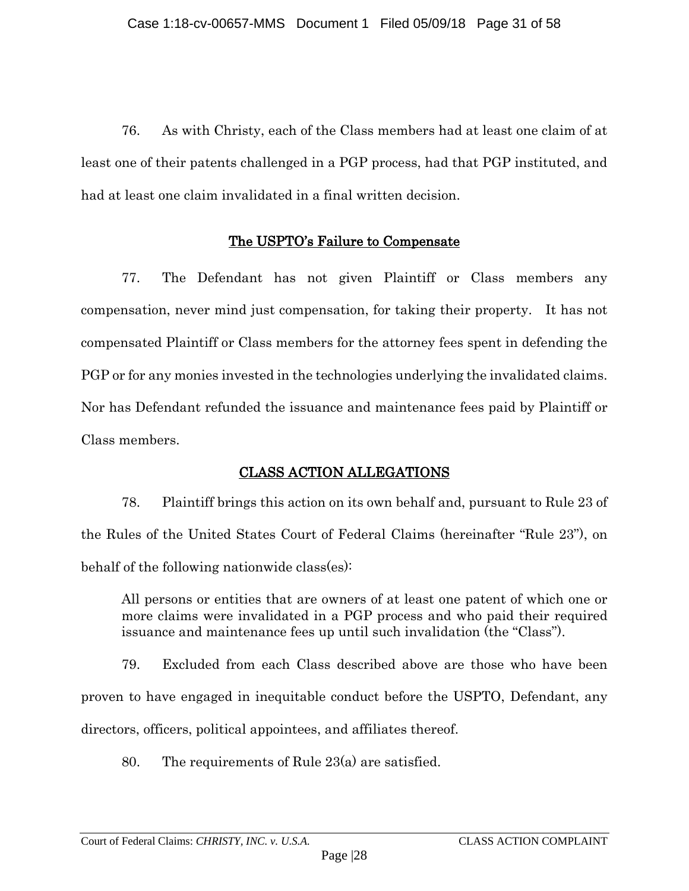76. As with Christy, each of the Class members had at least one claim of at least one of their patents challenged in a PGP process, had that PGP instituted, and had at least one claim invalidated in a final written decision.

## The USPTO's Failure to Compensate

77. The Defendant has not given Plaintiff or Class members any compensation, never mind just compensation, for taking their property. It has not compensated Plaintiff or Class members for the attorney fees spent in defending the PGP or for any monies invested in the technologies underlying the invalidated claims. Nor has Defendant refunded the issuance and maintenance fees paid by Plaintiff or Class members.

## CLASS ACTION ALLEGATIONS

78. Plaintiff brings this action on its own behalf and, pursuant to Rule 23 of the Rules of the United States Court of Federal Claims (hereinafter "Rule 23"), on behalf of the following nationwide class(es):

> All persons or entities that are owners of at least one patent of which one or more claims were invalidated in a PGP process and who paid their required issuance and maintenance fees up until such invalidation (the "Class").

79. Excluded from each Class described above are those who have been proven to have engaged in inequitable conduct before the USPTO, Defendant, any directors, officers, political appointees, and affiliates thereof.

80. The requirements of Rule 23(a) are satisfied.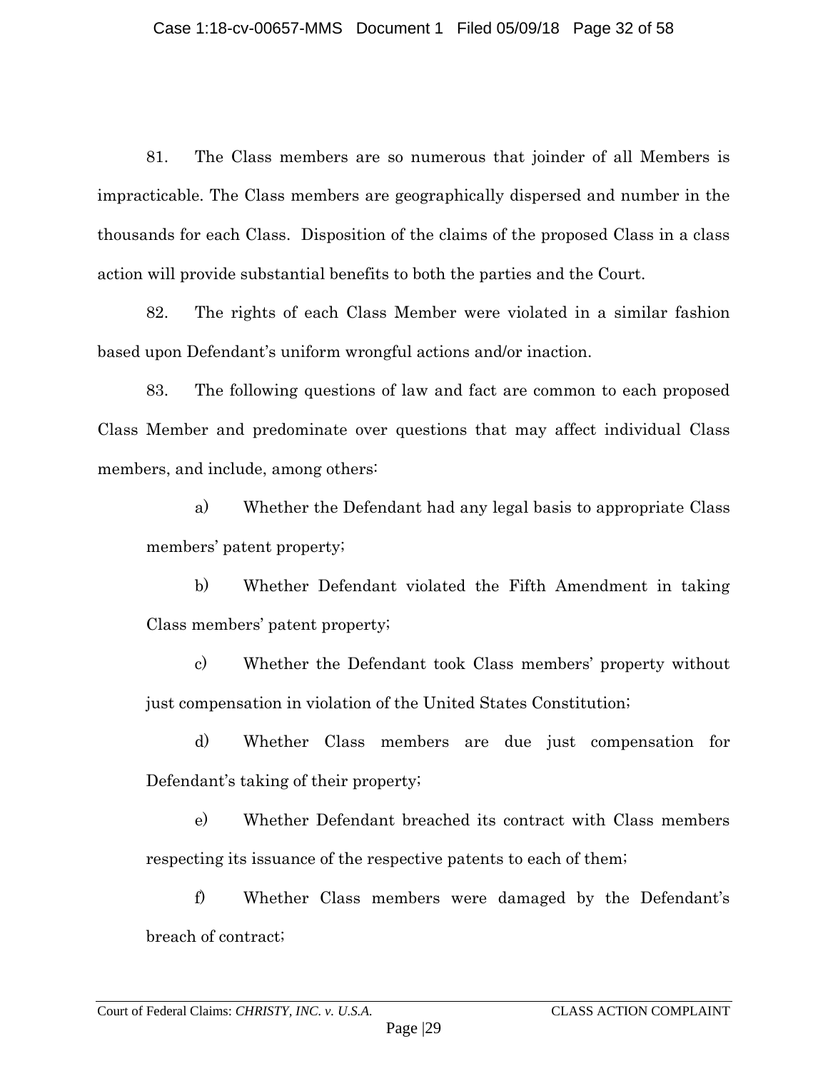81. The Class members are so numerous that joinder of all Members is impracticable. The Class members are geographically dispersed and number in the thousands for each Class. Disposition of the claims of the proposed Class in a class action will provide substantial benefits to both the parties and the Court.

82. The rights of each Class Member were violated in a similar fashion based upon Defendant's uniform wrongful actions and/or inaction.

83. The following questions of law and fact are common to each proposed Class Member and predominate over questions that may affect individual Class members, and include, among others:

a) Whether the Defendant had any legal basis to appropriate Class members' patent property;

b) Whether Defendant violated the Fifth Amendment in taking Class members' patent property;

c) Whether the Defendant took Class members' property without just compensation in violation of the United States Constitution;

d) Whether Class members are due just compensation for Defendant's taking of their property;

e) Whether Defendant breached its contract with Class members respecting its issuance of the respective patents to each of them;

f) Whether Class members were damaged by the Defendant's breach of contract;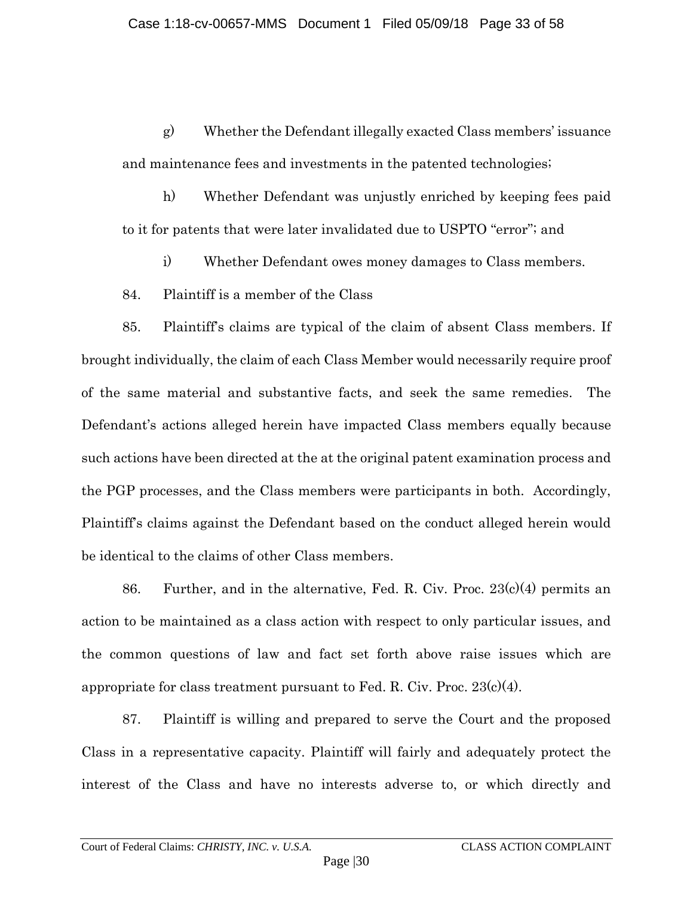g) Whether the Defendant illegally exacted Class members' issuance and maintenance fees and investments in the patented technologies;

h) Whether Defendant was unjustly enriched by keeping fees paid to it for patents that were later invalidated due to USPTO "error"; and

i) Whether Defendant owes money damages to Class members.

84. Plaintiff is a member of the Class

85. Plaintiff's claims are typical of the claim of absent Class members. If brought individually, the claim of each Class Member would necessarily require proof of the same material and substantive facts, and seek the same remedies. The Defendant's actions alleged herein have impacted Class members equally because such actions have been directed at the at the original patent examination process and the PGP processes, and the Class members were participants in both. Accordingly, Plaintiff's claims against the Defendant based on the conduct alleged herein would be identical to the claims of other Class members.

86. Further, and in the alternative, Fed. R. Civ. Proc. 23(c)(4) permits an action to be maintained as a class action with respect to only particular issues, and the common questions of law and fact set forth above raise issues which are appropriate for class treatment pursuant to Fed. R. Civ. Proc. 23(c)(4).

87. Plaintiff is willing and prepared to serve the Court and the proposed Class in a representative capacity. Plaintiff will fairly and adequately protect the interest of the Class and have no interests adverse to, or which directly and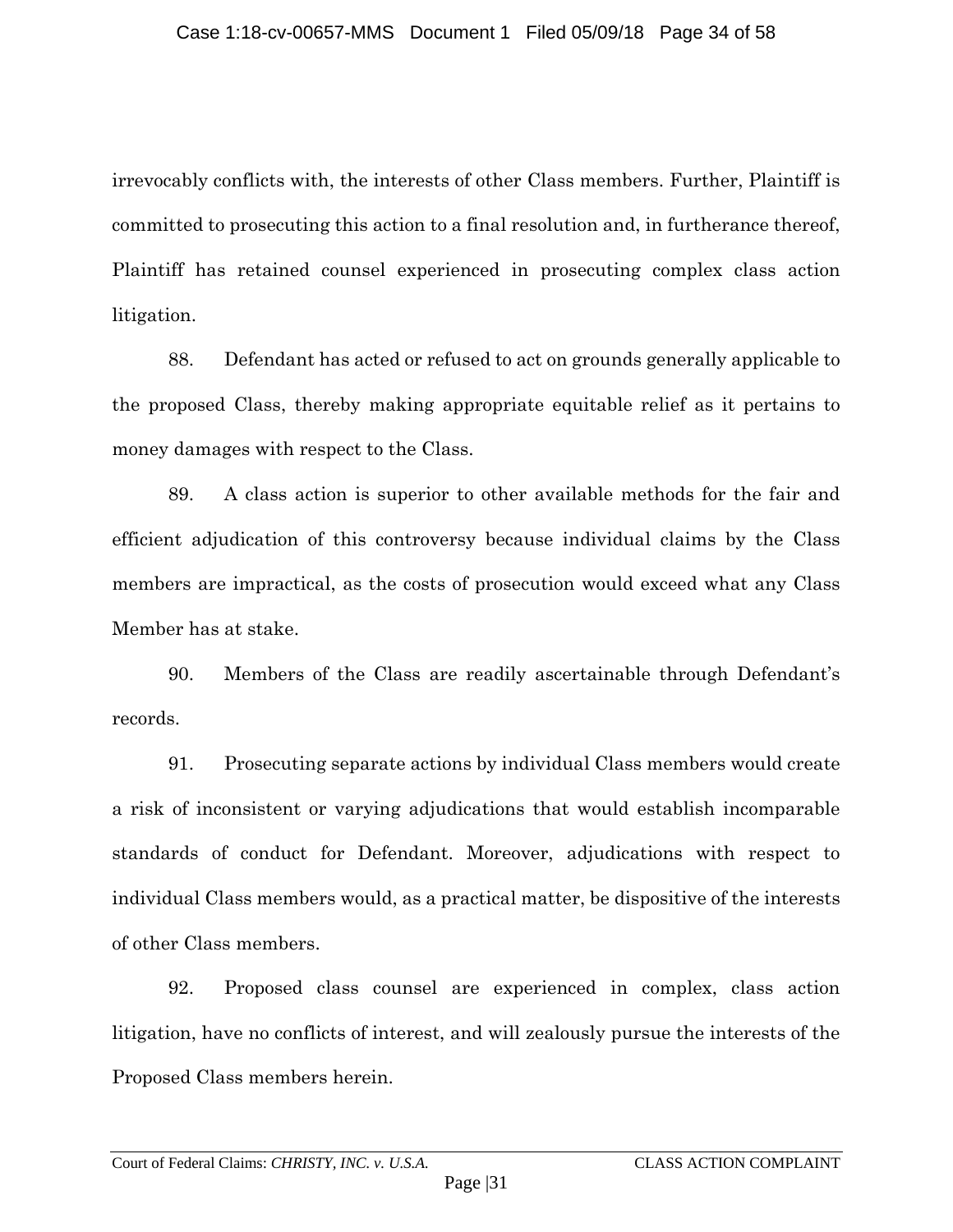irrevocably conflicts with, the interests of other Class members. Further, Plaintiff is committed to prosecuting this action to a final resolution and, in furtherance thereof, Plaintiff has retained counsel experienced in prosecuting complex class action litigation.

88. Defendant has acted or refused to act on grounds generally applicable to the proposed Class, thereby making appropriate equitable relief as it pertains to money damages with respect to the Class.

89. A class action is superior to other available methods for the fair and efficient adjudication of this controversy because individual claims by the Class members are impractical, as the costs of prosecution would exceed what any Class Member has at stake.

90. Members of the Class are readily ascertainable through Defendant's records.

91. Prosecuting separate actions by individual Class members would create a risk of inconsistent or varying adjudications that would establish incomparable standards of conduct for Defendant. Moreover, adjudications with respect to individual Class members would, as a practical matter, be dispositive of the interests of other Class members.

92. Proposed class counsel are experienced in complex, class action litigation, have no conflicts of interest, and will zealously pursue the interests of the Proposed Class members herein.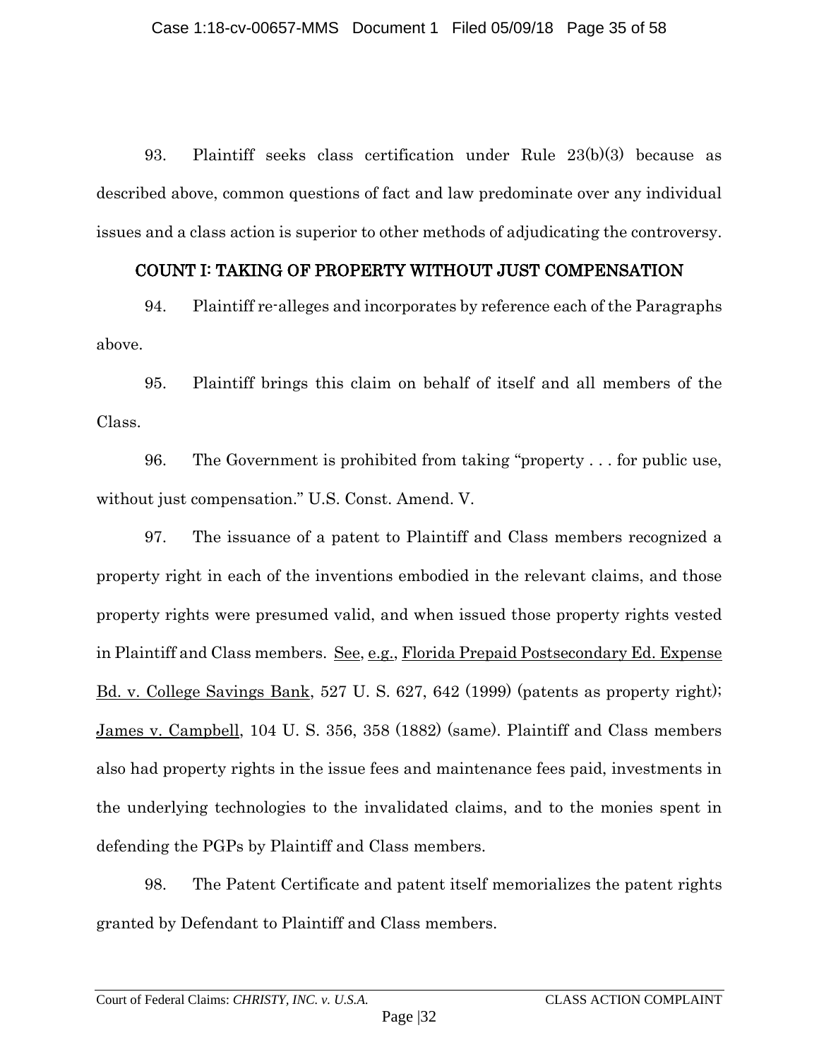93. Plaintiff seeks class certification under Rule 23(b)(3) because as described above, common questions of fact and law predominate over any individual issues and a class action is superior to other methods of adjudicating the controversy.

## COUNT I: TAKING OF PROPERTY WITHOUT JUST COMPENSATION

94. Plaintiff re-alleges and incorporates by reference each of the Paragraphs above.

95. Plaintiff brings this claim on behalf of itself and all members of the Class.

96. The Government is prohibited from taking "property . . . for public use, without just compensation." U.S. Const. Amend. V.

97. The issuance of a patent to Plaintiff and Class members recognized a property right in each of the inventions embodied in the relevant claims, and those property rights were presumed valid, and when issued those property rights vested in Plaintiff and Class members. See, e.g., Florida Prepaid Postsecondary Ed. Expense Bd. v. College Savings Bank, 527 U. S. 627, 642 (1999) (patents as property right); James v. Campbell, 104 U. S. 356, 358 (1882) (same). Plaintiff and Class members also had property rights in the issue fees and maintenance fees paid, investments in the underlying technologies to the invalidated claims, and to the monies spent in defending the PGPs by Plaintiff and Class members.

98. The Patent Certificate and patent itself memorializes the patent rights granted by Defendant to Plaintiff and Class members.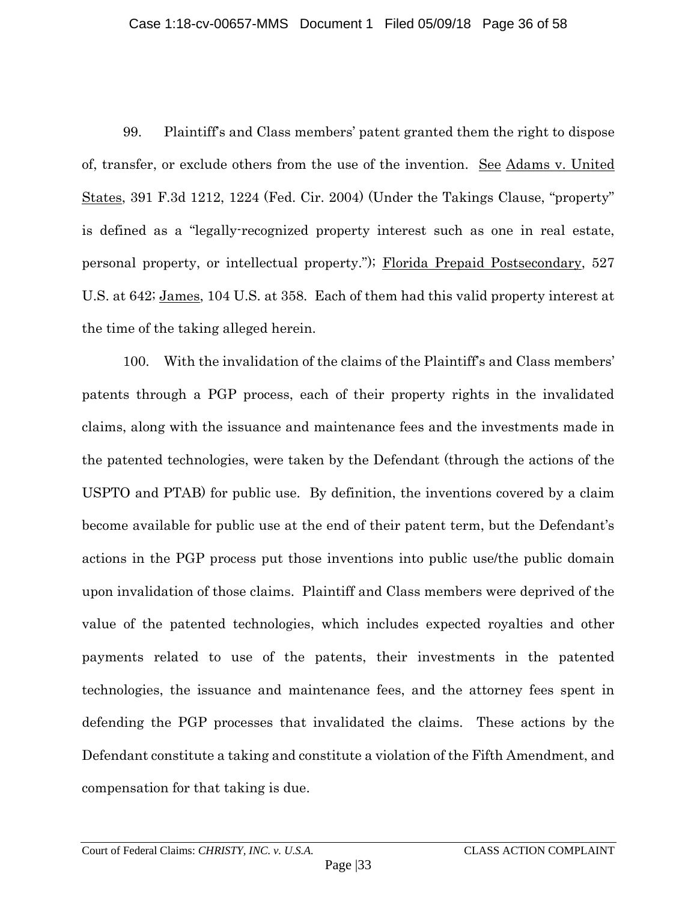99. Plaintiff's and Class members' patent granted them the right to dispose of, transfer, or exclude others from the use of the invention. See Adams v. United States, 391 F.3d 1212, 1224 (Fed. Cir. 2004) (Under the Takings Clause, "property" is defined as a "legally-recognized property interest such as one in real estate, personal property, or intellectual property."); Florida Prepaid Postsecondary, 527 U.S. at 642; James, 104 U.S. at 358. Each of them had this valid property interest at the time of the taking alleged herein.

100. With the invalidation of the claims of the Plaintiff's and Class members' patents through a PGP process, each of their property rights in the invalidated claims, along with the issuance and maintenance fees and the investments made in the patented technologies, were taken by the Defendant (through the actions of the USPTO and PTAB) for public use. By definition, the inventions covered by a claim become available for public use at the end of their patent term, but the Defendant's actions in the PGP process put those inventions into public use/the public domain upon invalidation of those claims. Plaintiff and Class members were deprived of the value of the patented technologies, which includes expected royalties and other payments related to use of the patents, their investments in the patented technologies, the issuance and maintenance fees, and the attorney fees spent in defending the PGP processes that invalidated the claims. These actions by the Defendant constitute a taking and constitute a violation of the Fifth Amendment, and compensation for that taking is due.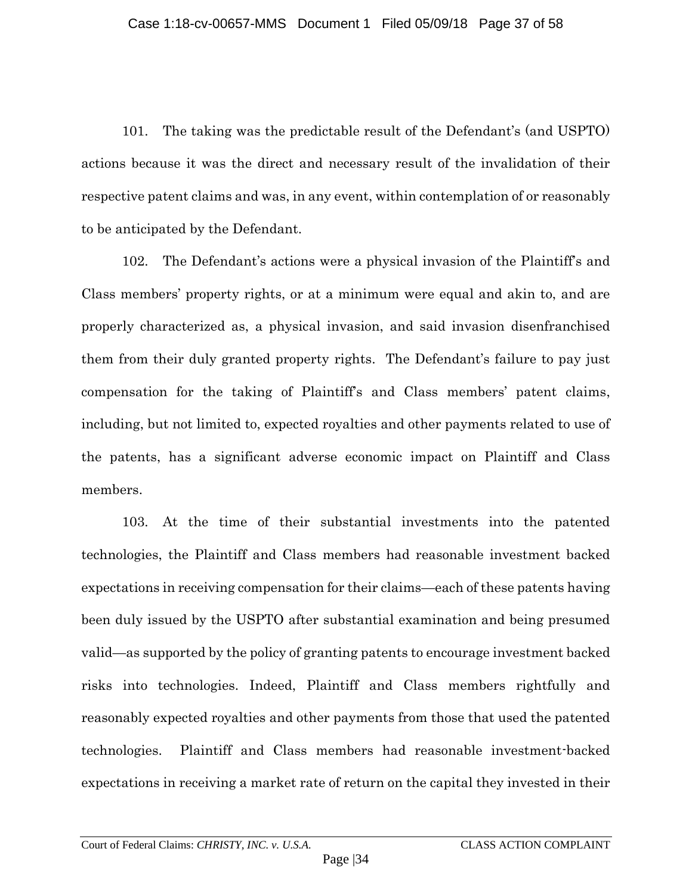101. The taking was the predictable result of the Defendant's (and USPTO) actions because it was the direct and necessary result of the invalidation of their respective patent claims and was, in any event, within contemplation of or reasonably to be anticipated by the Defendant.

102. The Defendant's actions were a physical invasion of the Plaintiff's and Class members' property rights, or at a minimum were equal and akin to, and are properly characterized as, a physical invasion, and said invasion disenfranchised them from their duly granted property rights. The Defendant's failure to pay just compensation for the taking of Plaintiff's and Class members' patent claims, including, but not limited to, expected royalties and other payments related to use of the patents, has a significant adverse economic impact on Plaintiff and Class members.

103. At the time of their substantial investments into the patented technologies, the Plaintiff and Class members had reasonable investment backed expectations in receiving compensation for their claims—each of these patents having been duly issued by the USPTO after substantial examination and being presumed valid—as supported by the policy of granting patents to encourage investment backed risks into technologies. Indeed, Plaintiff and Class members rightfully and reasonably expected royalties and other payments from those that used the patented technologies. Plaintiff and Class members had reasonable investment-backed expectations in receiving a market rate of return on the capital they invested in their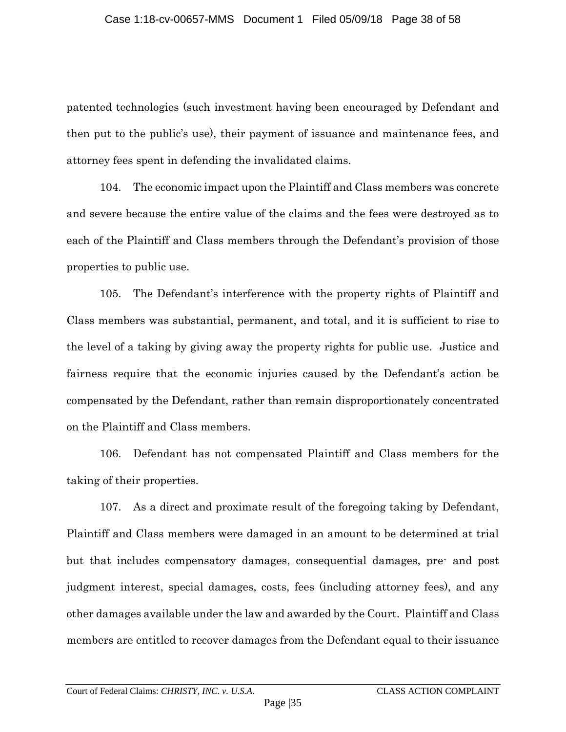patented technologies (such investment having been encouraged by Defendant and then put to the public's use), their payment of issuance and maintenance fees, and attorney fees spent in defending the invalidated claims.

104. The economic impact upon the Plaintiff and Class members was concrete and severe because the entire value of the claims and the fees were destroyed as to each of the Plaintiff and Class members through the Defendant's provision of those properties to public use.

105. The Defendant's interference with the property rights of Plaintiff and Class members was substantial, permanent, and total, and it is sufficient to rise to the level of a taking by giving away the property rights for public use. Justice and fairness require that the economic injuries caused by the Defendant's action be compensated by the Defendant, rather than remain disproportionately concentrated on the Plaintiff and Class members.

106. Defendant has not compensated Plaintiff and Class members for the taking of their properties.

107. As a direct and proximate result of the foregoing taking by Defendant, Plaintiff and Class members were damaged in an amount to be determined at trial but that includes compensatory damages, consequential damages, pre- and post judgment interest, special damages, costs, fees (including attorney fees), and any other damages available under the law and awarded by the Court. Plaintiff and Class members are entitled to recover damages from the Defendant equal to their issuance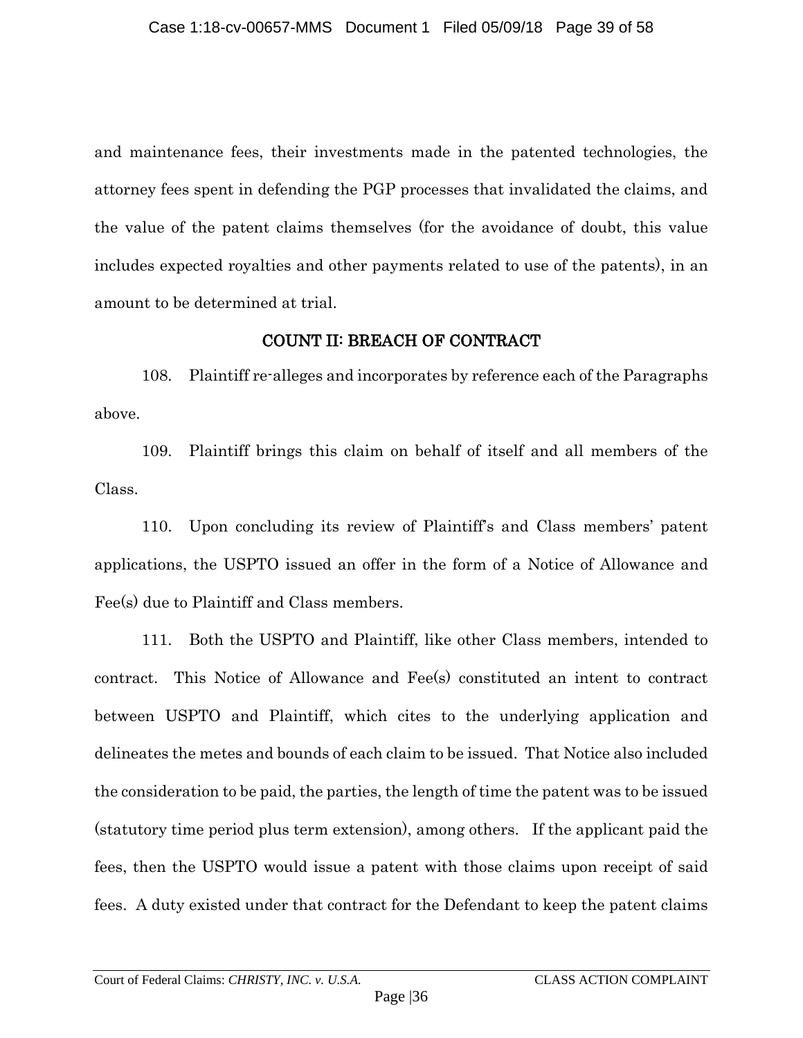and maintenance fees, their investments made in the patented technologies, the attorney fees spent in defending the PGP processes that invalidated the claims, and the value of the patent claims themselves (for the avoidance of doubt, this value includes expected royalties and other payments related to use of the patents), in an amount to be determined at trial.

## COUNT II: BREACH OF CONTRACT

108. Plaintiff re-alleges and incorporates by reference each of the Paragraphs above.

109. Plaintiff brings this claim on behalf of itself and all members of the Class.

110. Upon concluding its review of Plaintiff's and Class members' patent applications, the USPTO issued an offer in the form of a Notice of Allowance and Fee(s) due to Plaintiff and Class members.

111. Both the USPTO and Plaintiff, like other Class members, intended to contract. This Notice of Allowance and Fee(s) constituted an intent to contract between USPTO and Plaintiff, which cites to the underlying application and delineates the metes and bounds of each claim to be issued. That Notice also included the consideration to be paid, the parties, the length of time the patent was to be issued (statutory time period plus term extension), among others. If the applicant paid the fees, then the USPTO would issue a patent with those claims upon receipt of said fees. A duty existed under that contract for the Defendant to keep the patent claims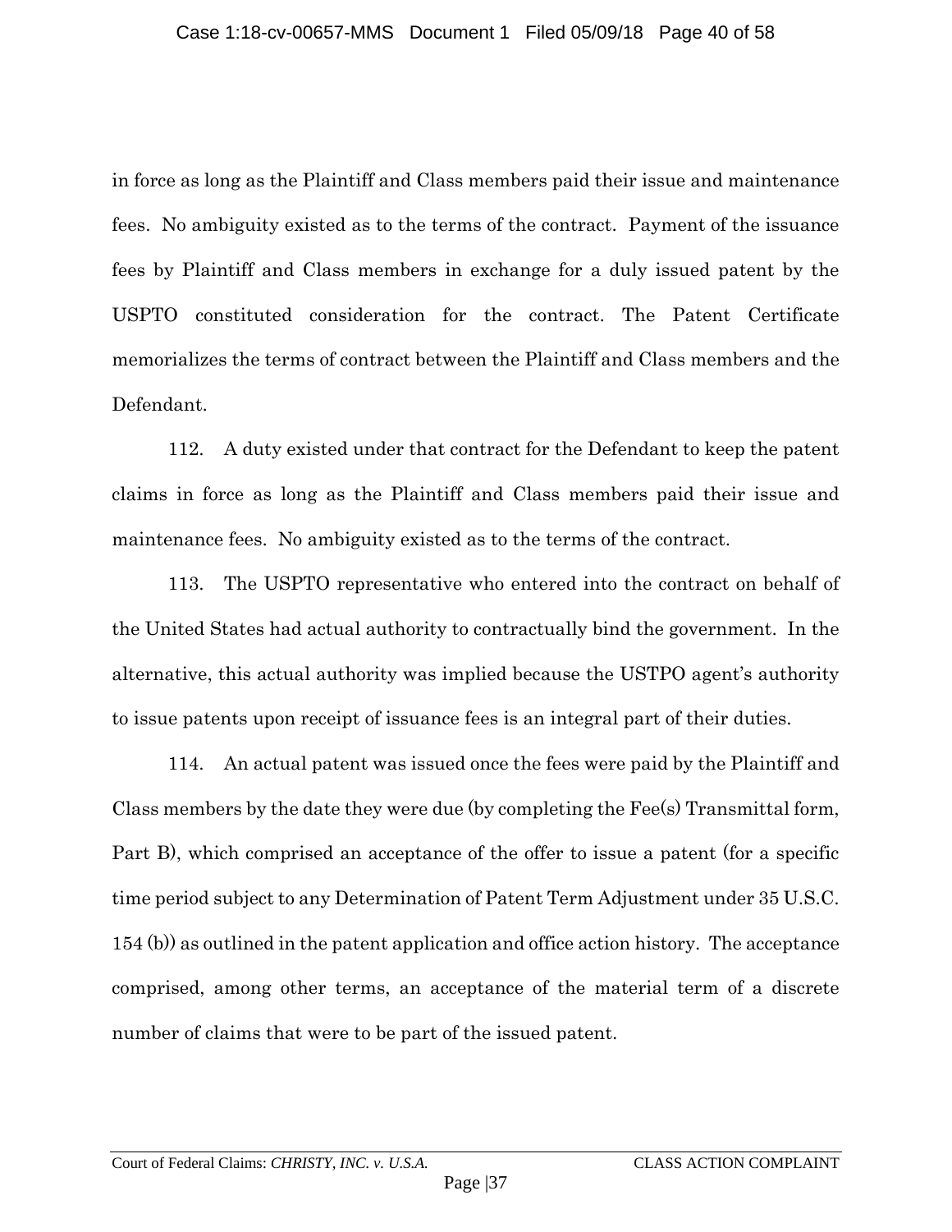in force as long as the Plaintiff and Class members paid their issue and maintenance fees. No ambiguity existed as to the terms of the contract. Payment of the issuance fees by Plaintiff and Class members in exchange for a duly issued patent by the USPTO constituted consideration for the contract. The Patent Certificate memorializes the terms of contract between the Plaintiff and Class members and the Defendant.

112. A duty existed under that contract for the Defendant to keep the patent claims in force as long as the Plaintiff and Class members paid their issue and maintenance fees. No ambiguity existed as to the terms of the contract.

113. The USPTO representative who entered into the contract on behalf of the United States had actual authority to contractually bind the government. In the alternative, this actual authority was implied because the USTPO agent's authority to issue patents upon receipt of issuance fees is an integral part of their duties.

114. An actual patent was issued once the fees were paid by the Plaintiff and Class members by the date they were due (by completing the Fee(s) Transmittal form, Part B), which comprised an acceptance of the offer to issue a patent (for a specific time period subject to any Determination of Patent Term Adjustment under 35 U.S.C. 154 (b)) as outlined in the patent application and office action history. The acceptance comprised, among other terms, an acceptance of the material term of a discrete number of claims that were to be part of the issued patent.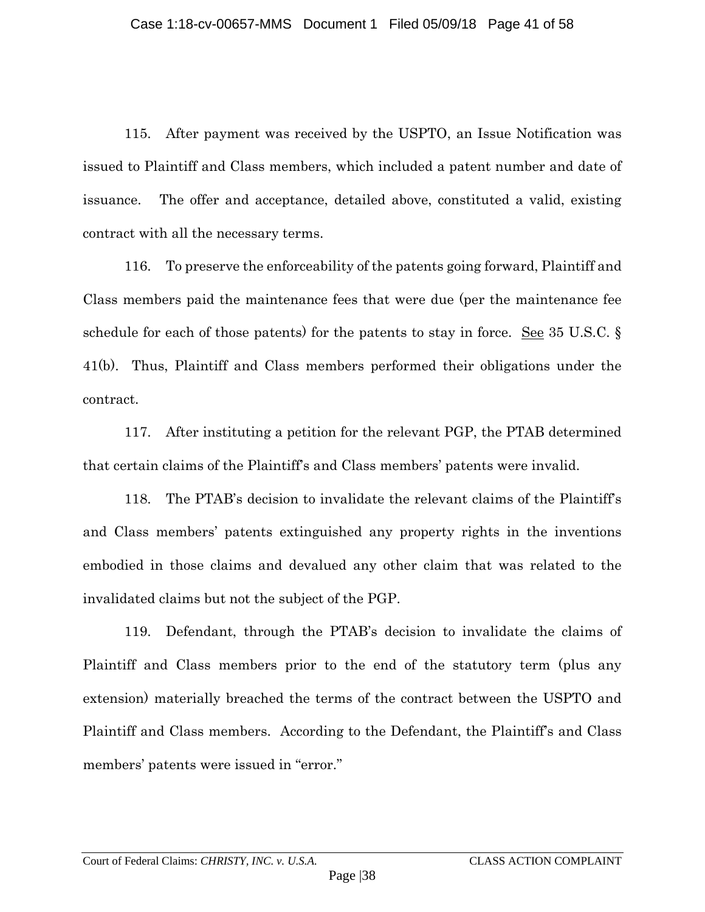115. After payment was received by the USPTO, an Issue Notification was issued to Plaintiff and Class members, which included a patent number and date of issuance. The offer and acceptance, detailed above, constituted a valid, existing contract with all the necessary terms.

116. To preserve the enforceability of the patents going forward, Plaintiff and Class members paid the maintenance fees that were due (per the maintenance fee schedule for each of those patents) for the patents to stay in force. See 35 U.S.C. § 41(b). Thus, Plaintiff and Class members performed their obligations under the contract.

117. After instituting a petition for the relevant PGP, the PTAB determined that certain claims of the Plaintiff's and Class members' patents were invalid.

118. The PTAB's decision to invalidate the relevant claims of the Plaintiff's and Class members' patents extinguished any property rights in the inventions embodied in those claims and devalued any other claim that was related to the invalidated claims but not the subject of the PGP.

119. Defendant, through the PTAB's decision to invalidate the claims of Plaintiff and Class members prior to the end of the statutory term (plus any extension) materially breached the terms of the contract between the USPTO and Plaintiff and Class members. According to the Defendant, the Plaintiff's and Class members' patents were issued in "error."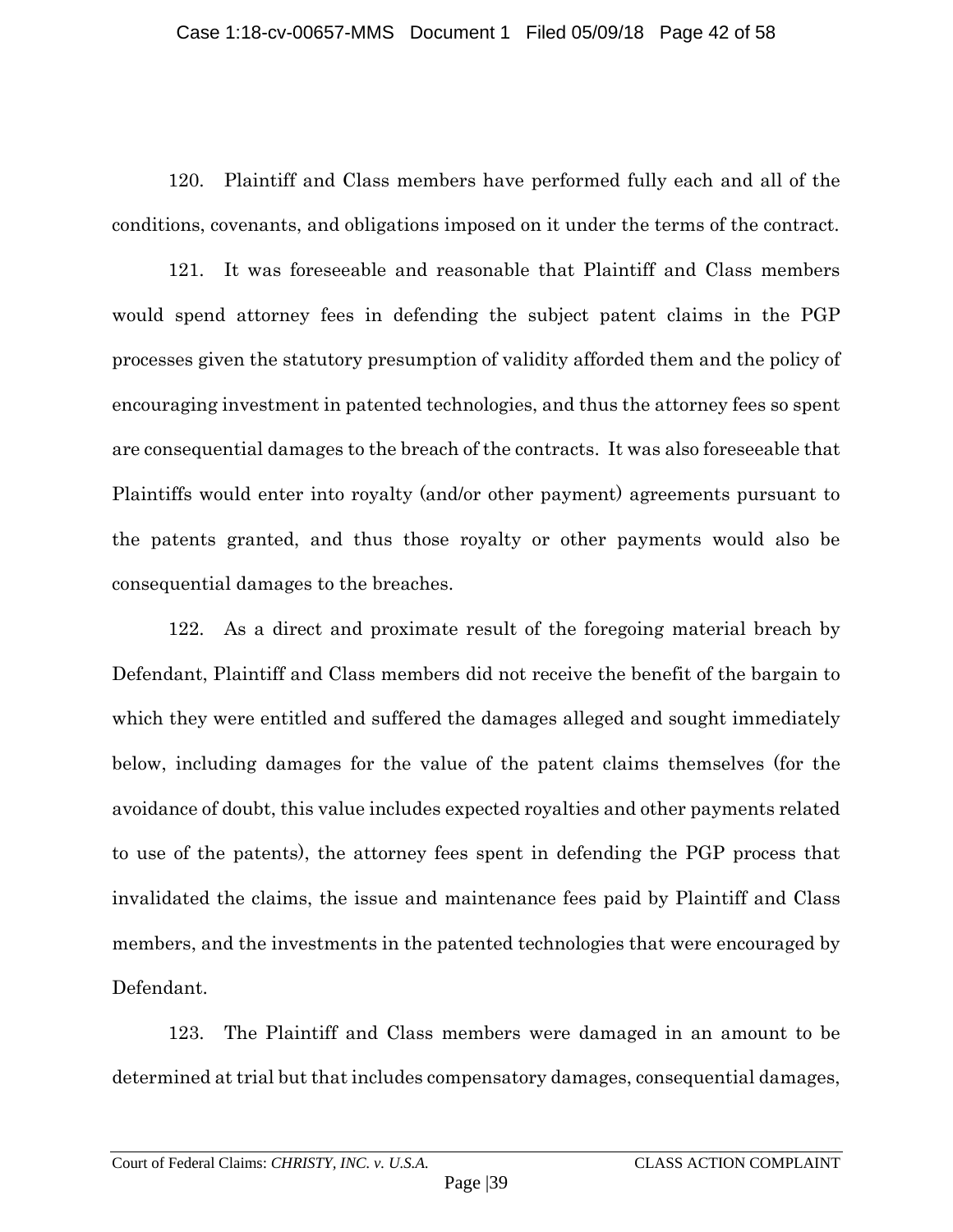120. Plaintiff and Class members have performed fully each and all of the conditions, covenants, and obligations imposed on it under the terms of the contract.

121. It was foreseeable and reasonable that Plaintiff and Class members would spend attorney fees in defending the subject patent claims in the PGP processes given the statutory presumption of validity afforded them and the policy of encouraging investment in patented technologies, and thus the attorney fees so spent are consequential damages to the breach of the contracts. It was also foreseeable that Plaintiffs would enter into royalty (and/or other payment) agreements pursuant to the patents granted, and thus those royalty or other payments would also be consequential damages to the breaches.

122. As a direct and proximate result of the foregoing material breach by Defendant, Plaintiff and Class members did not receive the benefit of the bargain to which they were entitled and suffered the damages alleged and sought immediately below, including damages for the value of the patent claims themselves (for the avoidance of doubt, this value includes expected royalties and other payments related to use of the patents), the attorney fees spent in defending the PGP process that invalidated the claims, the issue and maintenance fees paid by Plaintiff and Class members, and the investments in the patented technologies that were encouraged by Defendant.

123. The Plaintiff and Class members were damaged in an amount to be determined at trial but that includes compensatory damages, consequential damages,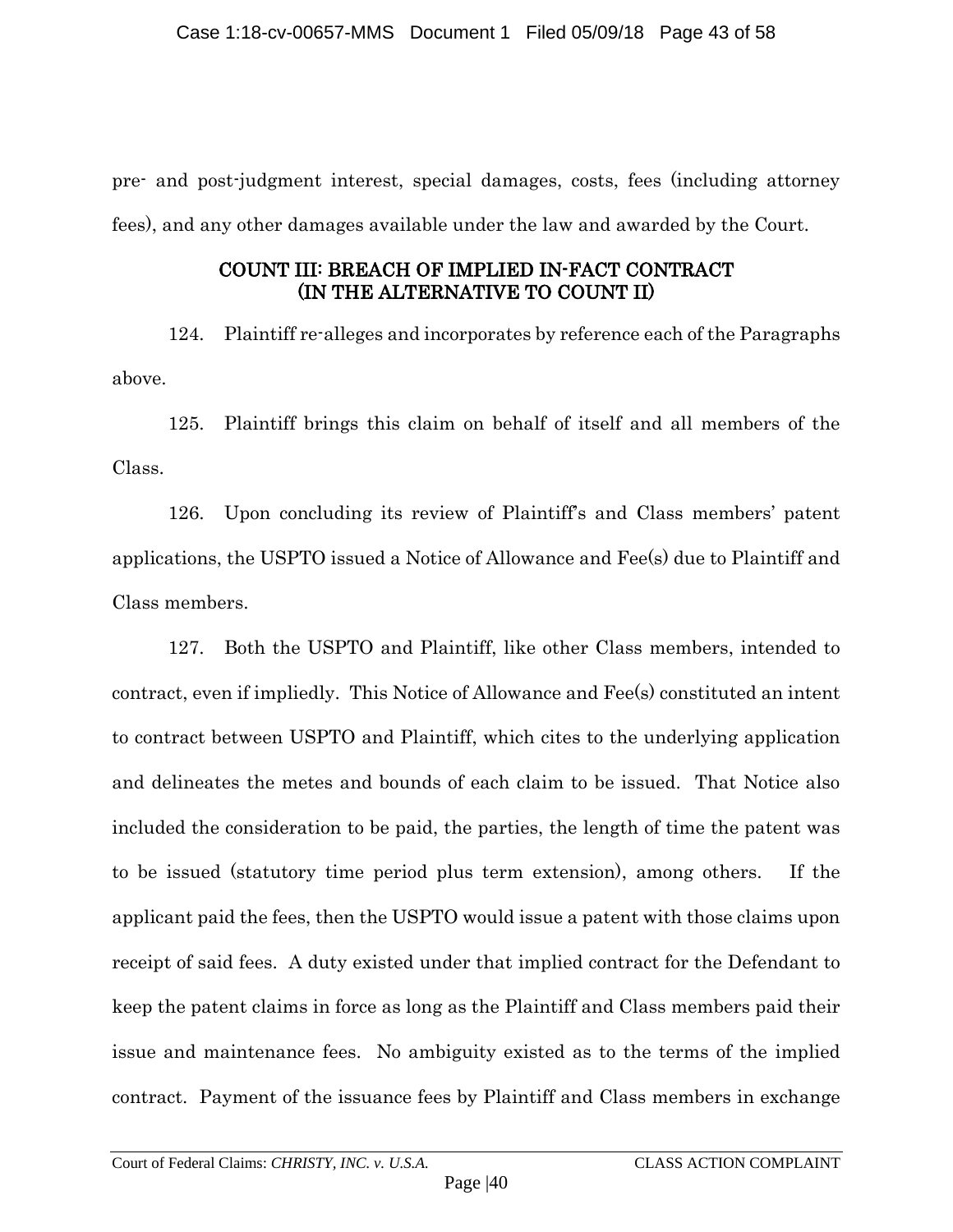pre- and post-judgment interest, special damages, costs, fees (including attorney fees), and any other damages available under the law and awarded by the Court.

## COUNT III: BREACH OF IMPLIED IN-FACT CONTRACT (IN THE ALTERNATIVE TO COUNT II)

124. Plaintiff re-alleges and incorporates by reference each of the Paragraphs above.

125. Plaintiff brings this claim on behalf of itself and all members of the Class.

126. Upon concluding its review of Plaintiff's and Class members' patent applications, the USPTO issued a Notice of Allowance and Fee(s) due to Plaintiff and Class members.

127. Both the USPTO and Plaintiff, like other Class members, intended to contract, even if impliedly. This Notice of Allowance and Fee(s) constituted an intent to contract between USPTO and Plaintiff, which cites to the underlying application and delineates the metes and bounds of each claim to be issued. That Notice also included the consideration to be paid, the parties, the length of time the patent was to be issued (statutory time period plus term extension), among others. If the applicant paid the fees, then the USPTO would issue a patent with those claims upon receipt of said fees. A duty existed under that implied contract for the Defendant to keep the patent claims in force as long as the Plaintiff and Class members paid their issue and maintenance fees. No ambiguity existed as to the terms of the implied contract. Payment of the issuance fees by Plaintiff and Class members in exchange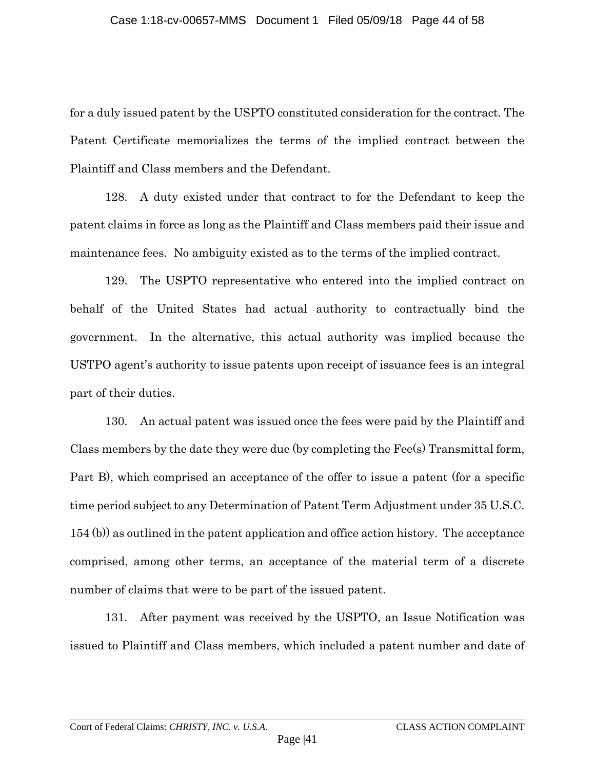for a duly issued patent by the USPTO constituted consideration for the contract. The Patent Certificate memorializes the terms of the implied contract between the Plaintiff and Class members and the Defendant.

128. A duty existed under that contract to for the Defendant to keep the patent claims in force as long as the Plaintiff and Class members paid their issue and maintenance fees. No ambiguity existed as to the terms of the implied contract.

129. The USPTO representative who entered into the implied contract on behalf of the United States had actual authority to contractually bind the government. In the alternative, this actual authority was implied because the USTPO agent's authority to issue patents upon receipt of issuance fees is an integral part of their duties.

130. An actual patent was issued once the fees were paid by the Plaintiff and Class members by the date they were due (by completing the Fee(s) Transmittal form, Part B), which comprised an acceptance of the offer to issue a patent (for a specific time period subject to any Determination of Patent Term Adjustment under 35 U.S.C. 154 (b)) as outlined in the patent application and office action history. The acceptance comprised, among other terms, an acceptance of the material term of a discrete number of claims that were to be part of the issued patent.

131. After payment was received by the USPTO, an Issue Notification was issued to Plaintiff and Class members, which included a patent number and date of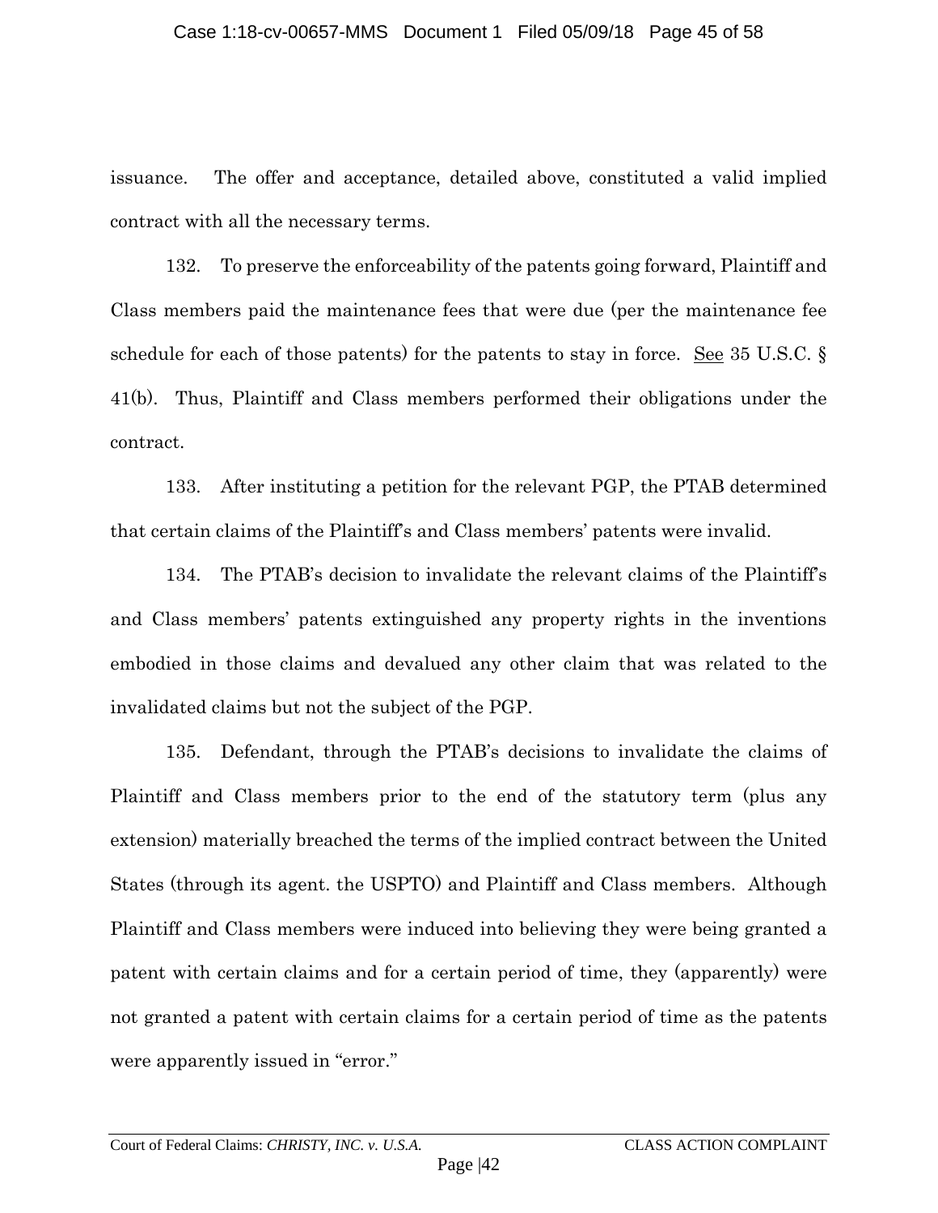issuance. The offer and acceptance, detailed above, constituted a valid implied contract with all the necessary terms.

132. To preserve the enforceability of the patents going forward, Plaintiff and Class members paid the maintenance fees that were due (per the maintenance fee schedule for each of those patents) for the patents to stay in force. See 35 U.S.C. § 41(b). Thus, Plaintiff and Class members performed their obligations under the contract.

133. After instituting a petition for the relevant PGP, the PTAB determined that certain claims of the Plaintiff's and Class members' patents were invalid.

134. The PTAB's decision to invalidate the relevant claims of the Plaintiff's and Class members' patents extinguished any property rights in the inventions embodied in those claims and devalued any other claim that was related to the invalidated claims but not the subject of the PGP.

135. Defendant, through the PTAB's decisions to invalidate the claims of Plaintiff and Class members prior to the end of the statutory term (plus any extension) materially breached the terms of the implied contract between the United States (through its agent. the USPTO) and Plaintiff and Class members. Although Plaintiff and Class members were induced into believing they were being granted a patent with certain claims and for a certain period of time, they (apparently) were not granted a patent with certain claims for a certain period of time as the patents were apparently issued in "error."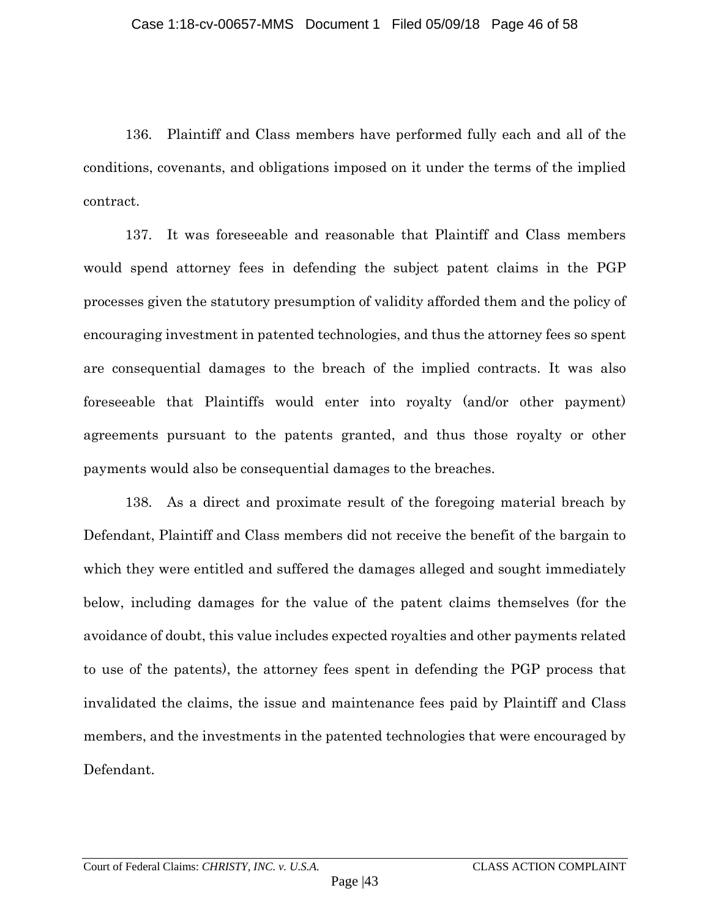136. Plaintiff and Class members have performed fully each and all of the conditions, covenants, and obligations imposed on it under the terms of the implied contract.

137. It was foreseeable and reasonable that Plaintiff and Class members would spend attorney fees in defending the subject patent claims in the PGP processes given the statutory presumption of validity afforded them and the policy of encouraging investment in patented technologies, and thus the attorney fees so spent are consequential damages to the breach of the implied contracts. It was also foreseeable that Plaintiffs would enter into royalty (and/or other payment) agreements pursuant to the patents granted, and thus those royalty or other payments would also be consequential damages to the breaches.

138. As a direct and proximate result of the foregoing material breach by Defendant, Plaintiff and Class members did not receive the benefit of the bargain to which they were entitled and suffered the damages alleged and sought immediately below, including damages for the value of the patent claims themselves (for the avoidance of doubt, this value includes expected royalties and other payments related to use of the patents), the attorney fees spent in defending the PGP process that invalidated the claims, the issue and maintenance fees paid by Plaintiff and Class members, and the investments in the patented technologies that were encouraged by Defendant.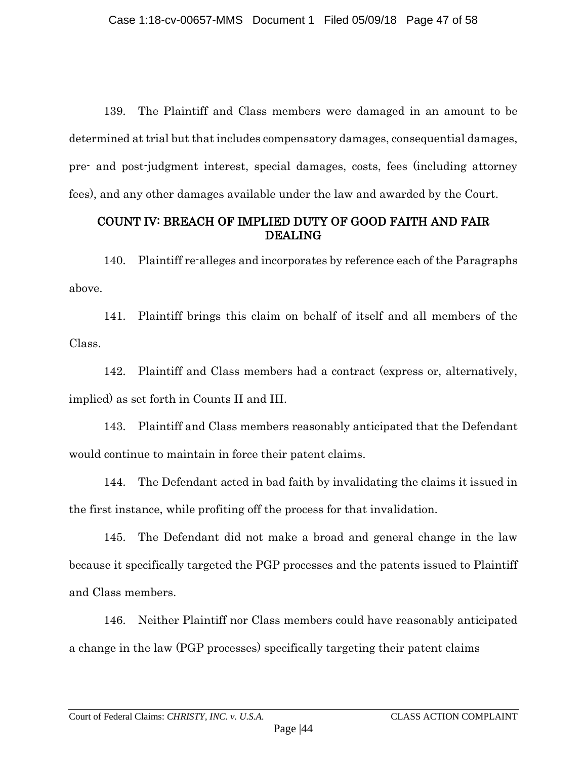139. The Plaintiff and Class members were damaged in an amount to be determined at trial but that includes compensatory damages, consequential damages, pre- and post-judgment interest, special damages, costs, fees (including attorney fees), and any other damages available under the law and awarded by the Court.

## COUNT IV: BREACH OF IMPLIED DUTY OF GOOD FAITH AND FAIR DEALING

140. Plaintiff re-alleges and incorporates by reference each of the Paragraphs above.

141. Plaintiff brings this claim on behalf of itself and all members of the Class.

142. Plaintiff and Class members had a contract (express or, alternatively, implied) as set forth in Counts II and III.

143. Plaintiff and Class members reasonably anticipated that the Defendant would continue to maintain in force their patent claims.

144. The Defendant acted in bad faith by invalidating the claims it issued in the first instance, while profiting off the process for that invalidation.

145. The Defendant did not make a broad and general change in the law because it specifically targeted the PGP processes and the patents issued to Plaintiff and Class members.

146. Neither Plaintiff nor Class members could have reasonably anticipated a change in the law (PGP processes) specifically targeting their patent claims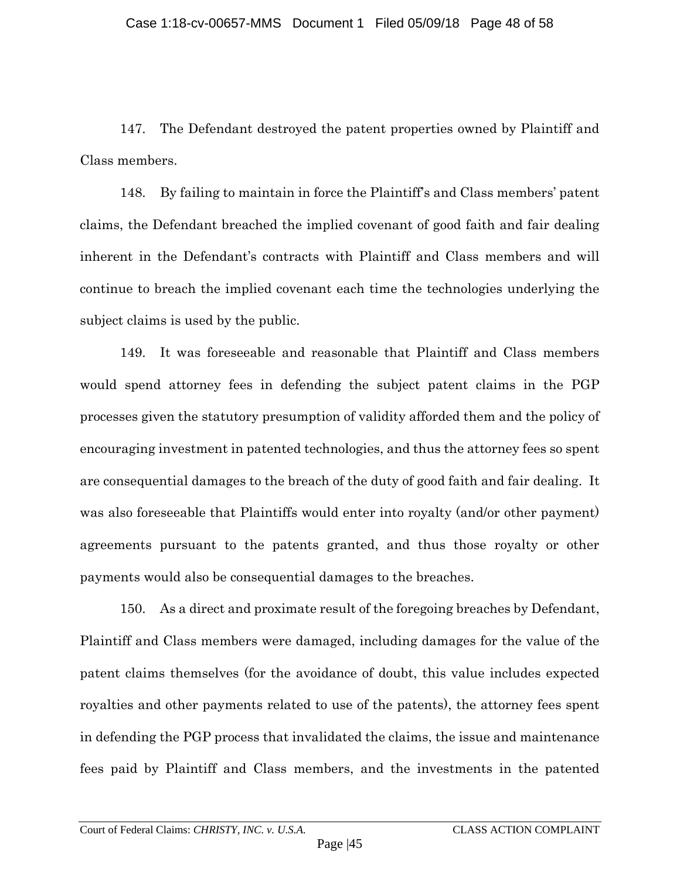147. The Defendant destroyed the patent properties owned by Plaintiff and Class members.

148. By failing to maintain in force the Plaintiff's and Class members' patent claims, the Defendant breached the implied covenant of good faith and fair dealing inherent in the Defendant's contracts with Plaintiff and Class members and will continue to breach the implied covenant each time the technologies underlying the subject claims is used by the public.

149. It was foreseeable and reasonable that Plaintiff and Class members would spend attorney fees in defending the subject patent claims in the PGP processes given the statutory presumption of validity afforded them and the policy of encouraging investment in patented technologies, and thus the attorney fees so spent are consequential damages to the breach of the duty of good faith and fair dealing. It was also foreseeable that Plaintiffs would enter into royalty (and/or other payment) agreements pursuant to the patents granted, and thus those royalty or other payments would also be consequential damages to the breaches.

150. As a direct and proximate result of the foregoing breaches by Defendant, Plaintiff and Class members were damaged, including damages for the value of the patent claims themselves (for the avoidance of doubt, this value includes expected royalties and other payments related to use of the patents), the attorney fees spent in defending the PGP process that invalidated the claims, the issue and maintenance fees paid by Plaintiff and Class members, and the investments in the patented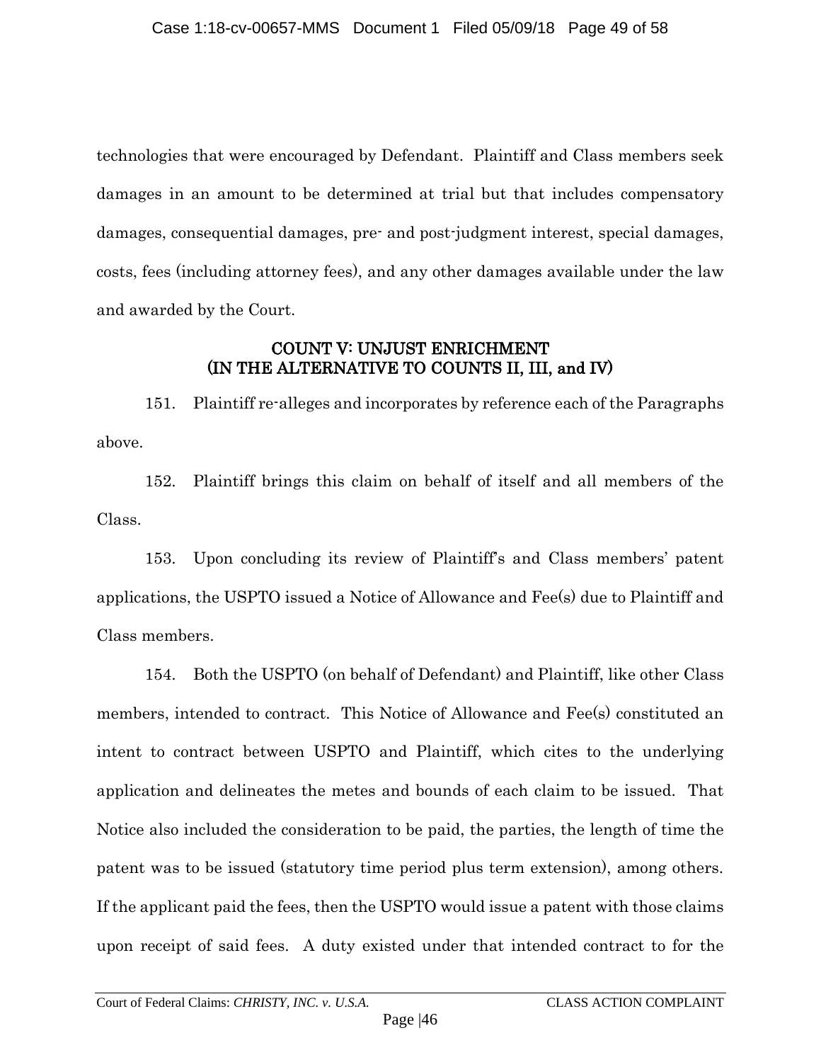technologies that were encouraged by Defendant. Plaintiff and Class members seek damages in an amount to be determined at trial but that includes compensatory damages, consequential damages, pre- and post-judgment interest, special damages, costs, fees (including attorney fees), and any other damages available under the law and awarded by the Court.

## COUNT V: UNJUST ENRICHMENT (IN THE ALTERNATIVE TO COUNTS II, III, and IV)

151. Plaintiff re-alleges and incorporates by reference each of the Paragraphs above.

152. Plaintiff brings this claim on behalf of itself and all members of the Class.

153. Upon concluding its review of Plaintiff's and Class members' patent applications, the USPTO issued a Notice of Allowance and Fee(s) due to Plaintiff and Class members.

154. Both the USPTO (on behalf of Defendant) and Plaintiff, like other Class members, intended to contract. This Notice of Allowance and Fee(s) constituted an intent to contract between USPTO and Plaintiff, which cites to the underlying application and delineates the metes and bounds of each claim to be issued. That Notice also included the consideration to be paid, the parties, the length of time the patent was to be issued (statutory time period plus term extension), among others. If the applicant paid the fees, then the USPTO would issue a patent with those claims upon receipt of said fees. A duty existed under that intended contract to for the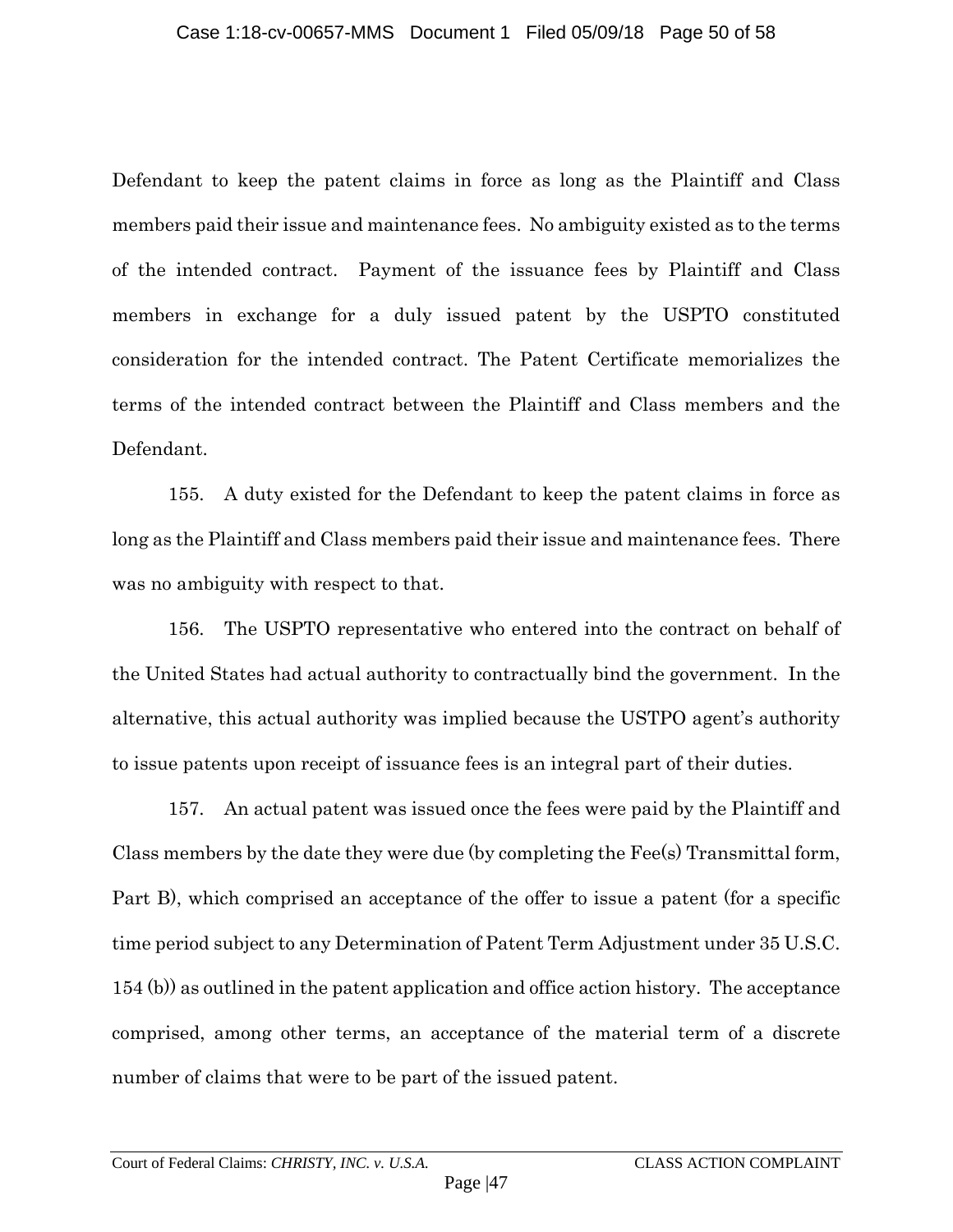Defendant to keep the patent claims in force as long as the Plaintiff and Class members paid their issue and maintenance fees. No ambiguity existed as to the terms of the intended contract. Payment of the issuance fees by Plaintiff and Class members in exchange for a duly issued patent by the USPTO constituted consideration for the intended contract. The Patent Certificate memorializes the terms of the intended contract between the Plaintiff and Class members and the Defendant.

155. A duty existed for the Defendant to keep the patent claims in force as long as the Plaintiff and Class members paid their issue and maintenance fees. There was no ambiguity with respect to that.

156. The USPTO representative who entered into the contract on behalf of the United States had actual authority to contractually bind the government. In the alternative, this actual authority was implied because the USTPO agent's authority to issue patents upon receipt of issuance fees is an integral part of their duties.

157. An actual patent was issued once the fees were paid by the Plaintiff and Class members by the date they were due (by completing the Fee(s) Transmittal form, Part B), which comprised an acceptance of the offer to issue a patent (for a specific time period subject to any Determination of Patent Term Adjustment under 35 U.S.C. 154 (b)) as outlined in the patent application and office action history. The acceptance comprised, among other terms, an acceptance of the material term of a discrete number of claims that were to be part of the issued patent.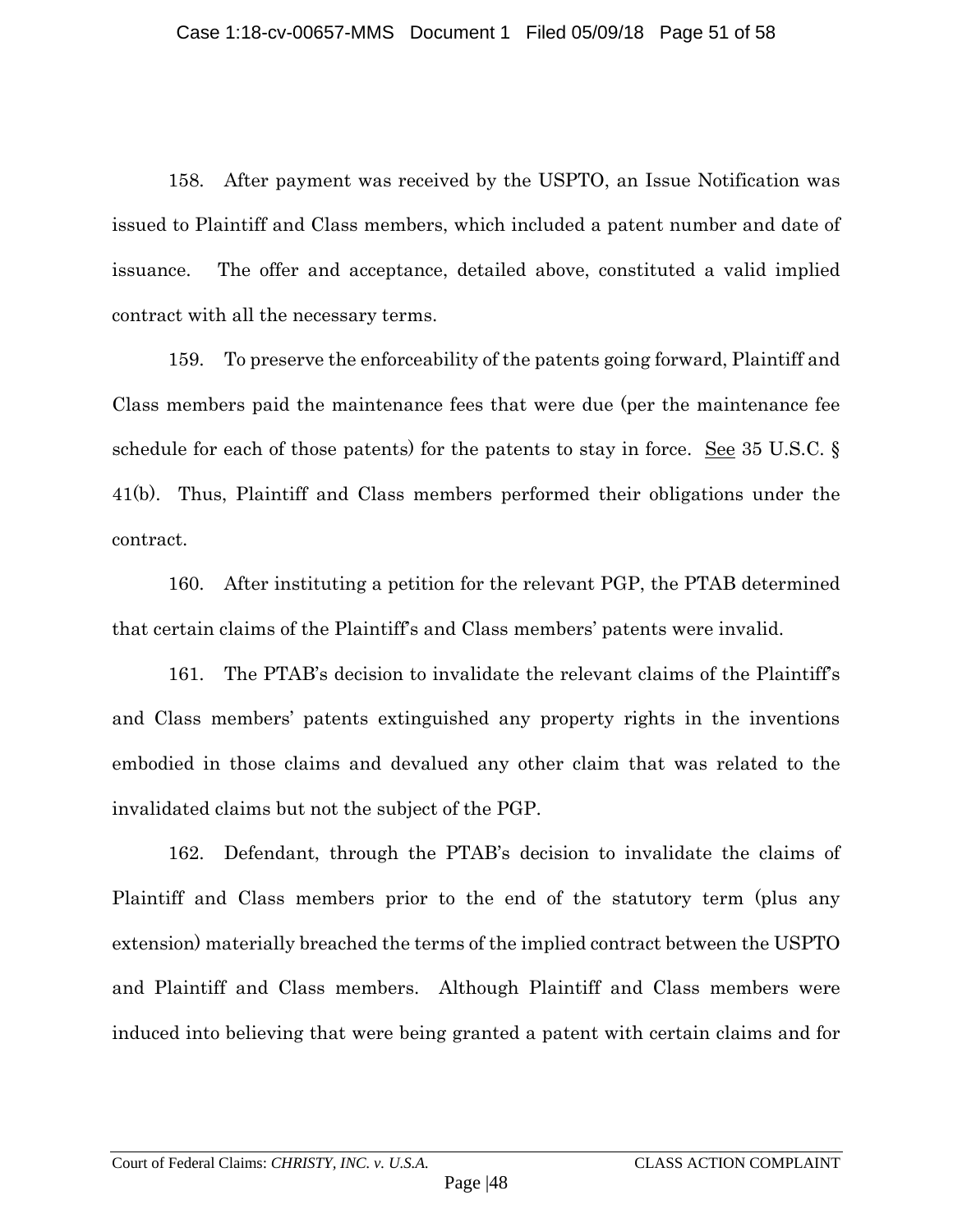158. After payment was received by the USPTO, an Issue Notification was issued to Plaintiff and Class members, which included a patent number and date of issuance. The offer and acceptance, detailed above, constituted a valid implied contract with all the necessary terms.

159. To preserve the enforceability of the patents going forward, Plaintiff and Class members paid the maintenance fees that were due (per the maintenance fee schedule for each of those patents) for the patents to stay in force. See 35 U.S.C. § 41(b). Thus, Plaintiff and Class members performed their obligations under the contract.

160. After instituting a petition for the relevant PGP, the PTAB determined that certain claims of the Plaintiff's and Class members' patents were invalid.

161. The PTAB's decision to invalidate the relevant claims of the Plaintiff's and Class members' patents extinguished any property rights in the inventions embodied in those claims and devalued any other claim that was related to the invalidated claims but not the subject of the PGP.

162. Defendant, through the PTAB's decision to invalidate the claims of Plaintiff and Class members prior to the end of the statutory term (plus any extension) materially breached the terms of the implied contract between the USPTO and Plaintiff and Class members. Although Plaintiff and Class members were induced into believing that were being granted a patent with certain claims and for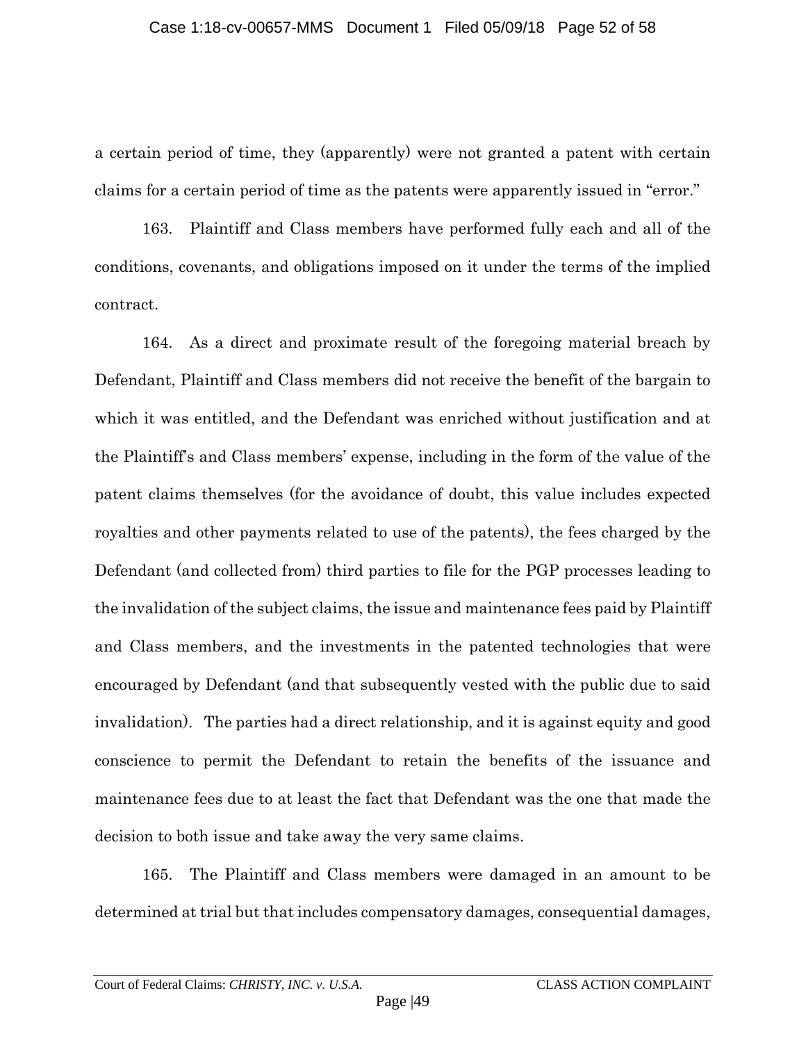a certain period of time, they (apparently) were not granted a patent with certain claims for a certain period of time as the patents were apparently issued in "error."

163. Plaintiff and Class members have performed fully each and all of the conditions, covenants, and obligations imposed on it under the terms of the implied contract.

164. As a direct and proximate result of the foregoing material breach by Defendant, Plaintiff and Class members did not receive the benefit of the bargain to which it was entitled, and the Defendant was enriched without justification and at the Plaintiff's and Class members' expense, including in the form of the value of the patent claims themselves (for the avoidance of doubt, this value includes expected royalties and other payments related to use of the patents), the fees charged by the Defendant (and collected from) third parties to file for the PGP processes leading to the invalidation of the subject claims, the issue and maintenance fees paid by Plaintiff and Class members, and the investments in the patented technologies that were encouraged by Defendant (and that subsequently vested with the public due to said invalidation). The parties had a direct relationship, and it is against equity and good conscience to permit the Defendant to retain the benefits of the issuance and maintenance fees due to at least the fact that Defendant was the one that made the decision to both issue and take away the very same claims.

165. The Plaintiff and Class members were damaged in an amount to be determined at trial but that includes compensatory damages, consequential damages,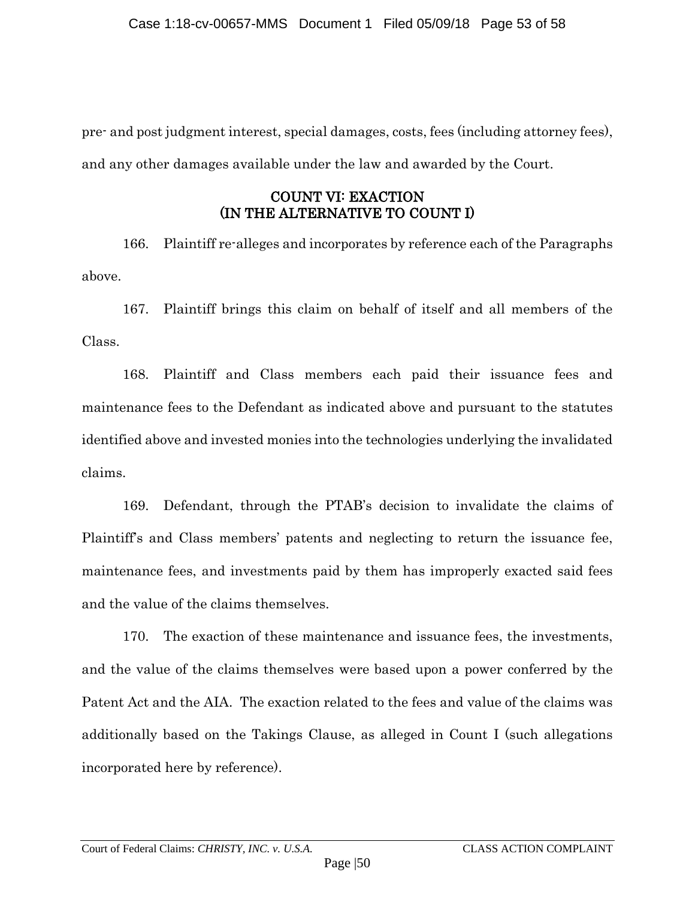pre- and post judgment interest, special damages, costs, fees (including attorney fees), and any other damages available under the law and awarded by the Court.

## COUNT VI: EXACTION (IN THE ALTERNATIVE TO COUNT I)

166. Plaintiff re-alleges and incorporates by reference each of the Paragraphs above.

167. Plaintiff brings this claim on behalf of itself and all members of the Class.

168. Plaintiff and Class members each paid their issuance fees and maintenance fees to the Defendant as indicated above and pursuant to the statutes identified above and invested monies into the technologies underlying the invalidated claims.

169. Defendant, through the PTAB's decision to invalidate the claims of Plaintiff's and Class members' patents and neglecting to return the issuance fee, maintenance fees, and investments paid by them has improperly exacted said fees and the value of the claims themselves.

170. The exaction of these maintenance and issuance fees, the investments, and the value of the claims themselves were based upon a power conferred by the Patent Act and the AIA. The exaction related to the fees and value of the claims was additionally based on the Takings Clause, as alleged in Count I (such allegations incorporated here by reference).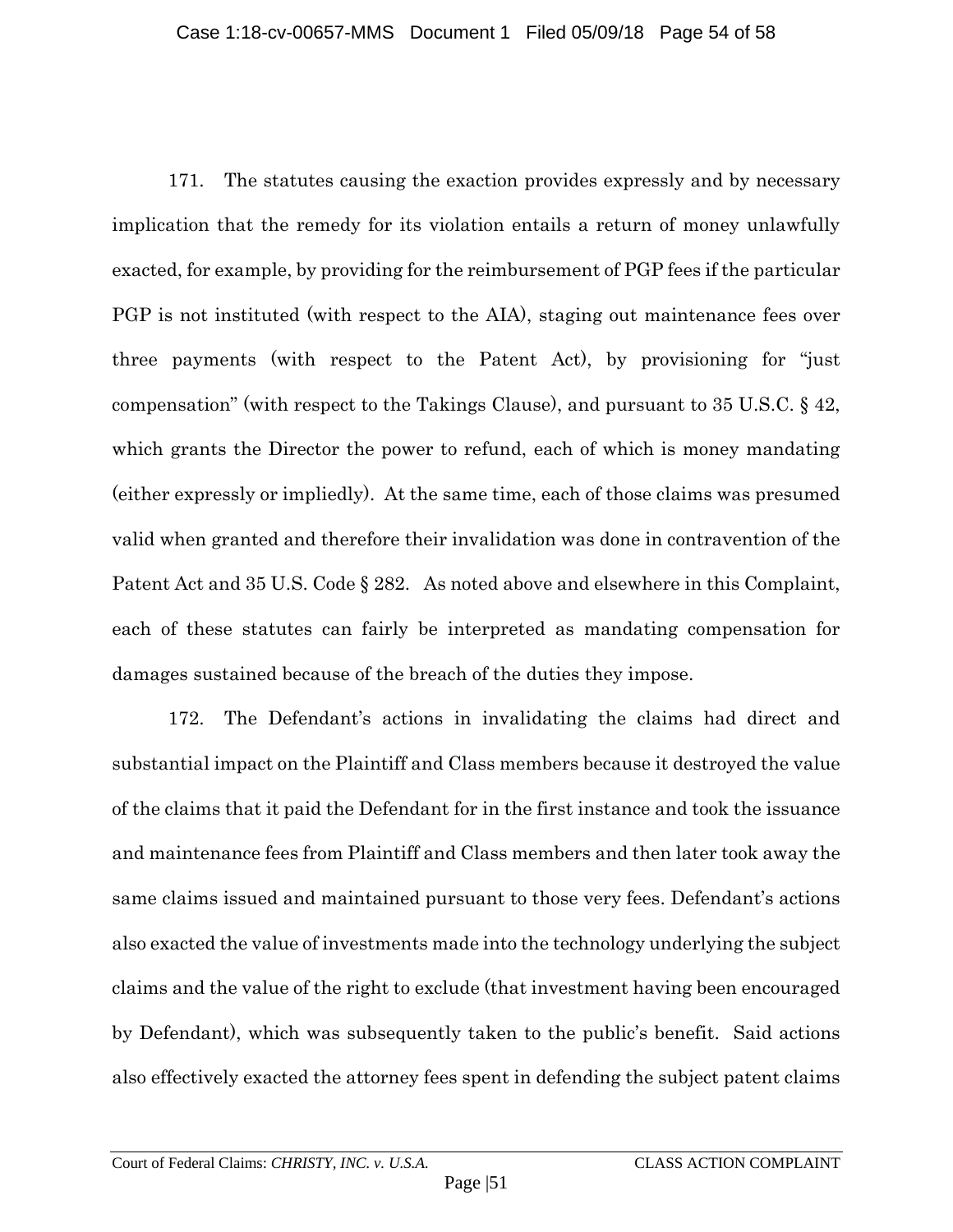171. The statutes causing the exaction provides expressly and by necessary implication that the remedy for its violation entails a return of money unlawfully exacted, for example, by providing for the reimbursement of PGP fees if the particular PGP is not instituted (with respect to the AIA), staging out maintenance fees over three payments (with respect to the Patent Act), by provisioning for "just compensation" (with respect to the Takings Clause), and pursuant to 35 U.S.C. § 42, which grants the Director the power to refund, each of which is money mandating (either expressly or impliedly). At the same time, each of those claims was presumed valid when granted and therefore their invalidation was done in contravention of the Patent Act and 35 U.S. Code § 282. As noted above and elsewhere in this Complaint, each of these statutes can fairly be interpreted as mandating compensation for damages sustained because of the breach of the duties they impose.

172. The Defendant's actions in invalidating the claims had direct and substantial impact on the Plaintiff and Class members because it destroyed the value of the claims that it paid the Defendant for in the first instance and took the issuance and maintenance fees from Plaintiff and Class members and then later took away the same claims issued and maintained pursuant to those very fees. Defendant's actions also exacted the value of investments made into the technology underlying the subject claims and the value of the right to exclude (that investment having been encouraged by Defendant), which was subsequently taken to the public's benefit. Said actions also effectively exacted the attorney fees spent in defending the subject patent claims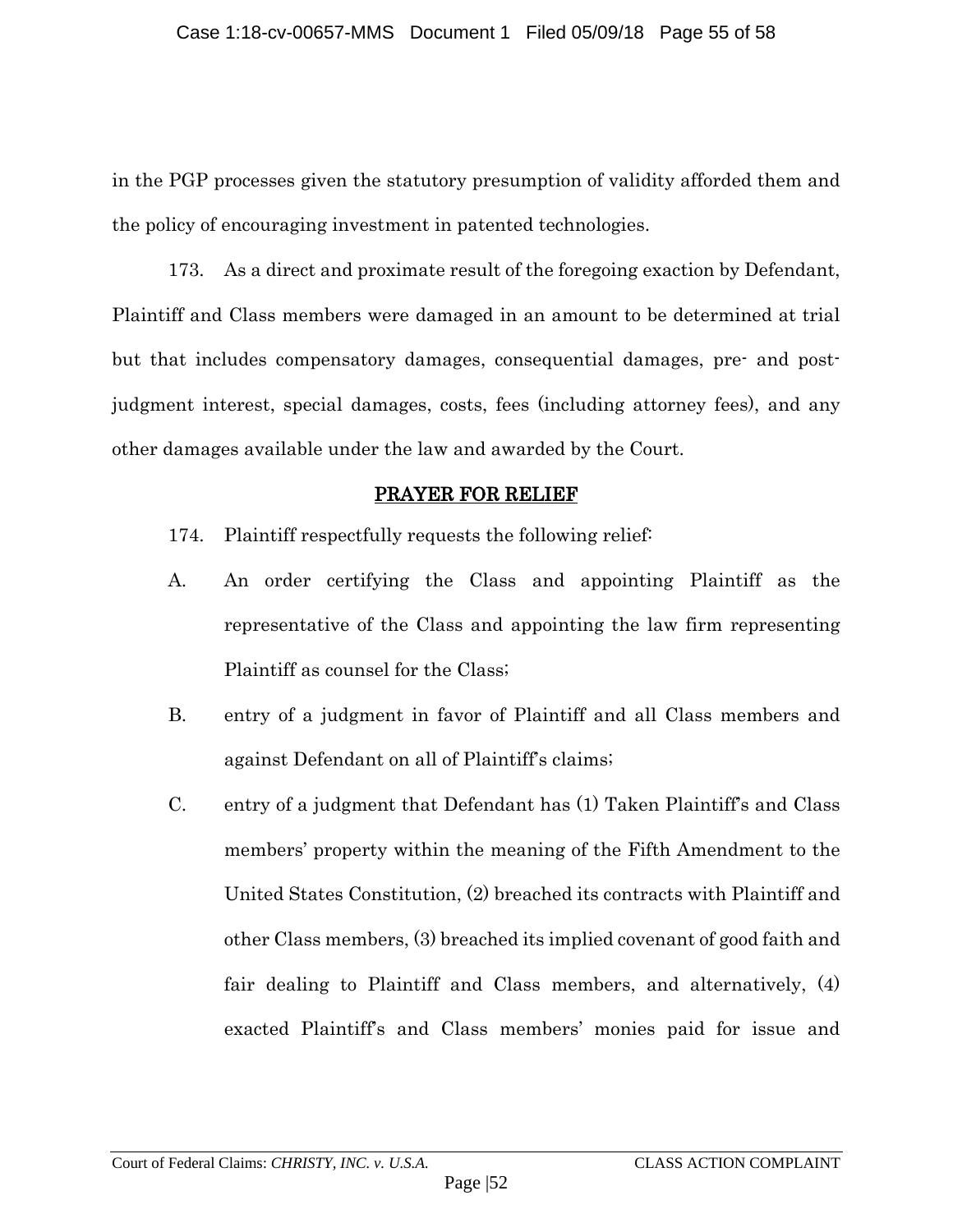in the PGP processes given the statutory presumption of validity afforded them and the policy of encouraging investment in patented technologies.

173. As a direct and proximate result of the foregoing exaction by Defendant, Plaintiff and Class members were damaged in an amount to be determined at trial but that includes compensatory damages, consequential damages, pre- and post-judgment interest, special damages, costs, fees (including attorney fees), and any other damages available under the law and awarded by the Court.

## PRAYER FOR RELIEF

174. Plaintiff respectfully requests the following relief:

A. An order certifying the Class and appointing Plaintiff as the representative of the Class and appointing the law firm representing Plaintiff as counsel for the Class;

B. entry of a judgment in favor of Plaintiff and all Class members and against Defendant on all of Plaintiff's claims;

C. entry of a judgment that Defendant has (1) Taken Plaintiff's and Class members' property within the meaning of the Fifth Amendment to the United States Constitution, (2) breached its contracts with Plaintiff and other Class members, (3) breached its implied covenant of good faith and fair dealing to Plaintiff and Class members, and alternatively, (4) exacted Plaintiff's and Class members' monies paid for issue and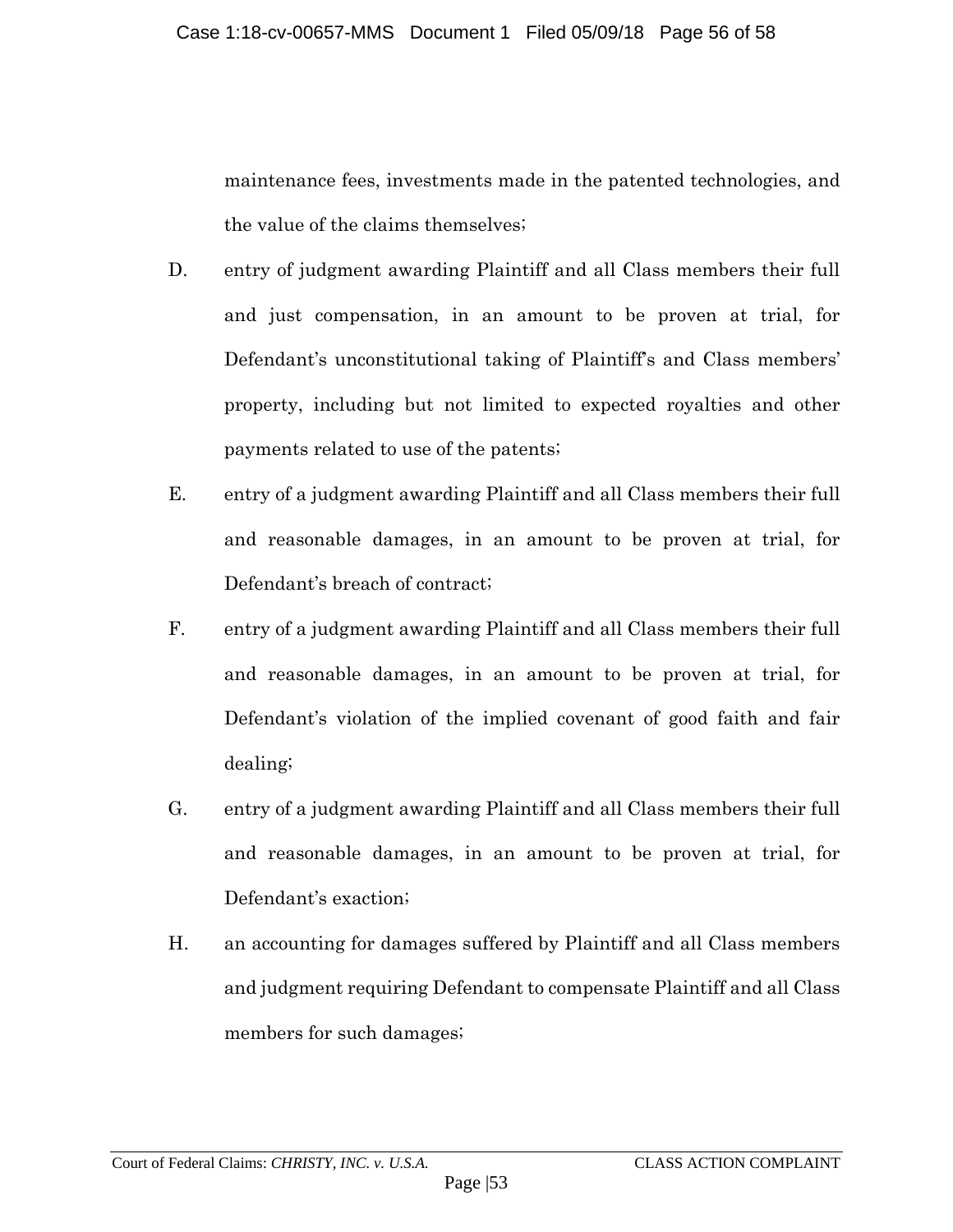maintenance fees, investments made in the patented technologies, and the value of the claims themselves;

D. entry of judgment awarding Plaintiff and all Class members their full and just compensation, in an amount to be proven at trial, for Defendant's unconstitutional taking of Plaintiff's and Class members' property, including but not limited to expected royalties and other payments related to use of the patents;

E. entry of a judgment awarding Plaintiff and all Class members their full and reasonable damages, in an amount to be proven at trial, for Defendant's breach of contract;

F. entry of a judgment awarding Plaintiff and all Class members their full and reasonable damages, in an amount to be proven at trial, for Defendant's violation of the implied covenant of good faith and fair dealing;

G. entry of a judgment awarding Plaintiff and all Class members their full and reasonable damages, in an amount to be proven at trial, for Defendant's exaction;

H. an accounting for damages suffered by Plaintiff and all Class members and judgment requiring Defendant to compensate Plaintiff and all Class members for such damages;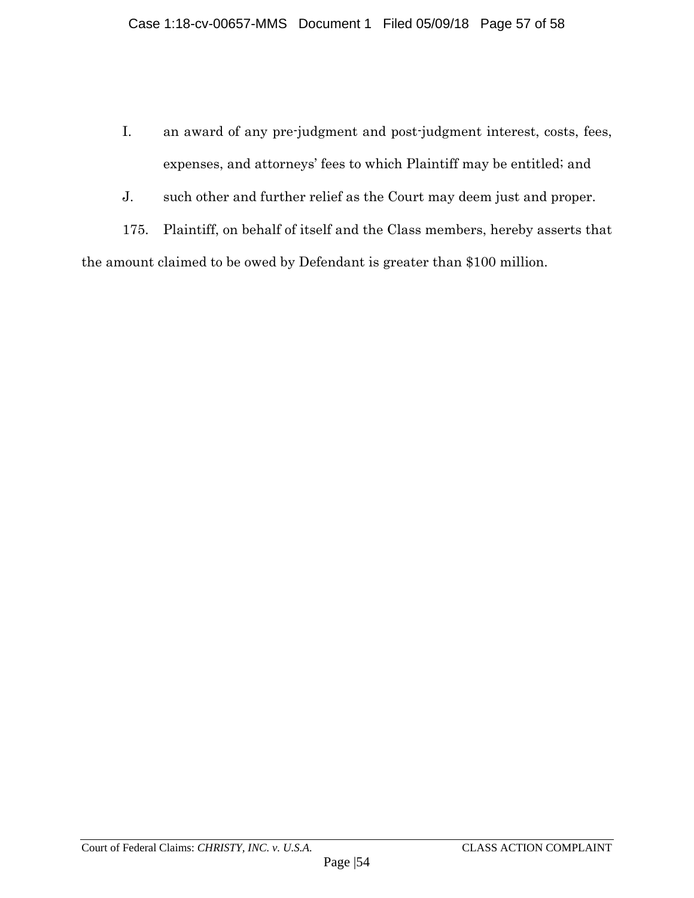I. an award of any pre-judgment and post-judgment interest, costs, fees, expenses, and attorneys' fees to which Plaintiff may be entitled; and

J. such other and further relief as the Court may deem just and proper.

175. Plaintiff, on behalf of itself and the Class members, hereby asserts that the amount claimed to be owed by Defendant is greater than $100 million.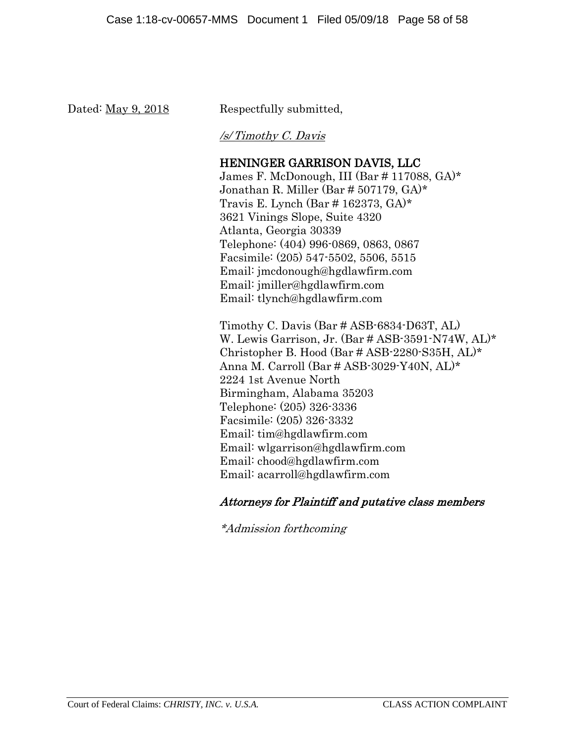Dated: May 9, 2018 Respectfully submitted,

*/s/ Timothy C. Davis*

**HENINGER GARRISON DAVIS, LLC**
James F. McDonough, III (Bar # 117088, GA)*
Jonathan R. Miller (Bar # 507179, GA)*
Travis E. Lynch (Bar # 162373, GA)*
3621 Vinings Slope, Suite 4320
Atlanta, Georgia 30339
Telephone: (404) 996-0869, 0863, 0867
Facsimile: (205) 547-5502, 5506, 5515
Email: jmcdonough@hgdlawfirm.com
Email: jmiller@hgdlawfirm.com
Email: tlynch@hgdlawfirm.com

Timothy C. Davis (Bar # ASB-6834-D63T, AL)
W. Lewis Garrison, Jr. (Bar # ASB-3591-N74W, AL)*
Christopher B. Hood (Bar # ASB-2280-S35H, AL)*
Anna M. Carroll (Bar # ASB-3029-Y40N, AL)*
2224 1st Avenue North
Birmingham, Alabama 35203
Telephone: (205) 326-3336
Facsimile: (205) 326-3332
Email: tim@hgdlawfirm.com
Email: wlgarrison@hgdlawfirm.com
Email: chood@hgdlawfirm.com
Email: acarroll@hgdlawfirm.com

***Attorneys for Plaintiff and putative class members***

*\*Admission forthcoming*